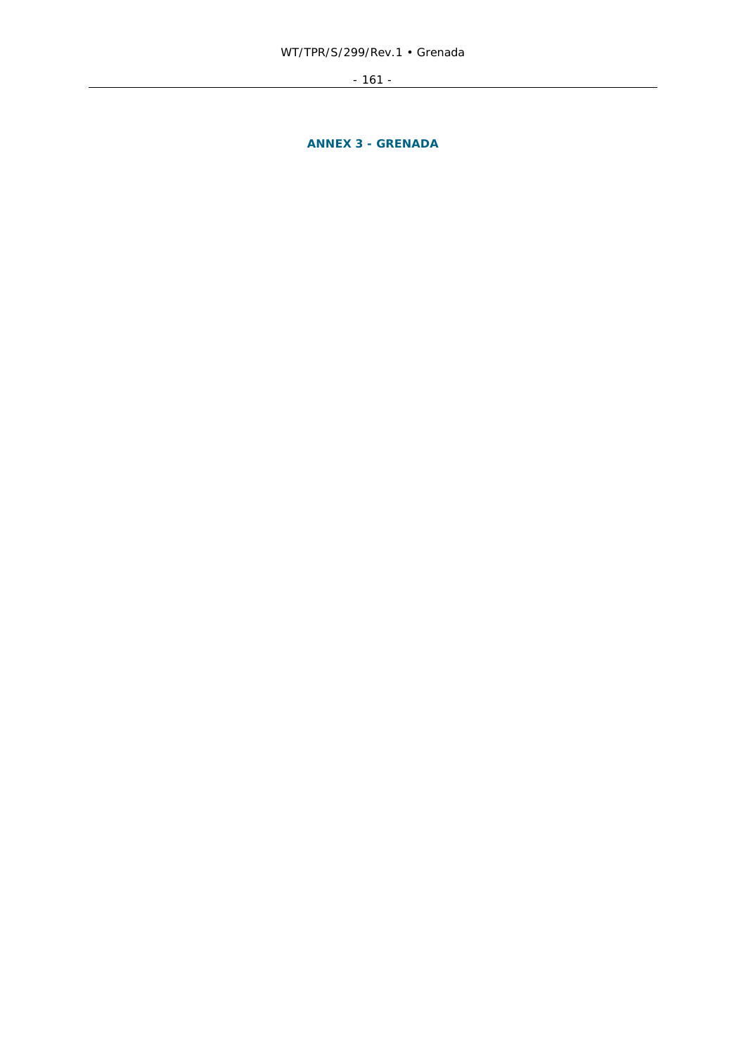# ANNEX 3 - GRENADA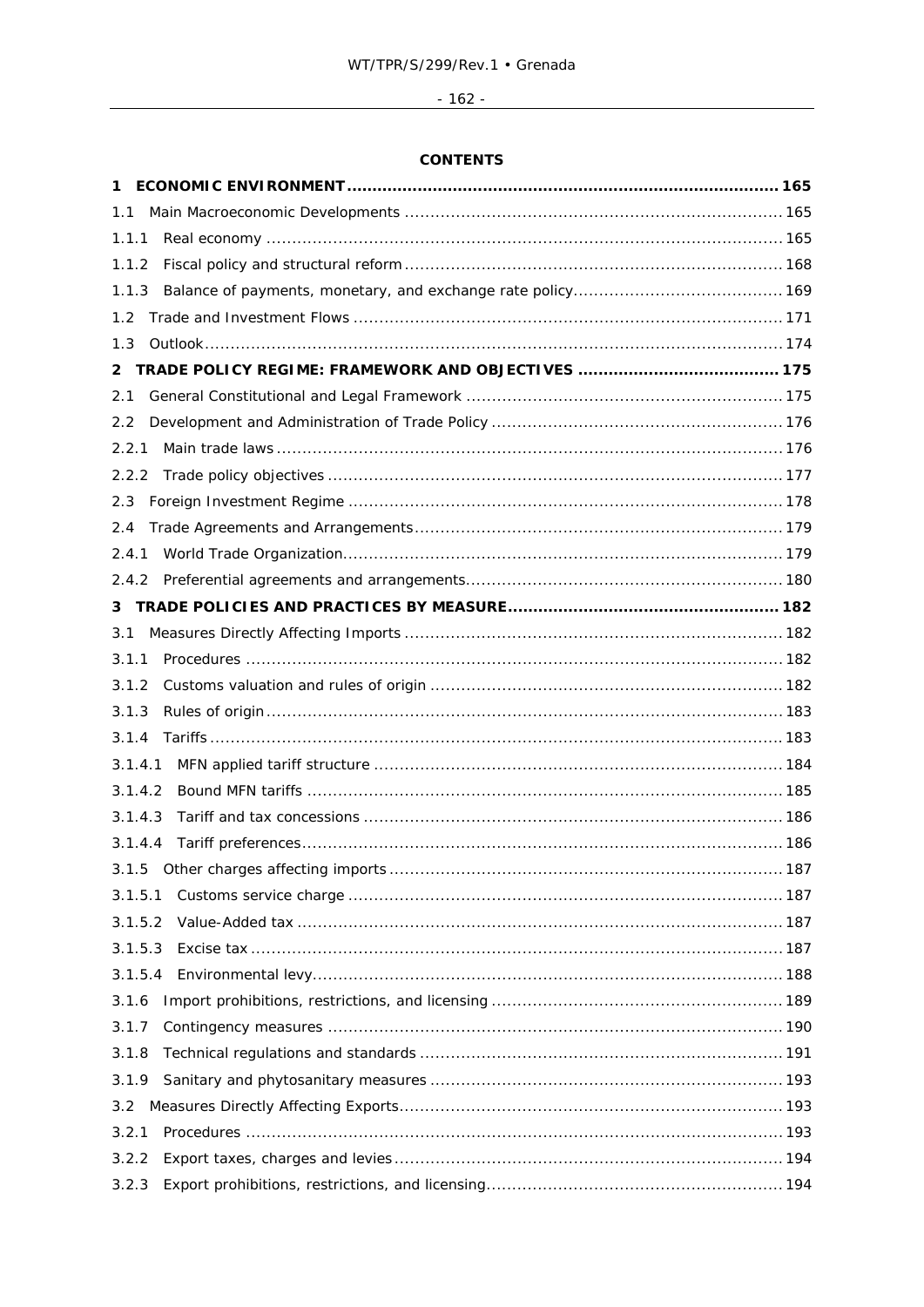**CONTENTS**

**1 ECONOMIC ENVIRONMENT ..... 165**

1.1 Main Macroeconomic Developments ..... 165

1.1.1 Real economy ..... 165

1.1.2 Fiscal policy and structural reform ..... 168

1.1.3 Balance of payments, monetary, and exchange rate policy ..... 169

1.2 Trade and Investment Flows ..... 171

1.3 Outlook ..... 174

**2 TRADE POLICY REGIME: FRAMEWORK AND OBJECTIVES ..... 175**

2.1 General Constitutional and Legal Framework ..... 175

2.2 Development and Administration of Trade Policy ..... 176

2.2.1 Main trade laws ..... 176

2.2.2 Trade policy objectives ..... 177

2.3 Foreign Investment Regime ..... 178

2.4 Trade Agreements and Arrangements ..... 179

2.4.1 World Trade Organization ..... 179

2.4.2 Preferential agreements and arrangements ..... 180

**3 TRADE POLICIES AND PRACTICES BY MEASURE ..... 182**

3.1 Measures Directly Affecting Imports ..... 182

3.1.1 Procedures ..... 182

3.1.2 Customs valuation and rules of origin ..... 182

3.1.3 Rules of origin ..... 183

3.1.4 Tariffs ..... 183

3.1.4.1 MFN applied tariff structure ..... 184

3.1.4.2 Bound MFN tariffs ..... 185

3.1.4.3 Tariff and tax concessions ..... 186

3.1.4.4 Tariff preferences ..... 186

3.1.5 Other charges affecting imports ..... 187

3.1.5.1 Customs service charge ..... 187

3.1.5.2 Value-Added tax ..... 187

3.1.5.3 Excise tax ..... 187

3.1.5.4 Environmental levy ..... 188

3.1.6 Import prohibitions, restrictions, and licensing ..... 189

3.1.7 Contingency measures ..... 190

3.1.8 Technical regulations and standards ..... 191

3.1.9 Sanitary and phytosanitary measures ..... 193

3.2 Measures Directly Affecting Exports ..... 193

3.2.1 Procedures ..... 193

3.2.2 Export taxes, charges and levies ..... 194

3.2.3 Export prohibitions, restrictions, and licensing ..... 194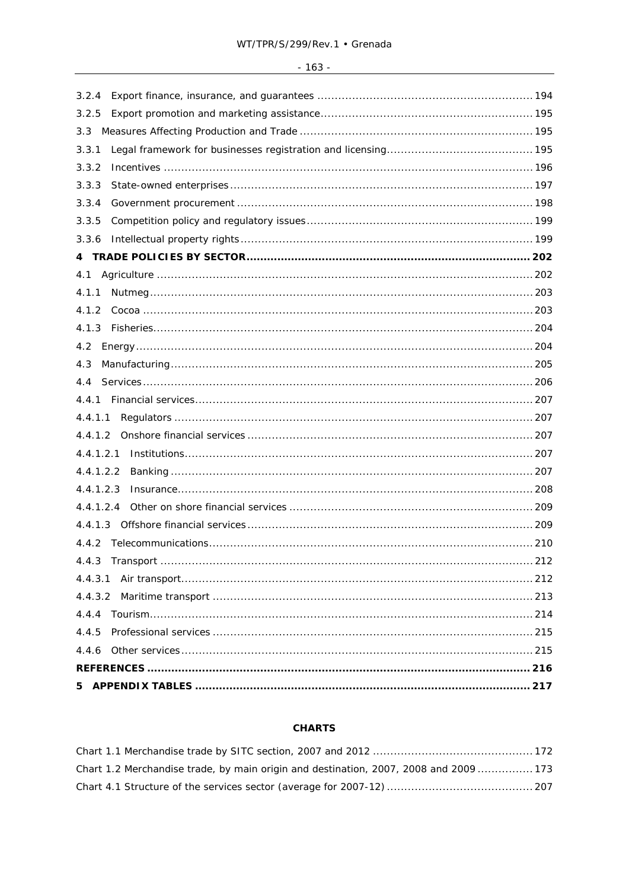3.2.4 Export finance, insurance, and guarantees ............................................................ 194

3.2.5 Export promotion and marketing assistance............................................................ 195

3.3 Measures Affecting Production and Trade .................................................................. 195

3.3.1 Legal framework for businesses registration and licensing......................................... 195

3.3.2 Incentives ........................................................................................................ 196

3.3.3 State-owned enterprises ..................................................................................... 197

3.3.4 Government procurement ................................................................................... 198

3.3.5 Competition policy and regulatory issues ............................................................... 199

3.3.6 Intellectual property rights .................................................................................. 199

**4 TRADE POLICIES BY SECTOR ................................................................................ 202**

4.1 Agriculture .......................................................................................................... 202

4.1.1 Nutmeg ............................................................................................................ 203

4.1.2 Cocoa .............................................................................................................. 203

4.1.3 Fisheries ........................................................................................................... 204

4.2 Energy ................................................................................................................ 204

4.3 Manufacturing ...................................................................................................... 205

4.4 Services .............................................................................................................. 206

4.4.1 Financial services ............................................................................................... 207

4.4.1.1 Regulators ..................................................................................................... 207

4.4.1.2 Onshore financial services ................................................................................ 207

4.4.1.2.1 Institutions .................................................................................................. 207

4.4.1.2.2 Banking ...................................................................................................... 207

4.4.1.2.3 Insurance .................................................................................................... 208

4.4.1.2.4 Other on shore financial services .................................................................... 209

4.4.1.3 Offshore financial services ................................................................................ 209

4.4.2 Telecommunications ........................................................................................... 210

4.4.3 Transport ......................................................................................................... 212

4.4.3.1 Air transport ................................................................................................... 212

4.4.3.2 Maritime transport .......................................................................................... 213

4.4.4 Tourism ............................................................................................................ 214

4.4.5 Professional services .......................................................................................... 215

4.4.6 Other services ................................................................................................... 215

**REFERENCES ............................................................................................................ 216**

**5 APPENDIX TABLES ............................................................................................... 217**

## CHARTS

Chart 1.1 Merchandise trade by SITC section, 2007 and 2012 ............................................ 172

Chart 1.2 Merchandise trade, by main origin and destination, 2007, 2008 and 2009 ................ 173

Chart 4.1 Structure of the services sector (average for 2007-12) ......................................... 207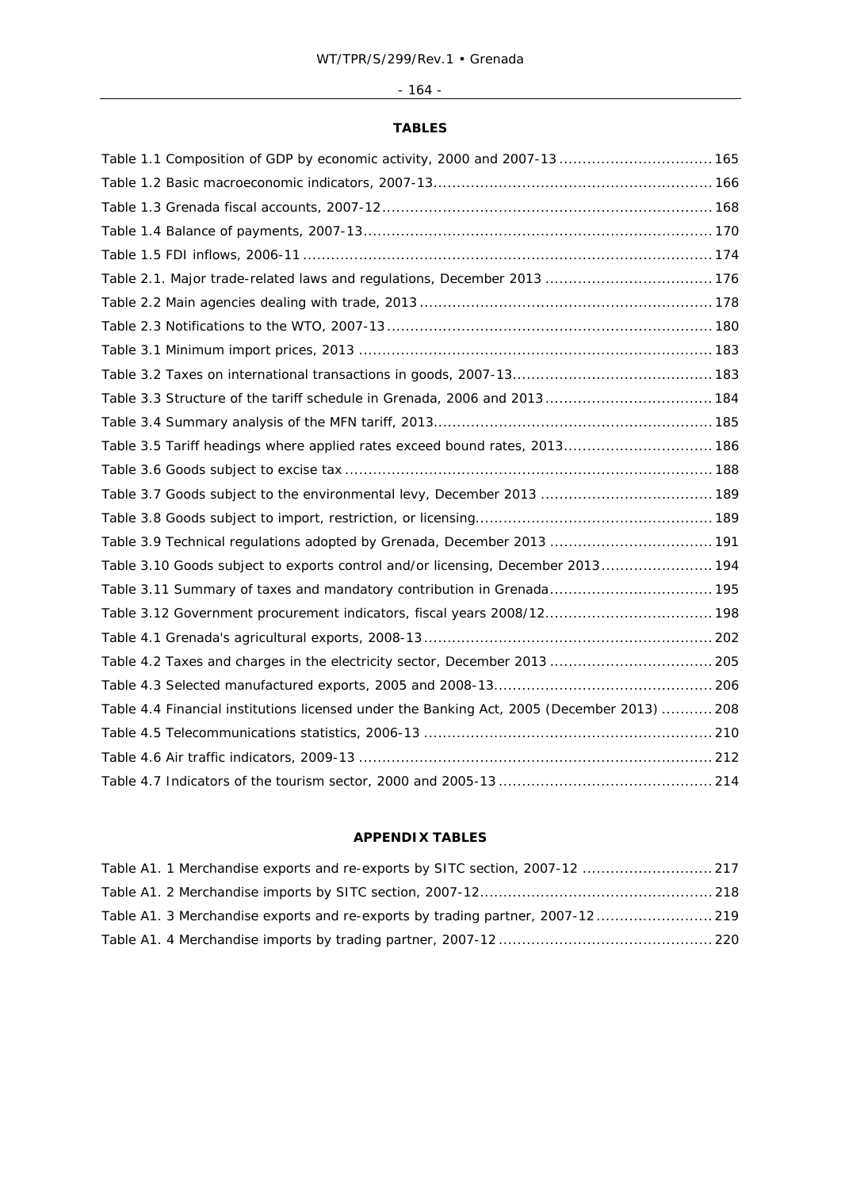**TABLES**

Table 1.1 Composition of GDP by economic activity, 2000 and 2007-13 ................................. 165
Table 1.2 Basic macroeconomic indicators, 2007-13 ............................................................ 166
Table 1.3 Grenada fiscal accounts, 2007-12 ....................................................................... 168
Table 1.4 Balance of payments, 2007-13 ........................................................................... 170
Table 1.5 FDI inflows, 2006-11 ........................................................................................ 174
Table 2.1. Major trade-related laws and regulations, December 2013 .................................... 176
Table 2.2 Main agencies dealing with trade, 2013 ............................................................... 178
Table 2.3 Notifications to the WTO, 2007-13 ...................................................................... 180
Table 3.1 Minimum import prices, 2013 ............................................................................ 183
Table 3.2 Taxes on international transactions in goods, 2007-13 ........................................... 183
Table 3.3 Structure of the tariff schedule in Grenada, 2006 and 2013 .................................... 184
Table 3.4 Summary analysis of the MFN tariff, 2013 ............................................................ 185
Table 3.5 Tariff headings where applied rates exceed bound rates, 2013 ................................ 186
Table 3.6 Goods subject to excise tax ............................................................................... 188
Table 3.7 Goods subject to the environmental levy, December 2013 ..................................... 189
Table 3.8 Goods subject to import, restriction, or licensing .................................................. 189
Table 3.9 Technical regulations adopted by Grenada, December 2013 ................................... 191
Table 3.10 Goods subject to exports control and/or licensing, December 2013 ........................ 194
Table 3.11 Summary of taxes and mandatory contribution in Grenada ................................... 195
Table 3.12 Government procurement indicators, fiscal years 2008/12 .................................... 198
Table 4.1 Grenada's agricultural exports, 2008-13 .............................................................. 202
Table 4.2 Taxes and charges in the electricity sector, December 2013 ................................... 205
Table 4.3 Selected manufactured exports, 2005 and 2008-13 ............................................... 206
Table 4.4 Financial institutions licensed under the Banking Act, 2005 (December 2013) ........... 208
Table 4.5 Telecommunications statistics, 2006-13 .............................................................. 210
Table 4.6 Air traffic indicators, 2009-13 ............................................................................ 212
Table 4.7 Indicators of the tourism sector, 2000 and 2005-13 .............................................. 214

**APPENDIX TABLES**

Table A1. 1 Merchandise exports and re-exports by SITC section, 2007-12 ............................ 217
Table A1. 2 Merchandise imports by SITC section, 2007-12 .................................................. 218
Table A1. 3 Merchandise exports and re-exports by trading partner, 2007-12 ......................... 219
Table A1. 4 Merchandise imports by trading partner, 2007-12 .............................................. 220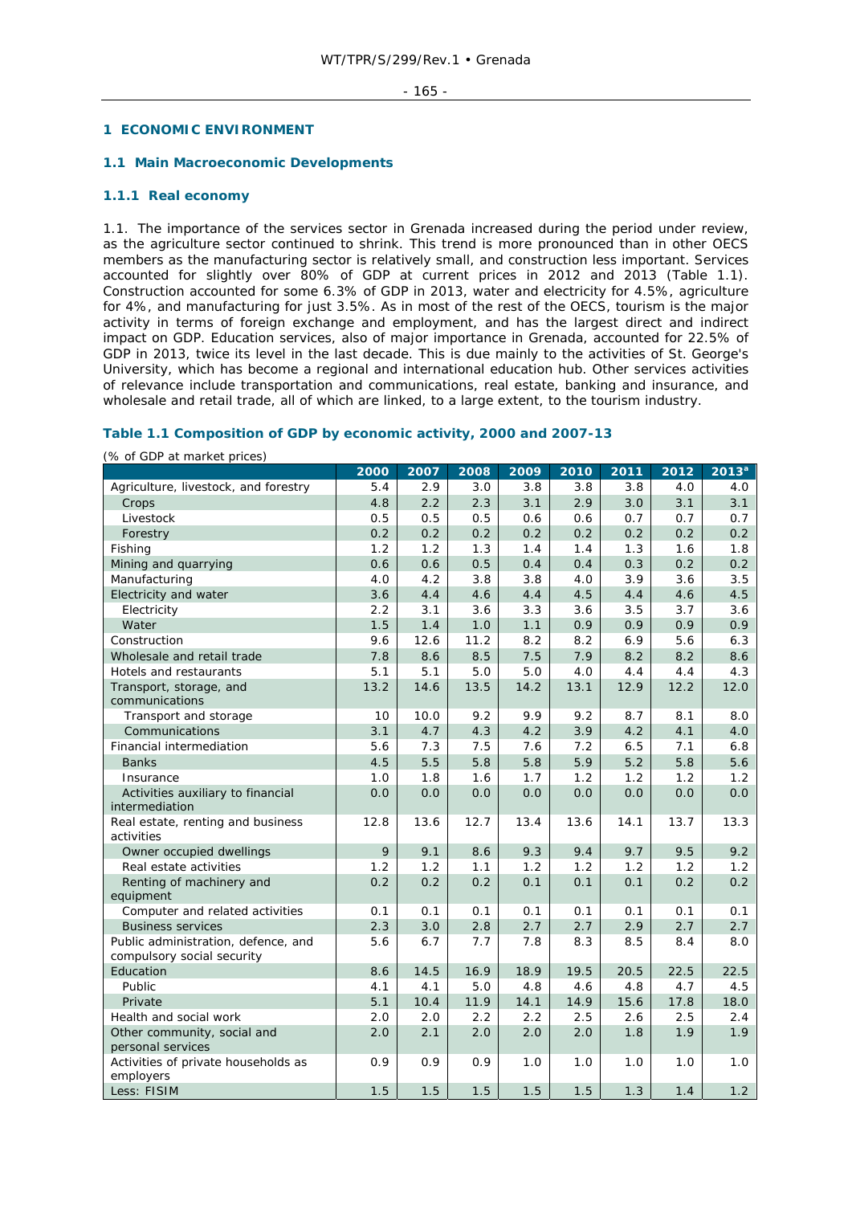## 1 ECONOMIC ENVIRONMENT

### 1.1 Main Macroeconomic Developments

#### 1.1.1 Real economy

1.1. The importance of the services sector in Grenada increased during the period under review, as the agriculture sector continued to shrink. This trend is more pronounced than in other OECS members as the manufacturing sector is relatively small, and construction less important. Services accounted for slightly over 80% of GDP at current prices in 2012 and 2013 (Table 1.1). Construction accounted for some 6.3% of GDP in 2013, water and electricity for 4.5%, agriculture for 4%, and manufacturing for just 3.5%. As in most of the rest of the OECS, tourism is the major activity in terms of foreign exchange and employment, and has the largest direct and indirect impact on GDP. Education services, also of major importance in Grenada, accounted for 22.5% of GDP in 2013, twice its level in the last decade. This is due mainly to the activities of St. George's University, which has become a regional and international education hub. Other services activities of relevance include transportation and communications, real estate, banking and insurance, and wholesale and retail trade, all of which are linked, to a large extent, to the tourism industry.

**Table 1.1 Composition of GDP by economic activity, 2000 and 2007-13**

(% of GDP at market prices)

| | 2000 | 2007 | 2008 | 2009 | 2010 | 2011 | 2012 | 2013[a] |
|---|---|---|---|---|---|---|---|---|
| Agriculture, livestock, and forestry | 5.4 | 2.9 | 3.0 | 3.8 | 3.8 | 3.8 | 4.0 | 4.0 |
| Crops | 4.8 | 2.2 | 2.3 | 3.1 | 2.9 | 3.0 | 3.1 | 3.1 |
| Livestock | 0.5 | 0.5 | 0.5 | 0.6 | 0.6 | 0.7 | 0.7 | 0.7 |
| Forestry | 0.2 | 0.2 | 0.2 | 0.2 | 0.2 | 0.2 | 0.2 | 0.2 |
| Fishing | 1.2 | 1.2 | 1.3 | 1.4 | 1.4 | 1.3 | 1.6 | 1.8 |
| Mining and quarrying | 0.6 | 0.6 | 0.5 | 0.4 | 0.4 | 0.3 | 0.2 | 0.2 |
| Manufacturing | 4.0 | 4.2 | 3.8 | 3.8 | 4.0 | 3.9 | 3.6 | 3.5 |
| Electricity and water | 3.6 | 4.4 | 4.6 | 4.4 | 4.5 | 4.4 | 4.6 | 4.5 |
| Electricity | 2.2 | 3.1 | 3.6 | 3.3 | 3.6 | 3.5 | 3.7 | 3.6 |
| Water | 1.5 | 1.4 | 1.0 | 1.1 | 0.9 | 0.9 | 0.9 | 0.9 |
| Construction | 9.6 | 12.6 | 11.2 | 8.2 | 8.2 | 6.9 | 5.6 | 6.3 |
| Wholesale and retail trade | 7.8 | 8.6 | 8.5 | 7.5 | 7.9 | 8.2 | 8.2 | 8.6 |
| Hotels and restaurants | 5.1 | 5.1 | 5.0 | 5.0 | 4.0 | 4.4 | 4.4 | 4.3 |
| Transport, storage, and communications | 13.2 | 14.6 | 13.5 | 14.2 | 13.1 | 12.9 | 12.2 | 12.0 |
| Transport and storage | 10 | 10.0 | 9.2 | 9.9 | 9.2 | 8.7 | 8.1 | 8.0 |
| Communications | 3.1 | 4.7 | 4.3 | 4.2 | 3.9 | 4.2 | 4.1 | 4.0 |
| Financial intermediation | 5.6 | 7.3 | 7.5 | 7.6 | 7.2 | 6.5 | 7.1 | 6.8 |
| Banks | 4.5 | 5.5 | 5.8 | 5.8 | 5.9 | 5.2 | 5.8 | 5.6 |
| Insurance | 1.0 | 1.8 | 1.6 | 1.7 | 1.2 | 1.2 | 1.2 | 1.2 |
| Activities auxiliary to financial intermediation | 0.0 | 0.0 | 0.0 | 0.0 | 0.0 | 0.0 | 0.0 | 0.0 |
| Real estate, renting and business activities | 12.8 | 13.6 | 12.7 | 13.4 | 13.6 | 14.1 | 13.7 | 13.3 |
| Owner occupied dwellings | 9 | 9.1 | 8.6 | 9.3 | 9.4 | 9.7 | 9.5 | 9.2 |
| Real estate activities | 1.2 | 1.2 | 1.1 | 1.2 | 1.2 | 1.2 | 1.2 | 1.2 |
| Renting of machinery and equipment | 0.2 | 0.2 | 0.2 | 0.1 | 0.1 | 0.1 | 0.2 | 0.2 |
| Computer and related activities | 0.1 | 0.1 | 0.1 | 0.1 | 0.1 | 0.1 | 0.1 | 0.1 |
| Business services | 2.3 | 3.0 | 2.8 | 2.7 | 2.7 | 2.9 | 2.7 | 2.7 |
| Public administration, defence, and compulsory social security | 5.6 | 6.7 | 7.7 | 7.8 | 8.3 | 8.5 | 8.4 | 8.0 |
| Education | 8.6 | 14.5 | 16.9 | 18.9 | 19.5 | 20.5 | 22.5 | 22.5 |
| Public | 4.1 | 4.1 | 5.0 | 4.8 | 4.6 | 4.8 | 4.7 | 4.5 |
| Private | 5.1 | 10.4 | 11.9 | 14.1 | 14.9 | 15.6 | 17.8 | 18.0 |
| Health and social work | 2.0 | 2.0 | 2.2 | 2.2 | 2.5 | 2.6 | 2.5 | 2.4 |
| Other community, social and personal services | 2.0 | 2.1 | 2.0 | 2.0 | 2.0 | 1.8 | 1.9 | 1.9 |
| Activities of private households as employers | 0.9 | 0.9 | 0.9 | 1.0 | 1.0 | 1.0 | 1.0 | 1.0 |
| Less: FISIM | 1.5 | 1.5 | 1.5 | 1.5 | 1.5 | 1.3 | 1.4 | 1.2 |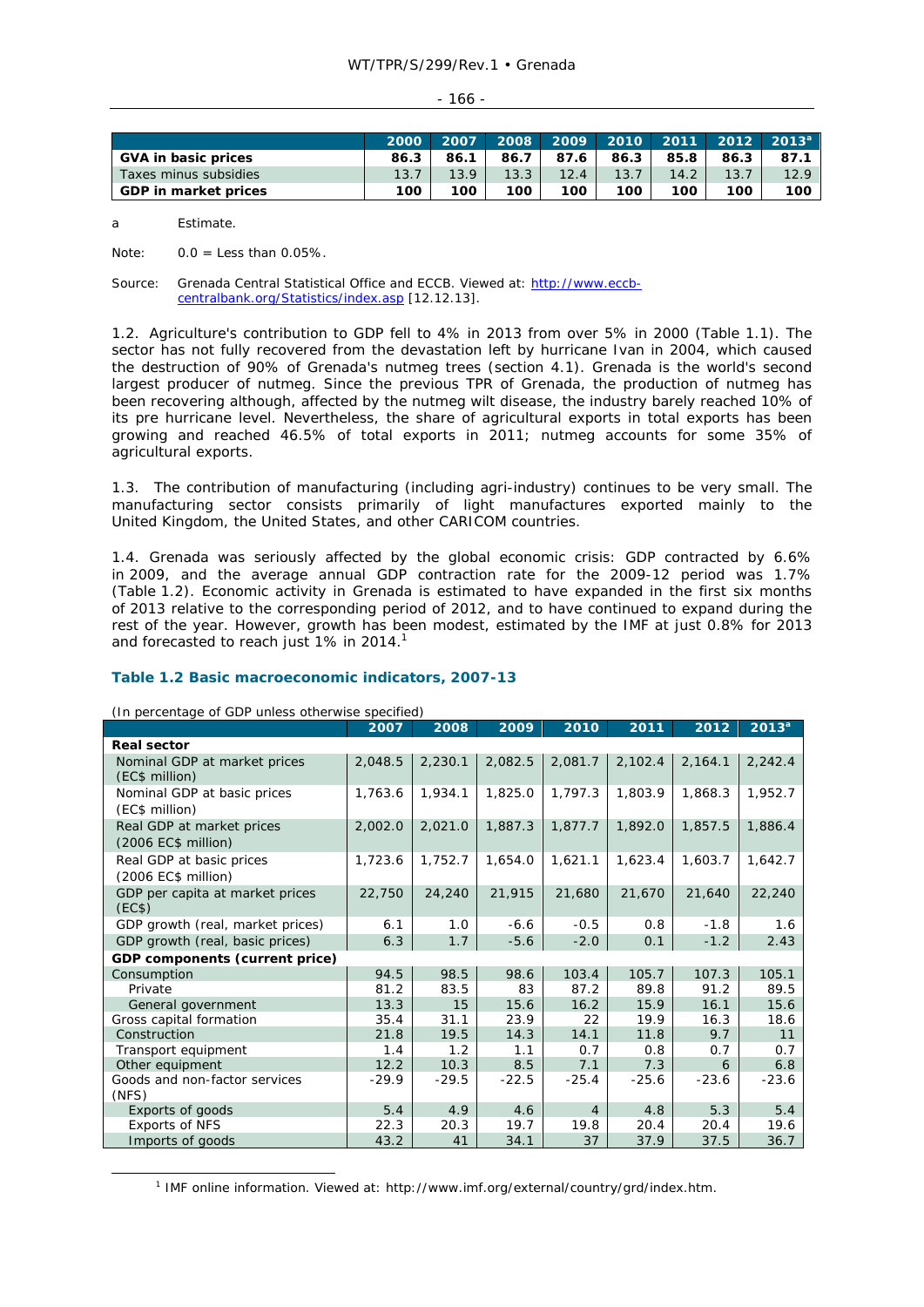| | 2000 | 2007 | 2008 | 2009 | 2010 | 2011 | 2012 | 2013[a] |
|---|---|---|---|---|---|---|---|---|
| **GVA in basic prices** | **86.3** | **86.1** | **86.7** | **87.6** | **86.3** | **85.8** | **86.3** | **87.1** |
| Taxes minus subsidies | 13.7 | 13.9 | 13.3 | 12.4 | 13.7 | 14.2 | 13.7 | 12.9 |
| **GDP in market prices** | **100** | **100** | **100** | **100** | **100** | **100** | **100** | **100** |

a Estimate.

Note: 0.0 = Less than 0.05%.

Source: Grenada Central Statistical Office and ECCB. Viewed at: http://www.eccb-centralbank.org/Statistics/index.asp [12.12.13].

1.2. Agriculture's contribution to GDP fell to 4% in 2013 from over 5% in 2000 (Table 1.1). The sector has not fully recovered from the devastation left by hurricane Ivan in 2004, which caused the destruction of 90% of Grenada's nutmeg trees (section 4.1). Grenada is the world's second largest producer of nutmeg. Since the previous TPR of Grenada, the production of nutmeg has been recovering although, affected by the nutmeg wilt disease, the industry barely reached 10% of its pre hurricane level. Nevertheless, the share of agricultural exports in total exports has been growing and reached 46.5% of total exports in 2011; nutmeg accounts for some 35% of agricultural exports.

1.3. The contribution of manufacturing (including agri-industry) continues to be very small. The manufacturing sector consists primarily of light manufactures exported mainly to the United Kingdom, the United States, and other CARICOM countries.

1.4. Grenada was seriously affected by the global economic crisis: GDP contracted by 6.6% in 2009, and the average annual GDP contraction rate for the 2009-12 period was 1.7% (Table 1.2). Economic activity in Grenada is estimated to have expanded in the first six months of 2013 relative to the corresponding period of 2012, and to have continued to expand during the rest of the year. However, growth has been modest, estimated by the IMF at just 0.8% for 2013 and forecasted to reach just 1% in 2014.[1]

### Table 1.2 Basic macroeconomic indicators, 2007-13

(In percentage of GDP unless otherwise specified)

| | 2007 | 2008 | 2009 | 2010 | 2011 | 2012 | 2013[a] |
|---|---|---|---|---|---|---|---|
| **Real sector** | | | | | | | |
| Nominal GDP at market prices (EC$ million) | 2,048.5 | 2,230.1 | 2,082.5 | 2,081.7 | 2,102.4 | 2,164.1 | 2,242.4 |
| Nominal GDP at basic prices (EC$ million) | 1,763.6 | 1,934.1 | 1,825.0 | 1,797.3 | 1,803.9 | 1,868.3 | 1,952.7 |
| Real GDP at market prices (2006 EC$ million) | 2,002.0 | 2,021.0 | 1,887.3 | 1,877.7 | 1,892.0 | 1,857.5 | 1,886.4 |
| Real GDP at basic prices (2006 EC$ million) | 1,723.6 | 1,752.7 | 1,654.0 | 1,621.1 | 1,623.4 | 1,603.7 | 1,642.7 |
| GDP per capita at market prices (EC$) | 22,750 | 24,240 | 21,915 | 21,680 | 21,670 | 21,640 | 22,240 |
| GDP growth (real, market prices) | 6.1 | 1.0 | -6.6 | -0.5 | 0.8 | -1.8 | 1.6 |
| GDP growth (real, basic prices) | 6.3 | 1.7 | -5.6 | -2.0 | 0.1 | -1.2 | 2.43 |
| **GDP components (current price)** | | | | | | | |
| Consumption | 94.5 | 98.5 | 98.6 | 103.4 | 105.7 | 107.3 | 105.1 |
| Private | 81.2 | 83.5 | 83 | 87.2 | 89.8 | 91.2 | 89.5 |
| General government | 13.3 | 15 | 15.6 | 16.2 | 15.9 | 16.1 | 15.6 |
| Gross capital formation | 35.4 | 31.1 | 23.9 | 22 | 19.9 | 16.3 | 18.6 |
| Construction | 21.8 | 19.5 | 14.3 | 14.1 | 11.8 | 9.7 | 11 |
| Transport equipment | 1.4 | 1.2 | 1.1 | 0.7 | 0.8 | 0.7 | 0.7 |
| Other equipment | 12.2 | 10.3 | 8.5 | 7.1 | 7.3 | 6 | 6.8 |
| Goods and non-factor services (NFS) | -29.9 | -29.5 | -22.5 | -25.4 | -25.6 | -23.6 | -23.6 |
| Exports of goods | 5.4 | 4.9 | 4.6 | 4 | 4.8 | 5.3 | 5.4 |
| Exports of NFS | 22.3 | 20.3 | 19.7 | 19.8 | 20.4 | 20.4 | 19.6 |
| Imports of goods | 43.2 | 41 | 34.1 | 37 | 37.9 | 37.5 | 36.7 |

[1] IMF online information. Viewed at: http://www.imf.org/external/country/grd/index.htm.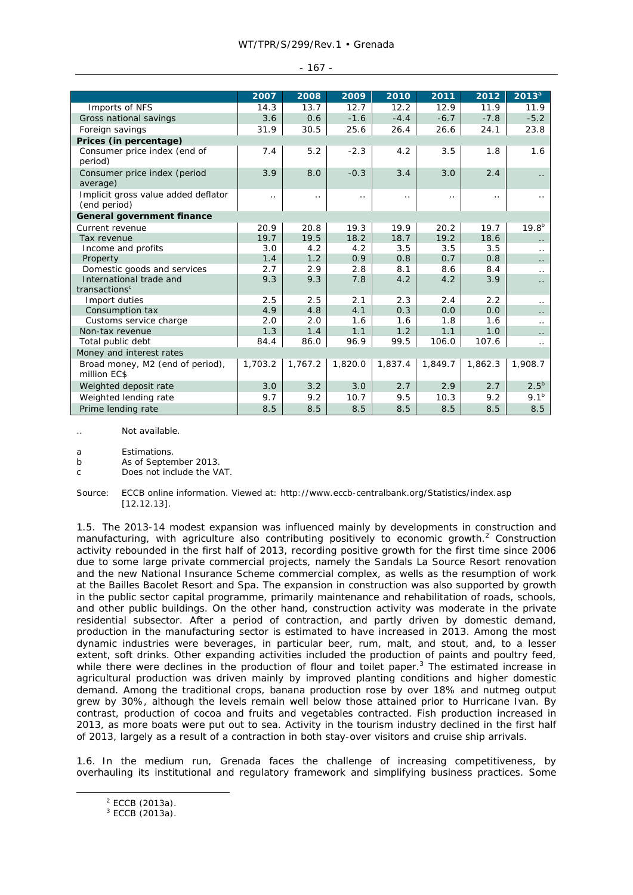| | 2007 | 2008 | 2009 | 2010 | 2011 | 2012 | 2013[a] |
|---|---|---|---|---|---|---|---|
| Imports of NFS | 14.3 | 13.7 | 12.7 | 12.2 | 12.9 | 11.9 | 11.9 |
| Gross national savings | 3.6 | 0.6 | -1.6 | -4.4 | -6.7 | -7.8 | -5.2 |
| Foreign savings | 31.9 | 30.5 | 25.6 | 26.4 | 26.6 | 24.1 | 23.8 |
| **Prices (in percentage)** | | | | | | | |
| Consumer price index (end of period) | 7.4 | 5.2 | -2.3 | 4.2 | 3.5 | 1.8 | 1.6 |
| Consumer price index (period average) | 3.9 | 8.0 | -0.3 | 3.4 | 3.0 | 2.4 | .. |
| Implicit gross value added deflator (end period) | .. | .. | .. | .. | .. | .. | .. |
| **General government finance** | | | | | | | |
| Current revenue | 20.9 | 20.8 | 19.3 | 19.9 | 20.2 | 19.7 | 19.8[b] |
| Tax revenue | 19.7 | 19.5 | 18.2 | 18.7 | 19.2 | 18.6 | .. |
| Income and profits | 3.0 | 4.2 | 4.2 | 3.5 | 3.5 | 3.5 | .. |
| Property | 1.4 | 1.2 | 0.9 | 0.8 | 0.7 | 0.8 | .. |
| Domestic goods and services | 2.7 | 2.9 | 2.8 | 8.1 | 8.6 | 8.4 | .. |
| International trade and transactions[c] | 9.3 | 9.3 | 7.8 | 4.2 | 4.2 | 3.9 | .. |
| Import duties | 2.5 | 2.5 | 2.1 | 2.3 | 2.4 | 2.2 | .. |
| Consumption tax | 4.9 | 4.8 | 4.1 | 0.3 | 0.0 | 0.0 | .. |
| Customs service charge | 2.0 | 2.0 | 1.6 | 1.6 | 1.8 | 1.6 | .. |
| Non-tax revenue | 1.3 | 1.4 | 1.1 | 1.2 | 1.1 | 1.0 | .. |
| Total public debt | 84.4 | 86.0 | 96.9 | 99.5 | 106.0 | 107.6 | .. |
| Money and interest rates | | | | | | | |
| Broad money, M2 (end of period), million EC$ | 1,703.2 | 1,767.2 | 1,820.0 | 1,837.4 | 1,849.7 | 1,862.3 | 1,908.7 |
| Weighted deposit rate | 3.0 | 3.2 | 3.0 | 2.7 | 2.9 | 2.7 | 2.5[b] |
| Weighted lending rate | 9.7 | 9.2 | 10.7 | 9.5 | 10.3 | 9.2 | 9.1[b] |
| Prime lending rate | 8.5 | 8.5 | 8.5 | 8.5 | 8.5 | 8.5 | 8.5 |

.. Not available.

a Estimations.
b As of September 2013.
c Does not include the VAT.

Source: ECCB online information. Viewed at: http://www.eccb-centralbank.org/Statistics/index.asp [12.12.13].

1.5. The 2013-14 modest expansion was influenced mainly by developments in construction and manufacturing, with agriculture also contributing positively to economic growth.[2] Construction activity rebounded in the first half of 2013, recording positive growth for the first time since 2006 due to some large private commercial projects, namely the Sandals La Source Resort renovation and the new National Insurance Scheme commercial complex, as well as the resumption of work at the Bailles Bacolet Resort and Spa. The expansion in construction was also supported by growth in the public sector capital programme, primarily maintenance and rehabilitation of roads, schools, and other public buildings. On the other hand, construction activity was moderate in the private residential subsector. After a period of contraction, and partly driven by domestic demand, production in the manufacturing sector is estimated to have increased in 2013. Among the most dynamic industries were beverages, in particular beer, rum, malt, and stout, and, to a lesser extent, soft drinks. Other expanding activities included the production of paints and poultry feed, while there were declines in the production of flour and toilet paper.[3] The estimated increase in agricultural production was driven mainly by improved planting conditions and higher domestic demand. Among the traditional crops, banana production rose by over 18% and nutmeg output grew by 30%, although the levels remain well below those attained prior to Hurricane Ivan. By contrast, production of cocoa and fruits and vegetables contracted. Fish production increased in 2013, as more boats were put out to sea. Activity in the tourism industry declined in the first half of 2013, largely as a result of a contraction in both stay-over visitors and cruise ship arrivals.

1.6. In the medium run, Grenada faces the challenge of increasing competitiveness, by overhauling its institutional and regulatory framework and simplifying business practices. Some

[2] ECCB (2013a).
[3] ECCB (2013a).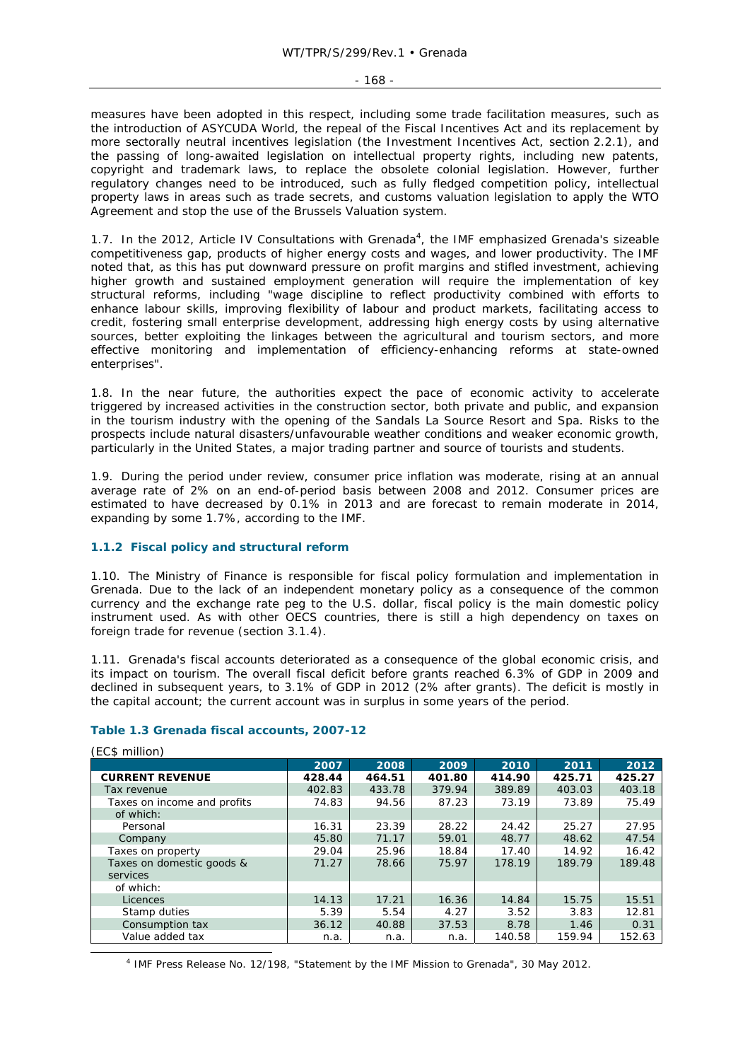measures have been adopted in this respect, including some trade facilitation measures, such as the introduction of ASYCUDA World, the repeal of the Fiscal Incentives Act and its replacement by more sectorally neutral incentives legislation (the Investment Incentives Act, section 2.2.1), and the passing of long-awaited legislation on intellectual property rights, including new patents, copyright and trademark laws, to replace the obsolete colonial legislation. However, further regulatory changes need to be introduced, such as fully fledged competition policy, intellectual property laws in areas such as trade secrets, and customs valuation legislation to apply the WTO Agreement and stop the use of the Brussels Valuation system.

1.7. In the 2012, Article IV Consultations with Grenada[4], the IMF emphasized Grenada's sizeable competitiveness gap, products of higher energy costs and wages, and lower productivity. The IMF noted that, as this has put downward pressure on profit margins and stifled investment, achieving higher growth and sustained employment generation will require the implementation of key structural reforms, including "wage discipline to reflect productivity combined with efforts to enhance labour skills, improving flexibility of labour and product markets, facilitating access to credit, fostering small enterprise development, addressing high energy costs by using alternative sources, better exploiting the linkages between the agricultural and tourism sectors, and more effective monitoring and implementation of efficiency-enhancing reforms at state-owned enterprises".

1.8. In the near future, the authorities expect the pace of economic activity to accelerate triggered by increased activities in the construction sector, both private and public, and expansion in the tourism industry with the opening of the Sandals La Source Resort and Spa. Risks to the prospects include natural disasters/unfavourable weather conditions and weaker economic growth, particularly in the United States, a major trading partner and source of tourists and students.

1.9. During the period under review, consumer price inflation was moderate, rising at an annual average rate of 2% on an end-of-period basis between 2008 and 2012. Consumer prices are estimated to have decreased by 0.1% in 2013 and are forecast to remain moderate in 2014, expanding by some 1.7%, according to the IMF.

### 1.1.2 Fiscal policy and structural reform

1.10. The Ministry of Finance is responsible for fiscal policy formulation and implementation in Grenada. Due to the lack of an independent monetary policy as a consequence of the common currency and the exchange rate peg to the U.S. dollar, fiscal policy is the main domestic policy instrument used. As with other OECS countries, there is still a high dependency on taxes on foreign trade for revenue (section 3.1.4).

1.11. Grenada's fiscal accounts deteriorated as a consequence of the global economic crisis, and its impact on tourism. The overall fiscal deficit before grants reached 6.3% of GDP in 2009 and declined in subsequent years, to 3.1% of GDP in 2012 (2% after grants). The deficit is mostly in the capital account; the current account was in surplus in some years of the period.

**Table 1.3 Grenada fiscal accounts, 2007-12**

(EC$ million)

| | 2007 | 2008 | 2009 | 2010 | 2011 | 2012 |
|---|---|---|---|---|---|---|
| **CURRENT REVENUE** | **428.44** | **464.51** | **401.80** | **414.90** | **425.71** | **425.27** |
| Tax revenue | 402.83 | 433.78 | 379.94 | 389.89 | 403.03 | 403.18 |
| Taxes on income and profits | 74.83 | 94.56 | 87.23 | 73.19 | 73.89 | 75.49 |
| of which: | | | | | | |
| Personal | 16.31 | 23.39 | 28.22 | 24.42 | 25.27 | 27.95 |
| Company | 45.80 | 71.17 | 59.01 | 48.77 | 48.62 | 47.54 |
| Taxes on property | 29.04 | 25.96 | 18.84 | 17.40 | 14.92 | 16.42 |
| Taxes on domestic goods & services | 71.27 | 78.66 | 75.97 | 178.19 | 189.79 | 189.48 |
| of which: | | | | | | |
| Licences | 14.13 | 17.21 | 16.36 | 14.84 | 15.75 | 15.51 |
| Stamp duties | 5.39 | 5.54 | 4.27 | 3.52 | 3.83 | 12.81 |
| Consumption tax | 36.12 | 40.88 | 37.53 | 8.78 | 1.46 | 0.31 |
| Value added tax | n.a. | n.a. | n.a. | 140.58 | 159.94 | 152.63 |

[4] IMF Press Release No. 12/198, "Statement by the IMF Mission to Grenada", 30 May 2012.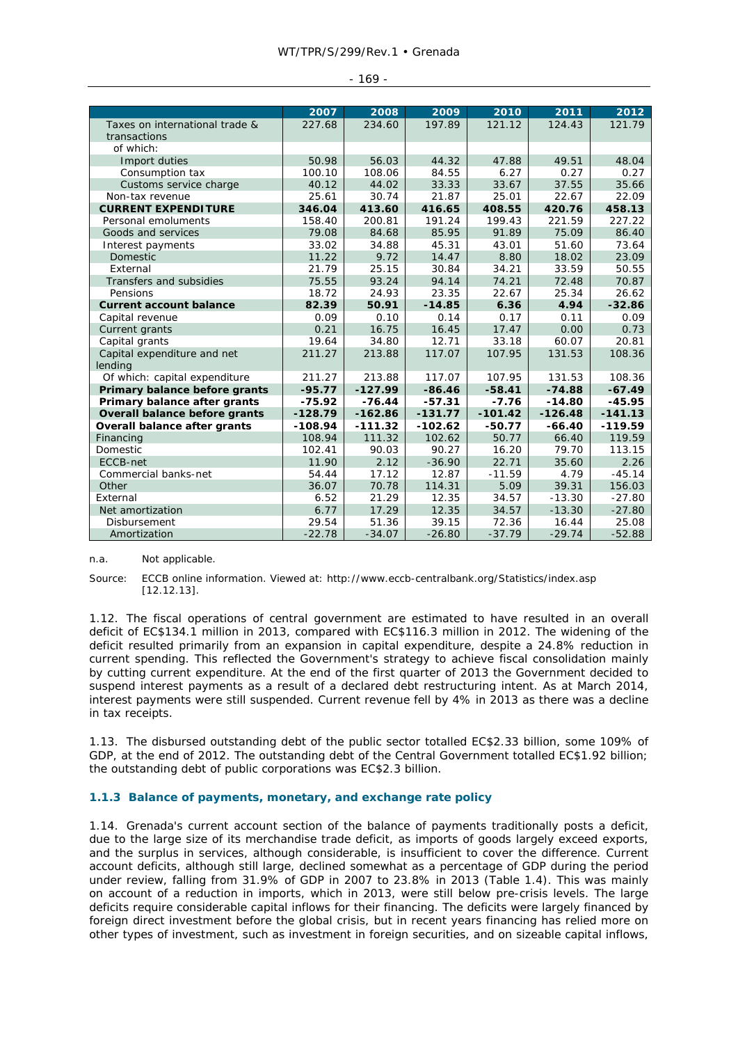| | 2007 | 2008 | 2009 | 2010 | 2011 | 2012 |
|---|---|---|---|---|---|---|
| Taxes on international trade & transactions | 227.68 | 234.60 | 197.89 | 121.12 | 124.43 | 121.79 |
| of which: | | | | | | |
| Import duties | 50.98 | 56.03 | 44.32 | 47.88 | 49.51 | 48.04 |
| Consumption tax | 100.10 | 108.06 | 84.55 | 6.27 | 0.27 | 0.27 |
| Customs service charge | 40.12 | 44.02 | 33.33 | 33.67 | 37.55 | 35.66 |
| Non-tax revenue | 25.61 | 30.74 | 21.87 | 25.01 | 22.67 | 22.09 |
| **CURRENT EXPENDITURE** | **346.04** | **413.60** | **416.65** | **408.55** | **420.76** | **458.13** |
| Personal emoluments | 158.40 | 200.81 | 191.24 | 199.43 | 221.59 | 227.22 |
| Goods and services | 79.08 | 84.68 | 85.95 | 91.89 | 75.09 | 86.40 |
| Interest payments | 33.02 | 34.88 | 45.31 | 43.01 | 51.60 | 73.64 |
| Domestic | 11.22 | 9.72 | 14.47 | 8.80 | 18.02 | 23.09 |
| External | 21.79 | 25.15 | 30.84 | 34.21 | 33.59 | 50.55 |
| Transfers and subsidies | 75.55 | 93.24 | 94.14 | 74.21 | 72.48 | 70.87 |
| Pensions | 18.72 | 24.93 | 23.35 | 22.67 | 25.34 | 26.62 |
| **Current account balance** | **82.39** | **50.91** | **-14.85** | **6.36** | **4.94** | **-32.86** |
| Capital revenue | 0.09 | 0.10 | 0.14 | 0.17 | 0.11 | 0.09 |
| Current grants | 0.21 | 16.75 | 16.45 | 17.47 | 0.00 | 0.73 |
| Capital grants | 19.64 | 34.80 | 12.71 | 33.18 | 60.07 | 20.81 |
| Capital expenditure and net lending | 211.27 | 213.88 | 117.07 | 107.95 | 131.53 | 108.36 |
| Of which: capital expenditure | 211.27 | 213.88 | 117.07 | 107.95 | 131.53 | 108.36 |
| **Primary balance before grants** | **-95.77** | **-127.99** | **-86.46** | **-58.41** | **-74.88** | **-67.49** |
| **Primary balance after grants** | **-75.92** | **-76.44** | **-57.31** | **-7.76** | **-14.80** | **-45.95** |
| **Overall balance before grants** | **-128.79** | **-162.86** | **-131.77** | **-101.42** | **-126.48** | **-141.13** |
| **Overall balance after grants** | **-108.94** | **-111.32** | **-102.62** | **-50.77** | **-66.40** | **-119.59** |
| Financing | 108.94 | 111.32 | 102.62 | 50.77 | 66.40 | 119.59 |
| Domestic | 102.41 | 90.03 | 90.27 | 16.20 | 79.70 | 113.15 |
| ECCB-net | 11.90 | 2.12 | -36.90 | 22.71 | 35.60 | 2.26 |
| Commercial banks-net | 54.44 | 17.12 | 12.87 | -11.59 | 4.79 | -45.14 |
| Other | 36.07 | 70.78 | 114.31 | 5.09 | 39.31 | 156.03 |
| External | 6.52 | 21.29 | 12.35 | 34.57 | -13.30 | -27.80 |
| Net amortization | 6.77 | 17.29 | 12.35 | 34.57 | -13.30 | -27.80 |
| Disbursement | 29.54 | 51.36 | 39.15 | 72.36 | 16.44 | 25.08 |
| Amortization | -22.78 | -34.07 | -26.80 | -37.79 | -29.74 | -52.88 |

n.a. Not applicable.

Source: ECCB online information. Viewed at: http://www.eccb-centralbank.org/Statistics/index.asp [12.12.13].

1.12. The fiscal operations of central government are estimated to have resulted in an overall deficit of EC$134.1 million in 2013, compared with EC$116.3 million in 2012. The widening of the deficit resulted primarily from an expansion in capital expenditure, despite a 24.8% reduction in current spending. This reflected the Government's strategy to achieve fiscal consolidation mainly by cutting current expenditure. At the end of the first quarter of 2013 the Government decided to suspend interest payments as a result of a declared debt restructuring intent. As at March 2014, interest payments were still suspended. Current revenue fell by 4% in 2013 as there was a decline in tax receipts.

1.13. The disbursed outstanding debt of the public sector totalled EC$2.33 billion, some 109% of GDP, at the end of 2012. The outstanding debt of the Central Government totalled EC$1.92 billion; the outstanding debt of public corporations was EC$2.3 billion.

### 1.1.3 Balance of payments, monetary, and exchange rate policy

1.14. Grenada's current account section of the balance of payments traditionally posts a deficit, due to the large size of its merchandise trade deficit, as imports of goods largely exceed exports, and the surplus in services, although considerable, is insufficient to cover the difference. Current account deficits, although still large, declined somewhat as a percentage of GDP during the period under review, falling from 31.9% of GDP in 2007 to 23.8% in 2013 (Table 1.4). This was mainly on account of a reduction in imports, which in 2013, were still below pre-crisis levels. The large deficits require considerable capital inflows for their financing. The deficits were largely financed by foreign direct investment before the global crisis, but in recent years financing has relied more on other types of investment, such as investment in foreign securities, and on sizeable capital inflows,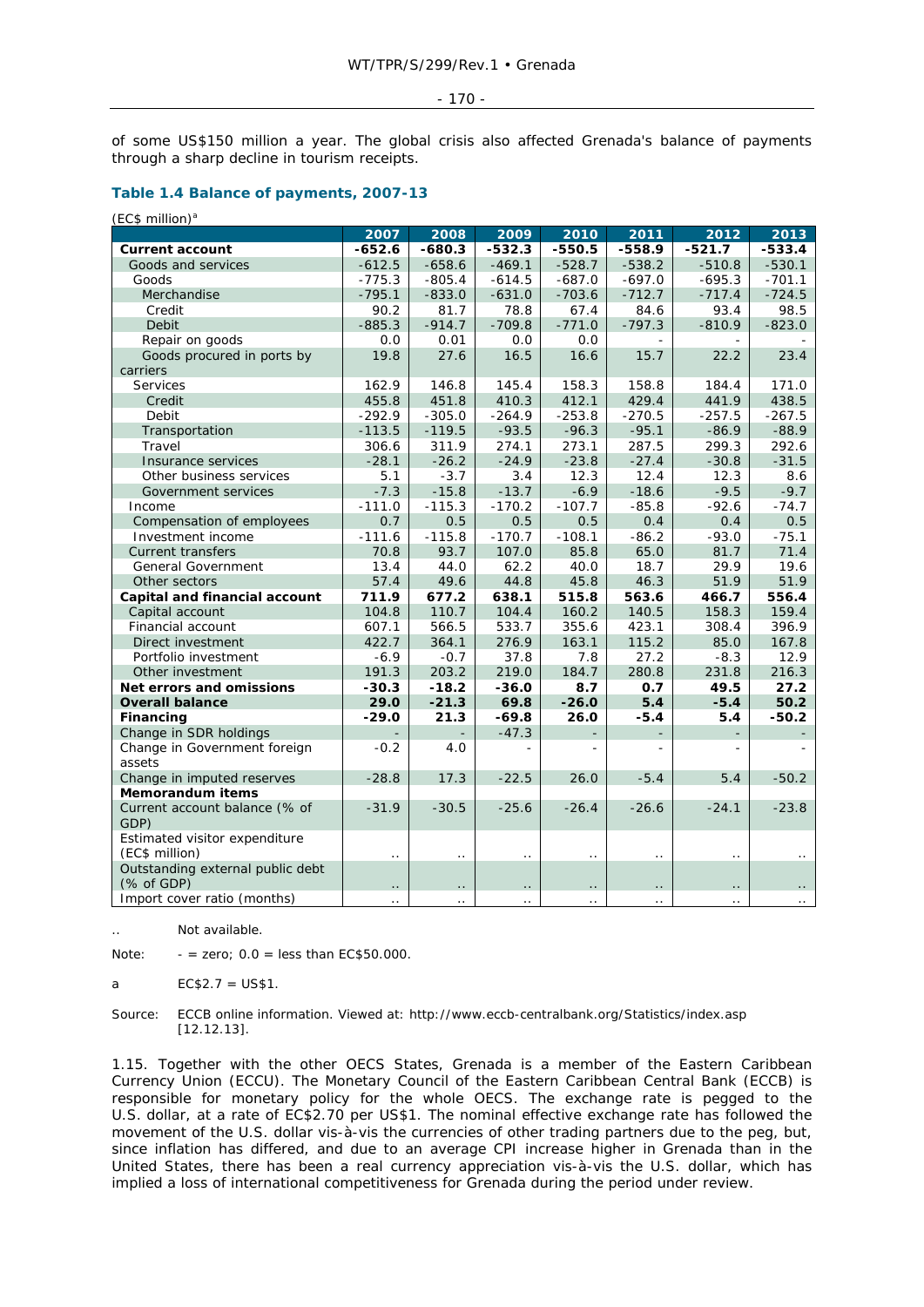of some US$150 million a year. The global crisis also affected Grenada's balance of payments through a sharp decline in tourism receipts.

### Table 1.4 Balance of payments, 2007-13

(EC$ million)[a]

| | 2007 | 2008 | 2009 | 2010 | 2011 | 2012 | 2013 |
|---|---|---|---|---|---|---|---|
| **Current account** | **-652.6** | **-680.3** | **-532.3** | **-550.5** | **-558.9** | **-521.7** | **-533.4** |
| Goods and services | -612.5 | -658.6 | -469.1 | -528.7 | -538.2 | -510.8 | -530.1 |
| Goods | -775.3 | -805.4 | -614.5 | -687.0 | -697.0 | -695.3 | -701.1 |
| Merchandise | -795.1 | -833.0 | -631.0 | -703.6 | -712.7 | -717.4 | -724.5 |
| Credit | 90.2 | 81.7 | 78.8 | 67.4 | 84.6 | 93.4 | 98.5 |
| Debit | -885.3 | -914.7 | -709.8 | -771.0 | -797.3 | -810.9 | -823.0 |
| Repair on goods | 0.0 | 0.01 | 0.0 | 0.0 | - | - | - |
| Goods procured in ports by carriers | 19.8 | 27.6 | 16.5 | 16.6 | 15.7 | 22.2 | 23.4 |
| Services | 162.9 | 146.8 | 145.4 | 158.3 | 158.8 | 184.4 | 171.0 |
| Credit | 455.8 | 451.8 | 410.3 | 412.1 | 429.4 | 441.9 | 438.5 |
| Debit | -292.9 | -305.0 | -264.9 | -253.8 | -270.5 | -257.5 | -267.5 |
| Transportation | -113.5 | -119.5 | -93.5 | -96.3 | -95.1 | -86.9 | -88.9 |
| Travel | 306.6 | 311.9 | 274.1 | 273.1 | 287.5 | 299.3 | 292.6 |
| Insurance services | -28.1 | -26.2 | -24.9 | -23.8 | -27.4 | -30.8 | -31.5 |
| Other business services | 5.1 | -3.7 | 3.4 | 12.3 | 12.4 | 12.3 | 8.6 |
| Government services | -7.3 | -15.8 | -13.7 | -6.9 | -18.6 | -9.5 | -9.7 |
| Income | -111.0 | -115.3 | -170.2 | -107.7 | -85.8 | -92.6 | -74.7 |
| Compensation of employees | 0.7 | 0.5 | 0.5 | 0.5 | 0.4 | 0.4 | 0.5 |
| Investment income | -111.6 | -115.8 | -170.7 | -108.1 | -86.2 | -93.0 | -75.1 |
| Current transfers | 70.8 | 93.7 | 107.0 | 85.8 | 65.0 | 81.7 | 71.4 |
| General Government | 13.4 | 44.0 | 62.2 | 40.0 | 18.7 | 29.9 | 19.6 |
| Other sectors | 57.4 | 49.6 | 44.8 | 45.8 | 46.3 | 51.9 | 51.9 |
| **Capital and financial account** | **711.9** | **677.2** | **638.1** | **515.8** | **563.6** | **466.7** | **556.4** |
| Capital account | 104.8 | 110.7 | 104.4 | 160.2 | 140.5 | 158.3 | 159.4 |
| Financial account | 607.1 | 566.5 | 533.7 | 355.6 | 423.1 | 308.4 | 396.9 |
| Direct investment | 422.7 | 364.1 | 276.9 | 163.1 | 115.2 | 85.0 | 167.8 |
| Portfolio investment | -6.9 | -0.7 | 37.8 | 7.8 | 27.2 | -8.3 | 12.9 |
| Other investment | 191.3 | 203.2 | 219.0 | 184.7 | 280.8 | 231.8 | 216.3 |
| **Net errors and omissions** | **-30.3** | **-18.2** | **-36.0** | **8.7** | **0.7** | **49.5** | **27.2** |
| **Overall balance** | **29.0** | **-21.3** | **69.8** | **-26.0** | **5.4** | **-5.4** | **50.2** |
| **Financing** | **-29.0** | **21.3** | **-69.8** | **26.0** | **-5.4** | **5.4** | **-50.2** |
| Change in SDR holdings | - | - | -47.3 | - | - | - | - |
| Change in Government foreign assets | -0.2 | 4.0 | - | - | - | - | - |
| Change in imputed reserves | -28.8 | 17.3 | -22.5 | 26.0 | -5.4 | 5.4 | -50.2 |
| **Memorandum items** | | | | | | | |
| Current account balance (% of GDP) | -31.9 | -30.5 | -25.6 | -26.4 | -26.6 | -24.1 | -23.8 |
| Estimated visitor expenditure (EC$ million) | .. | .. | .. | .. | .. | .. | .. |
| Outstanding external public debt (% of GDP) | .. | .. | .. | .. | .. | .. | .. |
| Import cover ratio (months) | .. | .. | .. | .. | .. | .. | .. |

.. Not available.

Note: - = zero; 0.0 = less than EC$50.000.

a EC$2.7 = US$1.

Source: ECCB online information. Viewed at: http://www.eccb-centralbank.org/Statistics/index.asp [12.12.13].

1.15. Together with the other OECS States, Grenada is a member of the Eastern Caribbean Currency Union (ECCU). The Monetary Council of the Eastern Caribbean Central Bank (ECCB) is responsible for monetary policy for the whole OECS. The exchange rate is pegged to the U.S. dollar, at a rate of EC$2.70 per US$1. The nominal effective exchange rate has followed the movement of the U.S. dollar vis-à-vis the currencies of other trading partners due to the peg, but, since inflation has differed, and due to an average CPI increase higher in Grenada than in the United States, there has been a real currency appreciation vis-à-vis the U.S. dollar, which has implied a loss of international competitiveness for Grenada during the period under review.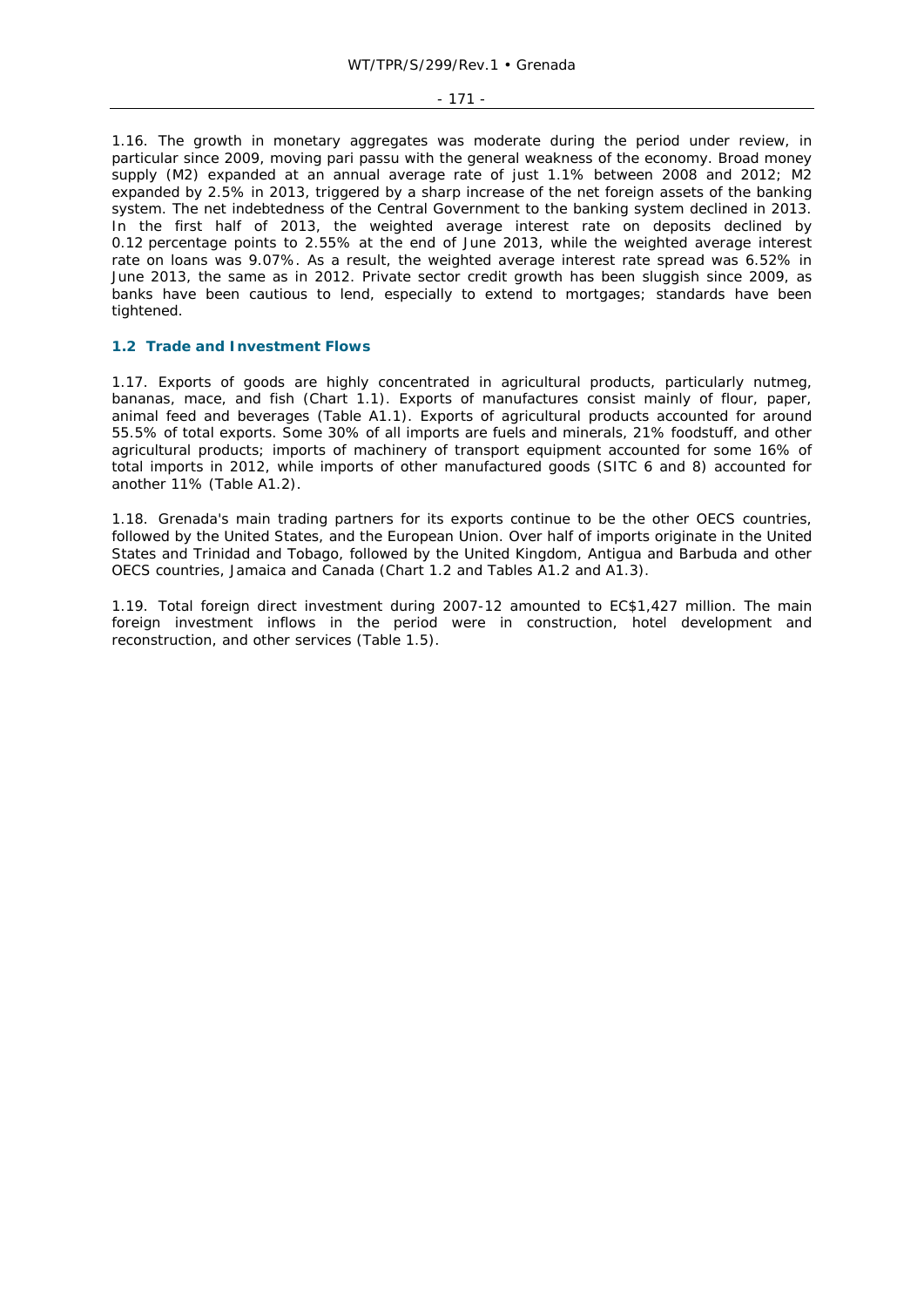1.16. The growth in monetary aggregates was moderate during the period under review, in particular since 2009, moving pari passu with the general weakness of the economy. Broad money supply (M2) expanded at an annual average rate of just 1.1% between 2008 and 2012; M2 expanded by 2.5% in 2013, triggered by a sharp increase of the net foreign assets of the banking system. The net indebtedness of the Central Government to the banking system declined in 2013. In the first half of 2013, the weighted average interest rate on deposits declined by 0.12 percentage points to 2.55% at the end of June 2013, while the weighted average interest rate on loans was 9.07%. As a result, the weighted average interest rate spread was 6.52% in June 2013, the same as in 2012. Private sector credit growth has been sluggish since 2009, as banks have been cautious to lend, especially to extend to mortgages; standards have been tightened.

## 1.2 Trade and Investment Flows

1.17. Exports of goods are highly concentrated in agricultural products, particularly nutmeg, bananas, mace, and fish (Chart 1.1). Exports of manufactures consist mainly of flour, paper, animal feed and beverages (Table A1.1). Exports of agricultural products accounted for around 55.5% of total exports. Some 30% of all imports are fuels and minerals, 21% foodstuff, and other agricultural products; imports of machinery of transport equipment accounted for some 16% of total imports in 2012, while imports of other manufactured goods (SITC 6 and 8) accounted for another 11% (Table A1.2).

1.18. Grenada's main trading partners for its exports continue to be the other OECS countries, followed by the United States, and the European Union. Over half of imports originate in the United States and Trinidad and Tobago, followed by the United Kingdom, Antigua and Barbuda and other OECS countries, Jamaica and Canada (Chart 1.2 and Tables A1.2 and A1.3).

1.19. Total foreign direct investment during 2007-12 amounted to EC$1,427 million. The main foreign investment inflows in the period were in construction, hotel development and reconstruction, and other services (Table 1.5).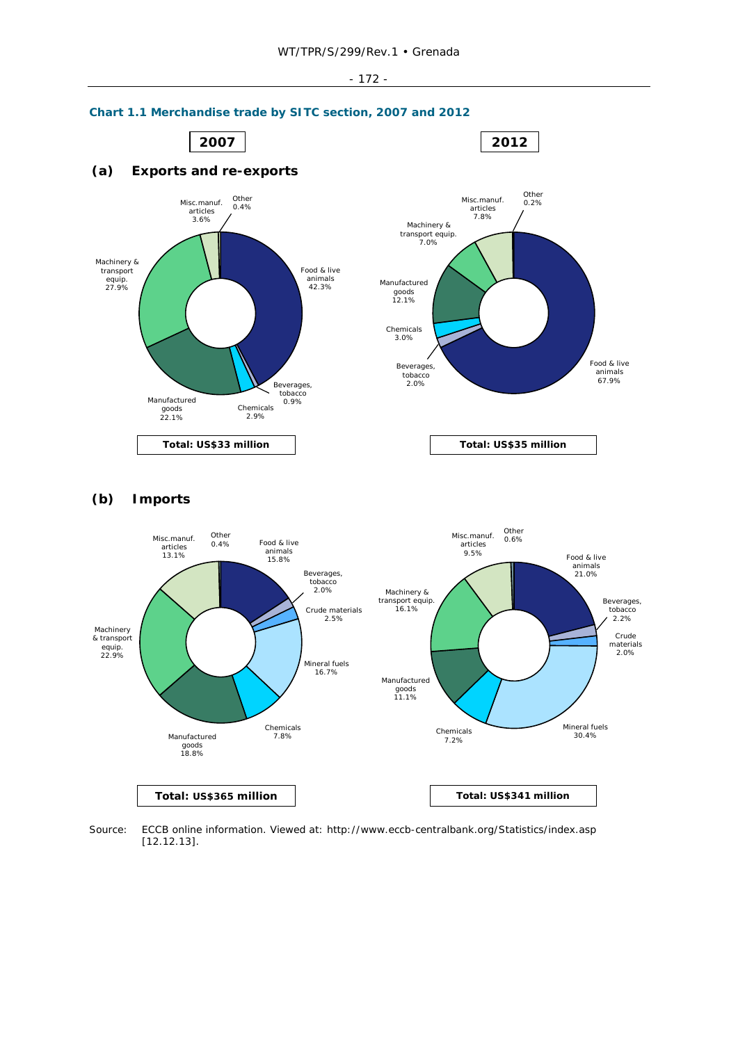**Chart 1.1 Merchandise trade by SITC section, 2007 and 2012**

**2007** | **2012**

**(a) Exports and re-exports**

2007:
- Food & live animals 42.3%
- Beverages, tobacco 0.9%
- Chemicals 2.9%
- Manufactured goods 22.1%
- Machinery & transport equip. 27.9%
- Misc.manuf. articles 3.6%
- Other 0.4%

**Total: US$33 million**

2012:
- Food & live animals 67.9%
- Beverages, tobacco 2.0%
- Chemicals 3.0%
- Manufactured goods 12.1%
- Machinery & transport equip. 7.0%
- Misc.manuf. articles 7.8%
- Other 0.2%

**Total: US$35 million**

**(b) Imports**

2007:
- Food & live animals 15.8%
- Beverages, tobacco 2.0%
- Crude materials 2.5%
- Mineral fuels 16.7%
- Chemicals 7.8%
- Manufactured goods 18.8%
- Machinery & transport equip. 22.9%
- Misc.manuf. articles 13.1%
- Other 0.4%

**Total: US$365 million**

2012:
- Food & live animals 21.0%
- Beverages, tobacco 2.2%
- Crude materials 2.0%
- Mineral fuels 30.4%
- Chemicals 7.2%
- Manufactured goods 11.1%
- Machinery & transport equip. 16.1%
- Misc.manuf. articles 9.5%
- Other 0.6%

**Total: US$341 million**

Source: ECCB online information. Viewed at: http://www.eccb-centralbank.org/Statistics/index.asp [12.12.13].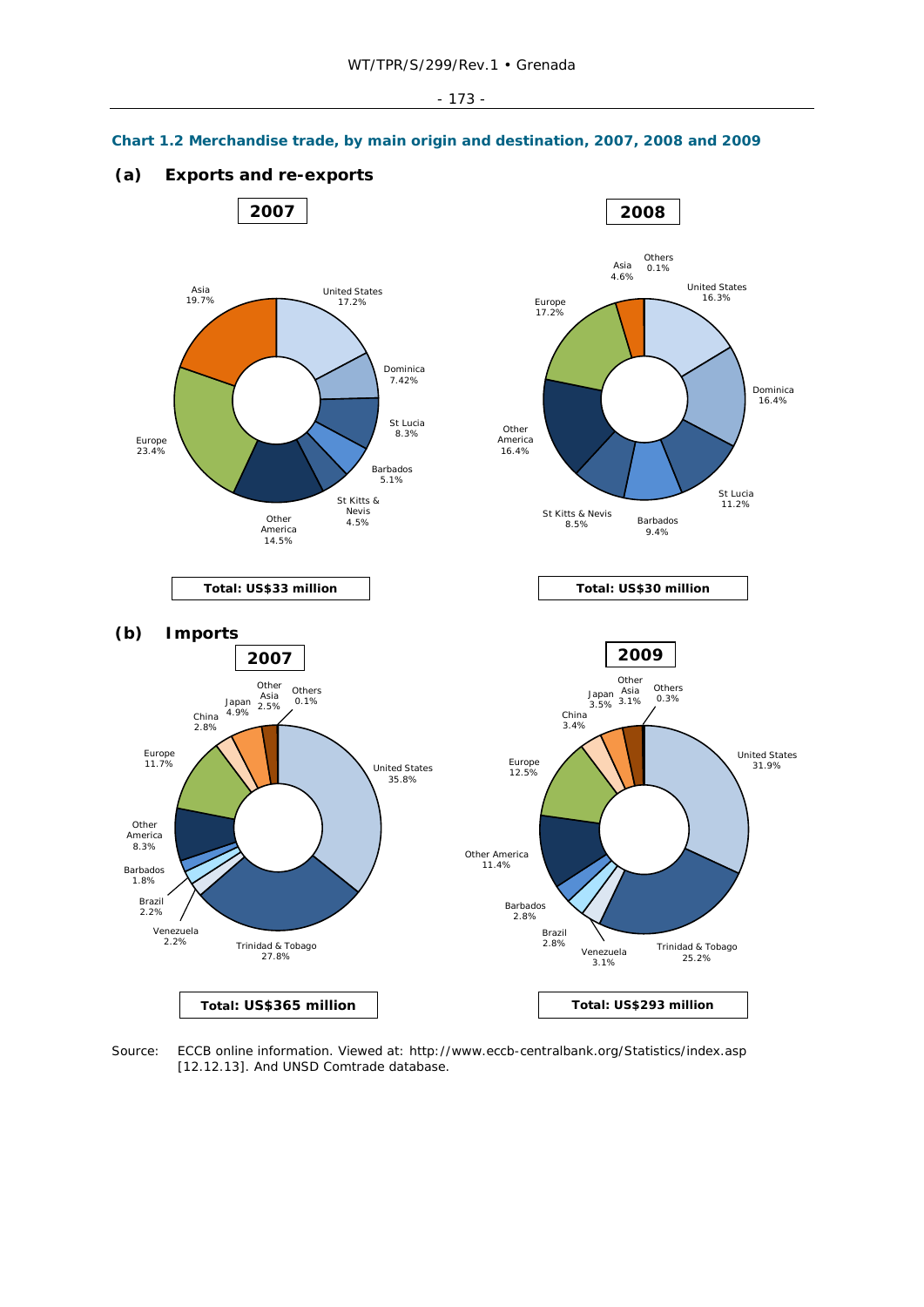## Chart 1.2 Merchandise trade, by main origin and destination, 2007, 2008 and 2009

### (a) Exports and re-exports

**2007**

| Destination | Share |
|---|---|
| United States | 17.2% |
| Dominica | 7.42% |
| St Lucia | 8.3% |
| Barbados | 5.1% |
| St Kitts & Nevis | 4.5% |
| Other America | 14.5% |
| Europe | 23.4% |
| Asia | 19.7% |

**Total: US$33 million**

**2008**

| Destination | Share |
|---|---|
| United States | 16.3% |
| Dominica | 16.4% |
| St Lucia | 11.2% |
| Barbados | 9.4% |
| St Kitts & Nevis | 8.5% |
| Other America | 16.4% |
| Europe | 17.2% |
| Asia | 4.6% |
| Others | 0.1% |

**Total: US$30 million**

### (b) Imports

**2007**

| Origin | Share |
|---|---|
| United States | 35.8% |
| Trinidad & Tobago | 27.8% |
| Venezuela | 2.2% |
| Brazil | 2.2% |
| Barbados | 1.8% |
| Other America | 8.3% |
| Europe | 11.7% |
| China | 2.8% |
| Japan | 4.9% |
| Other Asia | 2.5% |
| Others | 0.1% |

**Total: US$365 million**

**2009**

| Origin | Share |
|---|---|
| United States | 31.9% |
| Trinidad & Tobago | 25.2% |
| Venezuela | 3.1% |
| Brazil | 2.8% |
| Barbados | 2.8% |
| Other America | 11.4% |
| Europe | 12.5% |
| China | 3.4% |
| Japan | 3.5% |
| Other Asia | 3.1% |
| Others | 0.3% |

**Total: US$293 million**

Source: ECCB online information. Viewed at: http://www.eccb-centralbank.org/Statistics/index.asp [12.12.13]. And UNSD Comtrade database.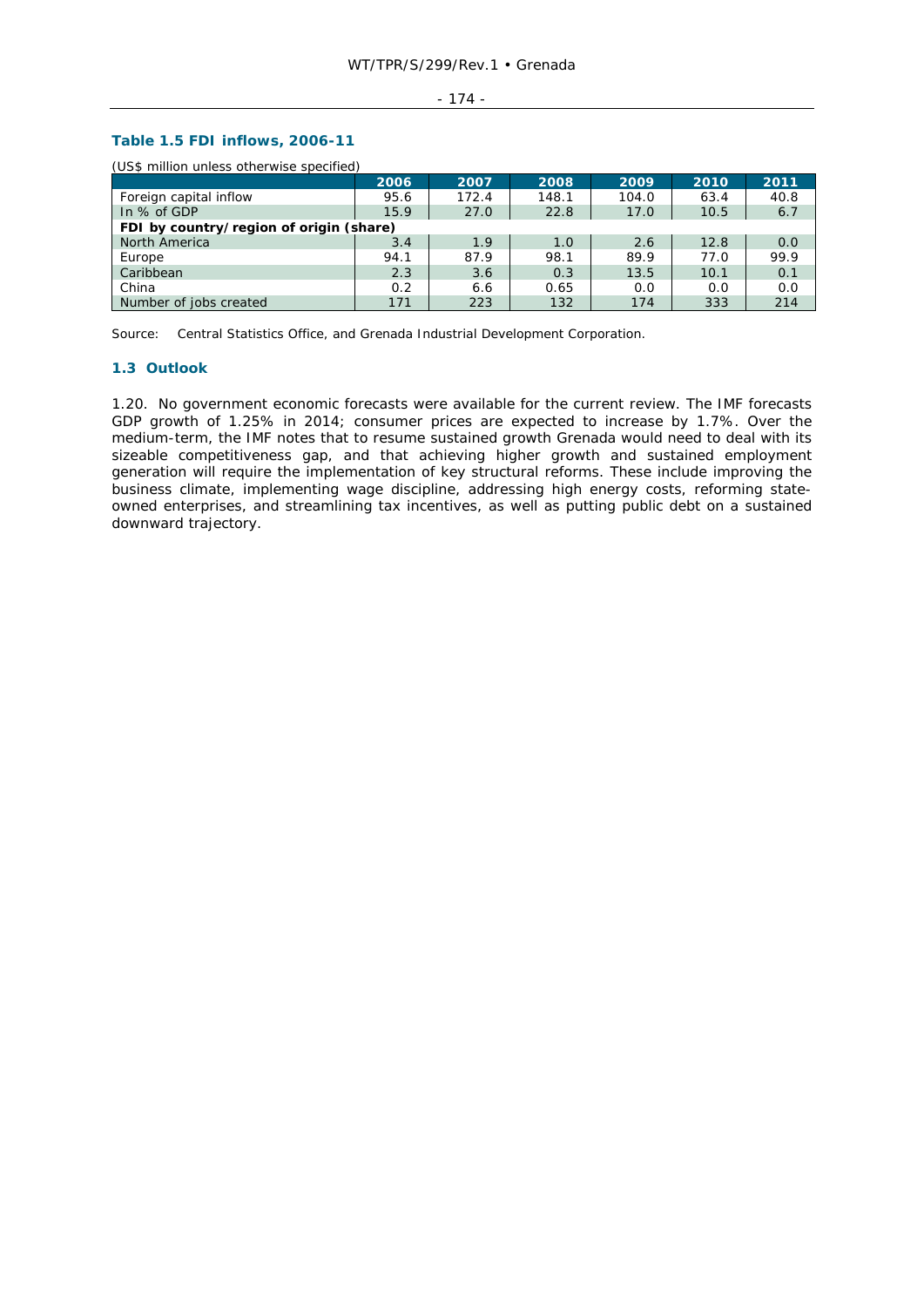**Table 1.5 FDI inflows, 2006-11**

(US$ million unless otherwise specified)

| | 2006 | 2007 | 2008 | 2009 | 2010 | 2011 |
|---|---|---|---|---|---|---|
| Foreign capital inflow | 95.6 | 172.4 | 148.1 | 104.0 | 63.4 | 40.8 |
| In % of GDP | 15.9 | 27.0 | 22.8 | 17.0 | 10.5 | 6.7 |
| **FDI by country/region of origin (share)** | | | | | | |
| North America | 3.4 | 1.9 | 1.0 | 2.6 | 12.8 | 0.0 |
| Europe | 94.1 | 87.9 | 98.1 | 89.9 | 77.0 | 99.9 |
| Caribbean | 2.3 | 3.6 | 0.3 | 13.5 | 10.1 | 0.1 |
| China | 0.2 | 6.6 | 0.65 | 0.0 | 0.0 | 0.0 |
| Number of jobs created | 171 | 223 | 132 | 174 | 333 | 214 |

Source: Central Statistics Office, and Grenada Industrial Development Corporation.

## 1.3 Outlook

1.20. No government economic forecasts were available for the current review. The IMF forecasts GDP growth of 1.25% in 2014; consumer prices are expected to increase by 1.7%. Over the medium-term, the IMF notes that to resume sustained growth Grenada would need to deal with its sizeable competitiveness gap, and that achieving higher growth and sustained employment generation will require the implementation of key structural reforms. These include improving the business climate, implementing wage discipline, addressing high energy costs, reforming state-owned enterprises, and streamlining tax incentives, as well as putting public debt on a sustained downward trajectory.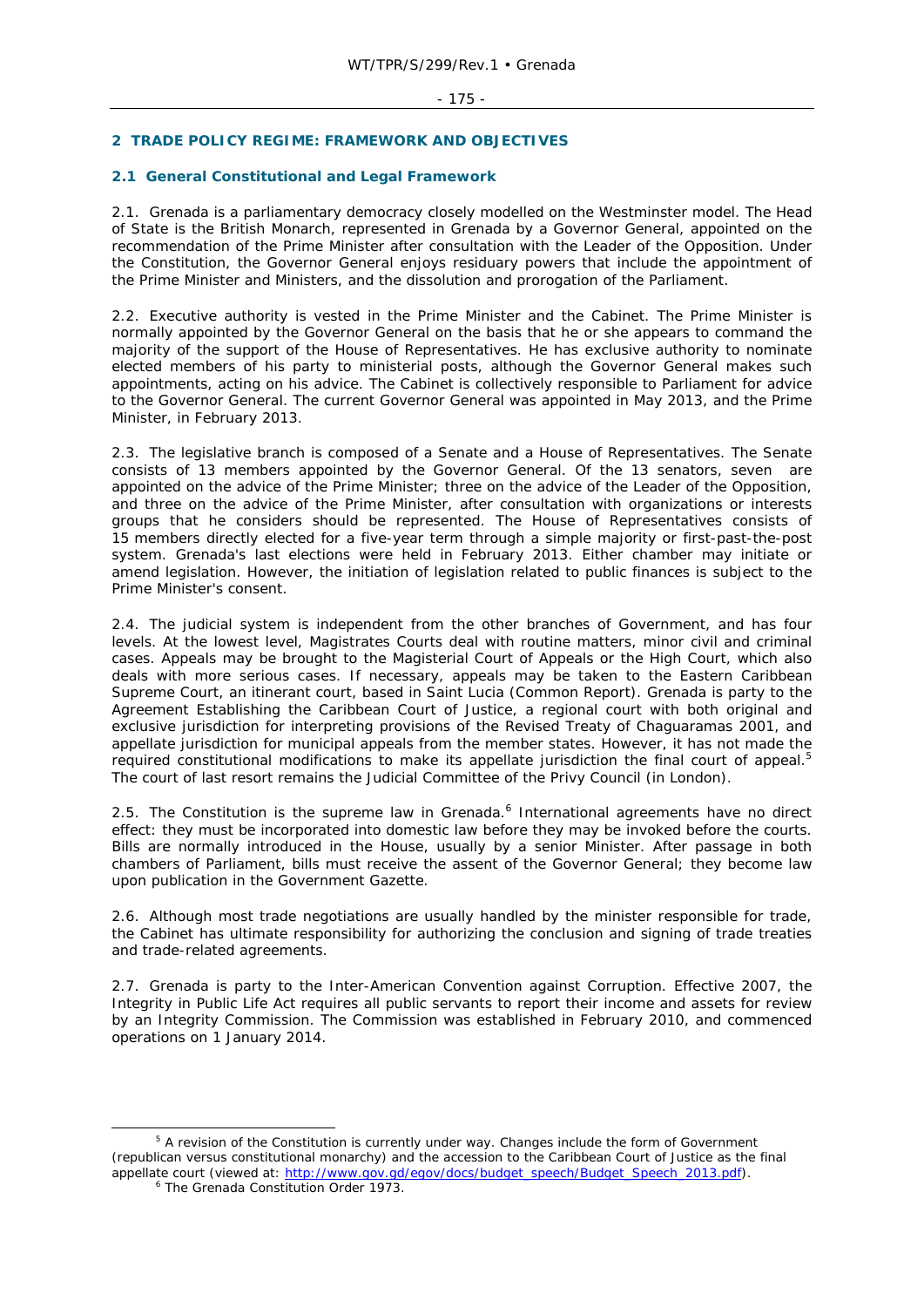## 2 TRADE POLICY REGIME: FRAMEWORK AND OBJECTIVES

### 2.1 General Constitutional and Legal Framework

2.1. Grenada is a parliamentary democracy closely modelled on the Westminster model. The Head of State is the British Monarch, represented in Grenada by a Governor General, appointed on the recommendation of the Prime Minister after consultation with the Leader of the Opposition. Under the Constitution, the Governor General enjoys residuary powers that include the appointment of the Prime Minister and Ministers, and the dissolution and prorogation of the Parliament.

2.2. Executive authority is vested in the Prime Minister and the Cabinet. The Prime Minister is normally appointed by the Governor General on the basis that he or she appears to command the majority of the support of the House of Representatives. He has exclusive authority to nominate elected members of his party to ministerial posts, although the Governor General makes such appointments, acting on his advice. The Cabinet is collectively responsible to Parliament for advice to the Governor General. The current Governor General was appointed in May 2013, and the Prime Minister, in February 2013.

2.3. The legislative branch is composed of a Senate and a House of Representatives. The Senate consists of 13 members appointed by the Governor General. Of the 13 senators, seven are appointed on the advice of the Prime Minister; three on the advice of the Leader of the Opposition, and three on the advice of the Prime Minister, after consultation with organizations or interests groups that he considers should be represented. The House of Representatives consists of 15 members directly elected for a five-year term through a simple majority or first-past-the-post system. Grenada's last elections were held in February 2013. Either chamber may initiate or amend legislation. However, the initiation of legislation related to public finances is subject to the Prime Minister's consent.

2.4. The judicial system is independent from the other branches of Government, and has four levels. At the lowest level, Magistrates Courts deal with routine matters, minor civil and criminal cases. Appeals may be brought to the Magisterial Court of Appeals or the High Court, which also deals with more serious cases. If necessary, appeals may be taken to the Eastern Caribbean Supreme Court, an itinerant court, based in Saint Lucia (Common Report). Grenada is party to the Agreement Establishing the Caribbean Court of Justice, a regional court with both original and exclusive jurisdiction for interpreting provisions of the Revised Treaty of Chaguaramas 2001, and appellate jurisdiction for municipal appeals from the member states. However, it has not made the required constitutional modifications to make its appellate jurisdiction the final court of appeal.[5] The court of last resort remains the Judicial Committee of the Privy Council (in London).

2.5. The Constitution is the supreme law in Grenada.[6] International agreements have no direct effect: they must be incorporated into domestic law before they may be invoked before the courts. Bills are normally introduced in the House, usually by a senior Minister. After passage in both chambers of Parliament, bills must receive the assent of the Governor General; they become law upon publication in the Government Gazette.

2.6. Although most trade negotiations are usually handled by the minister responsible for trade, the Cabinet has ultimate responsibility for authorizing the conclusion and signing of trade treaties and trade-related agreements.

2.7. Grenada is party to the Inter-American Convention against Corruption. Effective 2007, the Integrity in Public Life Act requires all public servants to report their income and assets for review by an Integrity Commission. The Commission was established in February 2010, and commenced operations on 1 January 2014.

---

[5] A revision of the Constitution is currently under way. Changes include the form of Government (republican versus constitutional monarchy) and the accession to the Caribbean Court of Justice as the final appellate court (viewed at: http://www.gov.gd/egov/docs/budget_speech/Budget_Speech_2013.pdf).

[6] The Grenada Constitution Order 1973.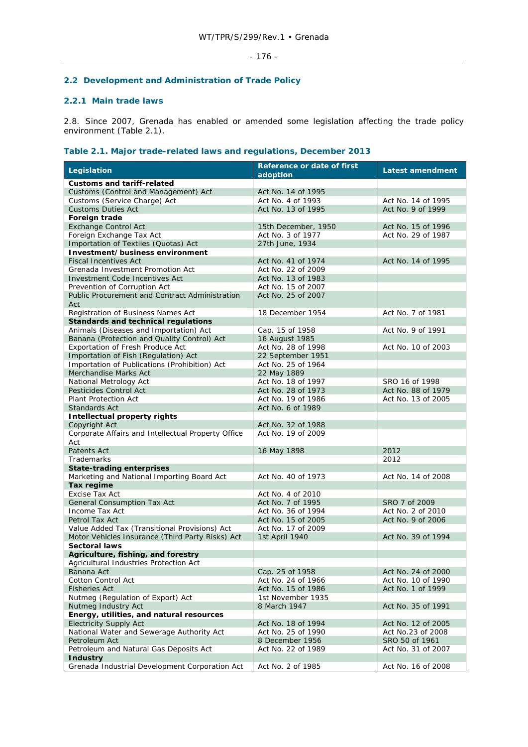## 2.2 Development and Administration of Trade Policy

### 2.2.1 Main trade laws

2.8. Since 2007, Grenada has enabled or amended some legislation affecting the trade policy environment (Table 2.1).

**Table 2.1. Major trade-related laws and regulations, December 2013**

| Legislation | Reference or date of first adoption | Latest amendment |
|---|---|---|
| **Customs and tariff-related** | | |
| Customs (Control and Management) Act | Act No. 14 of 1995 | |
| Customs (Service Charge) Act | Act No. 4 of 1993 | Act No. 14 of 1995 |
| Customs Duties Act | Act No. 13 of 1995 | Act No. 9 of 1999 |
| **Foreign trade** | | |
| Exchange Control Act | 15th December, 1950 | Act No. 15 of 1996 |
| Foreign Exchange Tax Act | Act No. 3 of 1977 | Act No. 29 of 1987 |
| Importation of Textiles (Quotas) Act | 27th June, 1934 | |
| **Investment/business environment** | | |
| Fiscal Incentives Act | Act No. 41 of 1974 | Act No. 14 of 1995 |
| Grenada Investment Promotion Act | Act No. 22 of 2009 | |
| Investment Code Incentives Act | Act No. 13 of 1983 | |
| Prevention of Corruption Act | Act No. 15 of 2007 | |
| Public Procurement and Contract Administration Act | Act No. 25 of 2007 | |
| Registration of Business Names Act | 18 December 1954 | Act No. 7 of 1981 |
| **Standards and technical regulations** | | |
| Animals (Diseases and Importation) Act | Cap. 15 of 1958 | Act No. 9 of 1991 |
| Banana (Protection and Quality Control) Act | 16 August 1985 | |
| Exportation of Fresh Produce Act | Act No. 28 of 1998 | Act No. 10 of 2003 |
| Importation of Fish (Regulation) Act | 22 September 1951 | |
| Importation of Publications (Prohibition) Act | Act No. 25 of 1964 | |
| Merchandise Marks Act | 22 May 1889 | |
| National Metrology Act | Act No. 18 of 1997 | SRO 16 of 1998 |
| Pesticides Control Act | Act No. 28 of 1973 | Act No. 88 of 1979 |
| Plant Protection Act | Act No. 19 of 1986 | Act No. 13 of 2005 |
| Standards Act | Act No. 6 of 1989 | |
| **Intellectual property rights** | | |
| Copyright Act | Act No. 32 of 1988 | |
| Corporate Affairs and Intellectual Property Office Act | Act No. 19 of 2009 | |
| Patents Act | 16 May 1898 | 2012 |
| Trademarks | | 2012 |
| **State-trading enterprises** | | |
| Marketing and National Importing Board Act | Act No. 40 of 1973 | Act No. 14 of 2008 |
| **Tax regime** | | |
| Excise Tax Act | Act No. 4 of 2010 | |
| General Consumption Tax Act | Act No. 7 of 1995 | SRO 7 of 2009 |
| Income Tax Act | Act No. 36 of 1994 | Act No. 2 of 2010 |
| Petrol Tax Act | Act No. 15 of 2005 | Act No. 9 of 2006 |
| Value Added Tax (Transitional Provisions) Act | Act No. 17 of 2009 | |
| Motor Vehicles Insurance (Third Party Risks) Act | 1st April 1940 | Act No. 39 of 1994 |
| **Sectoral laws** | | |
| **Agriculture, fishing, and forestry** | | |
| Agricultural Industries Protection Act | | |
| Banana Act | Cap. 25 of 1958 | Act No. 24 of 2000 |
| Cotton Control Act | Act No. 24 of 1966 | Act No. 10 of 1990 |
| Fisheries Act | Act No. 15 of 1986 | Act No. 1 of 1999 |
| Nutmeg (Regulation of Export) Act | 1st November 1935 | |
| Nutmeg Industry Act | 8 March 1947 | Act No. 35 of 1991 |
| **Energy, utilities, and natural resources** | | |
| Electricity Supply Act | Act No. 18 of 1994 | Act No. 12 of 2005 |
| National Water and Sewerage Authority Act | Act No. 25 of 1990 | Act No.23 of 2008 |
| Petroleum Act | 8 December 1956 | SRO 50 of 1961 |
| Petroleum and Natural Gas Deposits Act | Act No. 22 of 1989 | Act No. 31 of 2007 |
| **Industry** | | |
| Grenada Industrial Development Corporation Act | Act No. 2 of 1985 | Act No. 16 of 2008 |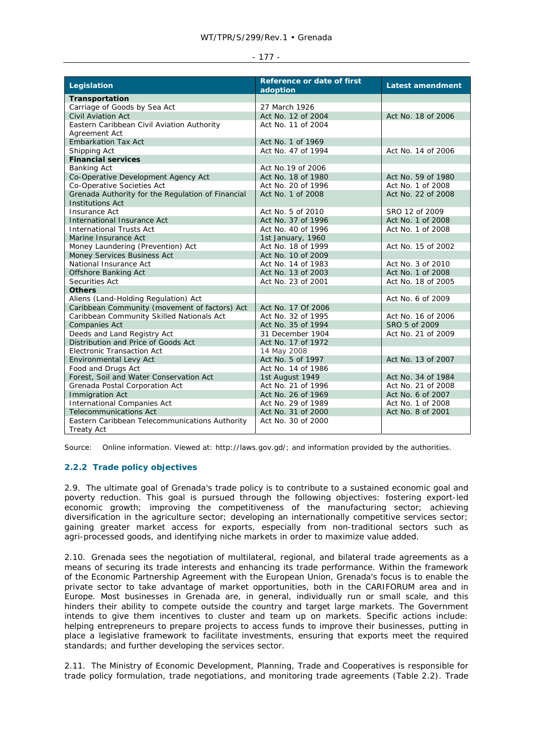| Legislation | Reference or date of first adoption | Latest amendment |
|---|---|---|
| **Transportation** | | |
| Carriage of Goods by Sea Act | 27 March 1926 | |
| Civil Aviation Act | Act No. 12 of 2004 | Act No. 18 of 2006 |
| Eastern Caribbean Civil Aviation Authority Agreement Act | Act No. 11 of 2004 | |
| Embarkation Tax Act | Act No. 1 of 1969 | |
| Shipping Act | Act No. 47 of 1994 | Act No. 14 of 2006 |
| **Financial services** | | |
| Banking Act | Act No.19 of 2006 | |
| Co-Operative Development Agency Act | Act No. 18 of 1980 | Act No. 59 of 1980 |
| Co-Operative Societies Act | Act No. 20 of 1996 | Act No. 1 of 2008 |
| Grenada Authority for the Regulation of Financial Institutions Act | Act No. 1 of 2008 | Act No. 22 of 2008 |
| Insurance Act | Act No. 5 of 2010 | SRO 12 of 2009 |
| International Insurance Act | Act No. 37 of 1996 | Act No. 1 of 2008 |
| International Trusts Act | Act No. 40 of 1996 | Act No. 1 of 2008 |
| Marine Insurance Act | 1st January, 1960 | |
| Money Laundering (Prevention) Act | Act No. 18 of 1999 | Act No. 15 of 2002 |
| Money Services Business Act | Act No. 10 of 2009 | |
| National Insurance Act | Act No. 14 of 1983 | Act No. 3 of 2010 |
| Offshore Banking Act | Act No. 13 of 2003 | Act No. 1 of 2008 |
| Securities Act | Act No. 23 of 2001 | Act No. 18 of 2005 |
| **Others** | | |
| Aliens (Land-Holding Regulation) Act | | Act No. 6 of 2009 |
| Caribbean Community (movement of factors) Act | Act No. 17 Of 2006 | |
| Caribbean Community Skilled Nationals Act | Act No. 32 of 1995 | Act No. 16 of 2006 |
| Companies Act | Act No. 35 of 1994 | SRO 5 of 2009 |
| Deeds and Land Registry Act | 31 December 1904 | Act No. 21 of 2009 |
| Distribution and Price of Goods Act | Act No. 17 of 1972 | |
| Electronic Transaction Act | 14 May 2008 | |
| Environmental Levy Act | Act No. 5 of 1997 | Act No. 13 of 2007 |
| Food and Drugs Act | Act No. 14 of 1986 | |
| Forest, Soil and Water Conservation Act | 1st August 1949 | Act No. 34 of 1984 |
| Grenada Postal Corporation Act | Act No. 21 of 1996 | Act No. 21 of 2008 |
| Immigration Act | Act No. 26 of 1969 | Act No. 6 of 2007 |
| International Companies Act | Act No. 29 of 1989 | Act No. 1 of 2008 |
| Telecommunications Act | Act No. 31 of 2000 | Act No. 8 of 2001 |
| Eastern Caribbean Telecommunications Authority Treaty Act | Act No. 30 of 2000 | |

Source: Online information. Viewed at: http://laws.gov.gd/; and information provided by the authorities.

### 2.2.2 Trade policy objectives

2.9. The ultimate goal of Grenada's trade policy is to contribute to a sustained economic goal and poverty reduction. This goal is pursued through the following objectives: fostering export-led economic growth; improving the competitiveness of the manufacturing sector; achieving diversification in the agriculture sector; developing an internationally competitive services sector; gaining greater market access for exports, especially from non-traditional sectors such as agri-processed goods, and identifying niche markets in order to maximize value added.

2.10. Grenada sees the negotiation of multilateral, regional, and bilateral trade agreements as a means of securing its trade interests and enhancing its trade performance. Within the framework of the Economic Partnership Agreement with the European Union, Grenada's focus is to enable the private sector to take advantage of market opportunities, both in the CARIFORUM area and in Europe. Most businesses in Grenada are, in general, individually run or small scale, and this hinders their ability to compete outside the country and target large markets. The Government intends to give them incentives to cluster and team up on markets. Specific actions include: helping entrepreneurs to prepare projects to access funds to improve their businesses, putting in place a legislative framework to facilitate investments, ensuring that exports meet the required standards; and further developing the services sector.

2.11. The Ministry of Economic Development, Planning, Trade and Cooperatives is responsible for trade policy formulation, trade negotiations, and monitoring trade agreements (Table 2.2). Trade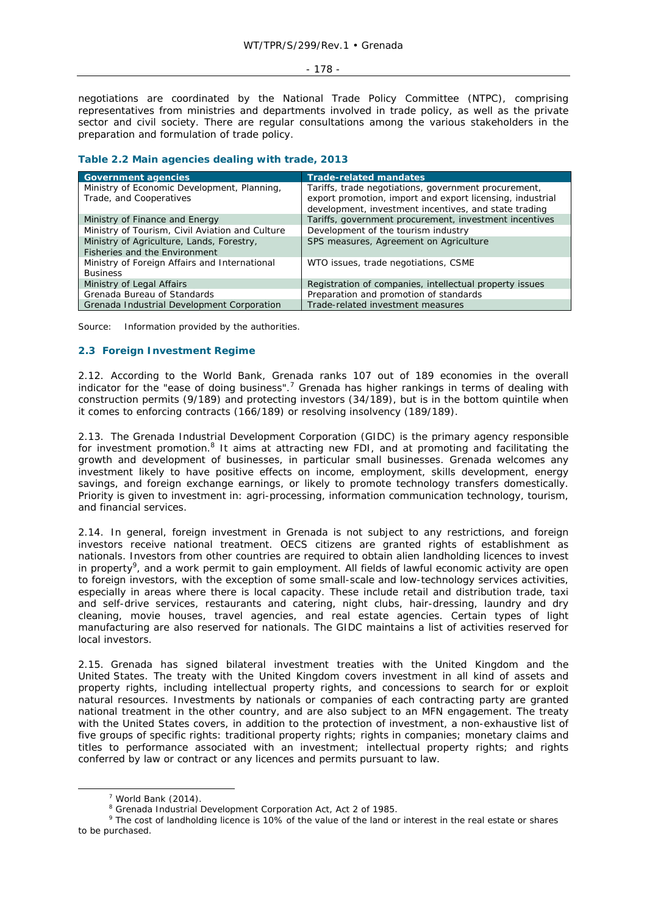negotiations are coordinated by the National Trade Policy Committee (NTPC), comprising representatives from ministries and departments involved in trade policy, as well as the private sector and civil society. There are regular consultations among the various stakeholders in the preparation and formulation of trade policy.

### Table 2.2 Main agencies dealing with trade, 2013

| Government agencies | Trade-related mandates |
|---|---|
| Ministry of Economic Development, Planning, Trade, and Cooperatives | Tariffs, trade negotiations, government procurement, export promotion, import and export licensing, industrial development, investment incentives, and state trading |
| Ministry of Finance and Energy | Tariffs, government procurement, investment incentives |
| Ministry of Tourism, Civil Aviation and Culture | Development of the tourism industry |
| Ministry of Agriculture, Lands, Forestry, Fisheries and the Environment | SPS measures, Agreement on Agriculture |
| Ministry of Foreign Affairs and International Business | WTO issues, trade negotiations, CSME |
| Ministry of Legal Affairs | Registration of companies, intellectual property issues |
| Grenada Bureau of Standards | Preparation and promotion of standards |
| Grenada Industrial Development Corporation | Trade-related investment measures |

Source: Information provided by the authorities.

## 2.3 Foreign Investment Regime

2.12. According to the World Bank, Grenada ranks 107 out of 189 economies in the overall indicator for the "ease of doing business".[7] Grenada has higher rankings in terms of dealing with construction permits (9/189) and protecting investors (34/189), but is in the bottom quintile when it comes to enforcing contracts (166/189) or resolving insolvency (189/189).

2.13. The Grenada Industrial Development Corporation (GIDC) is the primary agency responsible for investment promotion.[8] It aims at attracting new FDI, and at promoting and facilitating the growth and development of businesses, in particular small businesses. Grenada welcomes any investment likely to have positive effects on income, employment, skills development, energy savings, and foreign exchange earnings, or likely to promote technology transfers domestically. Priority is given to investment in: agri-processing, information communication technology, tourism, and financial services.

2.14. In general, foreign investment in Grenada is not subject to any restrictions, and foreign investors receive national treatment. OECS citizens are granted rights of establishment as nationals. Investors from other countries are required to obtain alien landholding licences to invest in property[9], and a work permit to gain employment. All fields of lawful economic activity are open to foreign investors, with the exception of some small-scale and low-technology services activities, especially in areas where there is local capacity. These include retail and distribution trade, taxi and self-drive services, restaurants and catering, night clubs, hair-dressing, laundry and dry cleaning, movie houses, travel agencies, and real estate agencies. Certain types of light manufacturing are also reserved for nationals. The GIDC maintains a list of activities reserved for local investors.

2.15. Grenada has signed bilateral investment treaties with the United Kingdom and the United States. The treaty with the United Kingdom covers investment in all kind of assets and property rights, including intellectual property rights, and concessions to search for or exploit natural resources. Investments by nationals or companies of each contracting party are granted national treatment in the other country, and are also subject to an MFN engagement. The treaty with the United States covers, in addition to the protection of investment, a non-exhaustive list of five groups of specific rights: traditional property rights; rights in companies; monetary claims and titles to performance associated with an investment; intellectual property rights; and rights conferred by law or contract or any licences and permits pursuant to law.

---

[7] World Bank (2014).

[8] Grenada Industrial Development Corporation Act, Act 2 of 1985.

[9] The cost of landholding licence is 10% of the value of the land or interest in the real estate or shares to be purchased.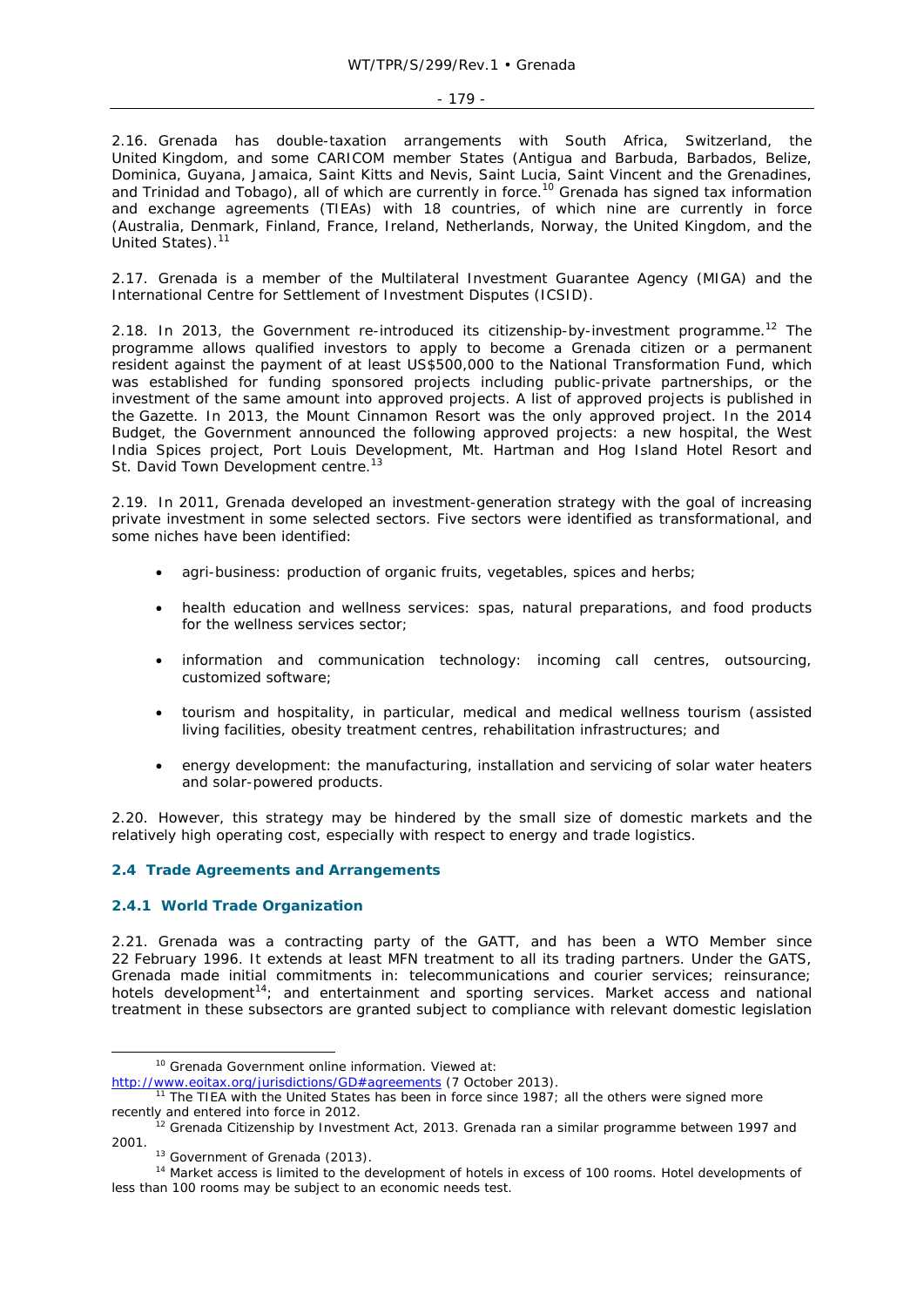2.16. Grenada has double-taxation arrangements with South Africa, Switzerland, the United Kingdom, and some CARICOM member States (Antigua and Barbuda, Barbados, Belize, Dominica, Guyana, Jamaica, Saint Kitts and Nevis, Saint Lucia, Saint Vincent and the Grenadines, and Trinidad and Tobago), all of which are currently in force.[10] Grenada has signed tax information and exchange agreements (TIEAs) with 18 countries, of which nine are currently in force (Australia, Denmark, Finland, France, Ireland, Netherlands, Norway, the United Kingdom, and the United States).[11]

2.17. Grenada is a member of the Multilateral Investment Guarantee Agency (MIGA) and the International Centre for Settlement of Investment Disputes (ICSID).

2.18. In 2013, the Government re-introduced its citizenship-by-investment programme.[12] The programme allows qualified investors to apply to become a Grenada citizen or a permanent resident against the payment of at least US$500,000 to the National Transformation Fund, which was established for funding sponsored projects including public-private partnerships, or the investment of the same amount into approved projects. A list of approved projects is published in the Gazette. In 2013, the Mount Cinnamon Resort was the only approved project. In the 2014 Budget, the Government announced the following approved projects: a new hospital, the West India Spices project, Port Louis Development, Mt. Hartman and Hog Island Hotel Resort and St. David Town Development centre.[13]

2.19. In 2011, Grenada developed an investment-generation strategy with the goal of increasing private investment in some selected sectors. Five sectors were identified as transformational, and some niches have been identified:

- agri-business: production of organic fruits, vegetables, spices and herbs;
- health education and wellness services: spas, natural preparations, and food products for the wellness services sector;
- information and communication technology: incoming call centres, outsourcing, customized software;
- tourism and hospitality, in particular, medical and medical wellness tourism (assisted living facilities, obesity treatment centres, rehabilitation infrastructures; and
- energy development: the manufacturing, installation and servicing of solar water heaters and solar-powered products.

2.20. However, this strategy may be hindered by the small size of domestic markets and the relatively high operating cost, especially with respect to energy and trade logistics.

## 2.4 Trade Agreements and Arrangements

### 2.4.1 World Trade Organization

2.21. Grenada was a contracting party of the GATT, and has been a WTO Member since 22 February 1996. It extends at least MFN treatment to all its trading partners. Under the GATS, Grenada made initial commitments in: telecommunications and courier services; reinsurance; hotels development[14]; and entertainment and sporting services. Market access and national treatment in these subsectors are granted subject to compliance with relevant domestic legislation

---

[10] Grenada Government online information. Viewed at: http://www.eoitax.org/jurisdictions/GD#agreements (7 October 2013).

[11] The TIEA with the United States has been in force since 1987; all the others were signed more recently and entered into force in 2012.

[12] Grenada Citizenship by Investment Act, 2013. Grenada ran a similar programme between 1997 and 2001.

[13] Government of Grenada (2013).

[14] Market access is limited to the development of hotels in excess of 100 rooms. Hotel developments of less than 100 rooms may be subject to an economic needs test.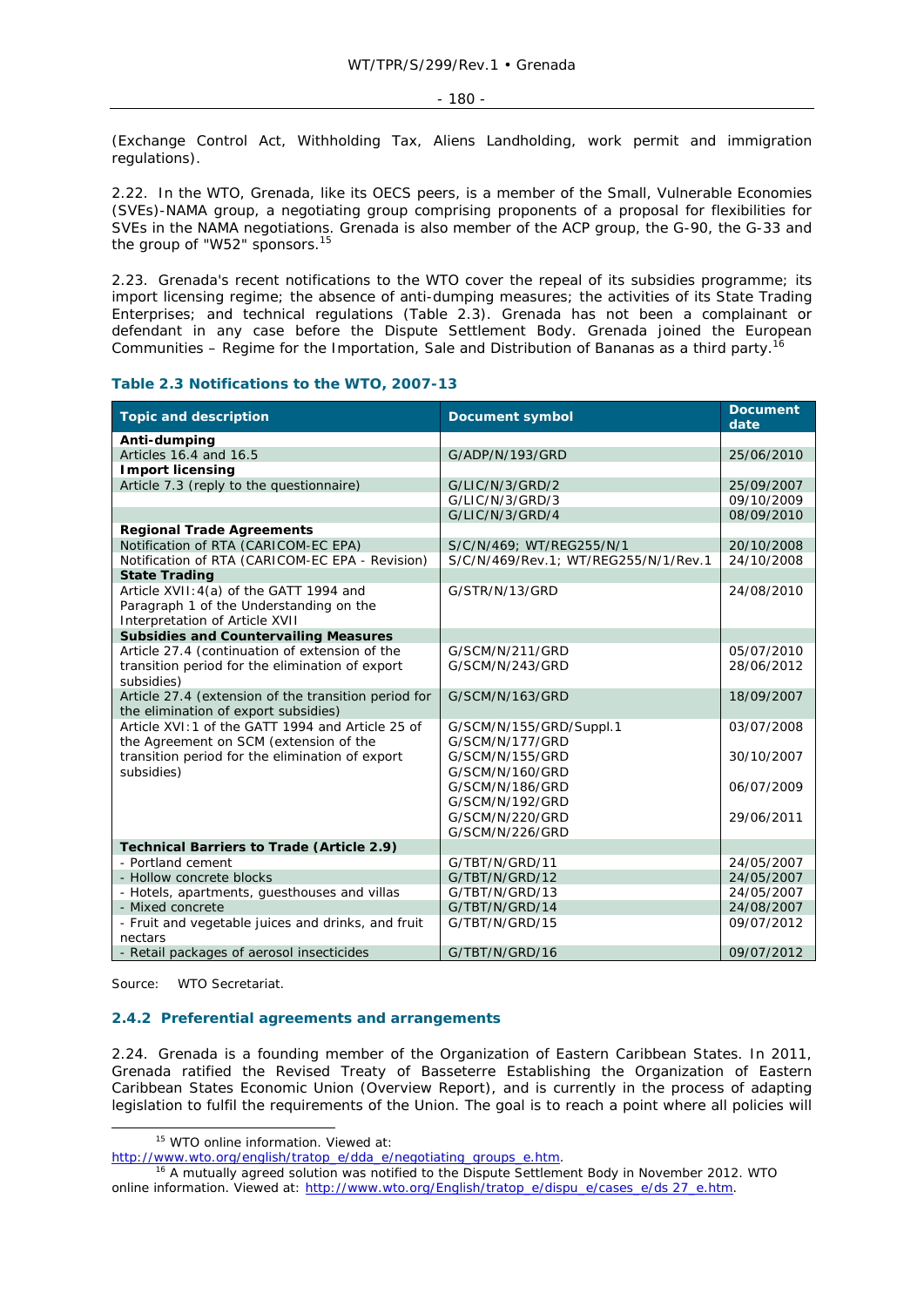(Exchange Control Act, Withholding Tax, Aliens Landholding, work permit and immigration regulations).

2.22. In the WTO, Grenada, like its OECS peers, is a member of the Small, Vulnerable Economies (SVEs)-NAMA group, a negotiating group comprising proponents of a proposal for flexibilities for SVEs in the NAMA negotiations. Grenada is also member of the ACP group, the G-90, the G-33 and the group of "W52" sponsors.[15]

2.23. Grenada's recent notifications to the WTO cover the repeal of its subsidies programme; its import licensing regime; the absence of anti-dumping measures; the activities of its State Trading Enterprises; and technical regulations (Table 2.3). Grenada has not been a complainant or defendant in any case before the Dispute Settlement Body. Grenada joined the European Communities – Regime for the Importation, Sale and Distribution of Bananas as a third party.[16]

**Table 2.3 Notifications to the WTO, 2007-13**

| Topic and description | Document symbol | Document date |
|---|---|---|
| **Anti-dumping** | | |
| Articles 16.4 and 16.5 | G/ADP/N/193/GRD | 25/06/2010 |
| **Import licensing** | | |
| Article 7.3 (reply to the questionnaire) | G/LIC/N/3/GRD/2 | 25/09/2007 |
| | G/LIC/N/3/GRD/3 | 09/10/2009 |
| | G/LIC/N/3/GRD/4 | 08/09/2010 |
| **Regional Trade Agreements** | | |
| Notification of RTA (CARICOM-EC EPA) | S/C/N/469; WT/REG255/N/1 | 20/10/2008 |
| Notification of RTA (CARICOM-EC EPA - Revision) | S/C/N/469/Rev.1; WT/REG255/N/1/Rev.1 | 24/10/2008 |
| **State Trading** | | |
| Article XVII:4(a) of the GATT 1994 and Paragraph 1 of the Understanding on the Interpretation of Article XVII | G/STR/N/13/GRD | 24/08/2010 |
| **Subsidies and Countervailing Measures** | | |
| Article 27.4 (continuation of extension of the transition period for the elimination of export subsidies) | G/SCM/N/211/GRD<br>G/SCM/N/243/GRD | 05/07/2010<br>28/06/2012 |
| Article 27.4 (extension of the transition period for the elimination of export subsidies) | G/SCM/N/163/GRD | 18/09/2007 |
| Article XVI:1 of the GATT 1994 and Article 25 of the Agreement on SCM (extension of the transition period for the elimination of export subsidies) | G/SCM/N/155/GRD/Suppl.1<br>G/SCM/N/177/GRD<br>G/SCM/N/155/GRD<br>G/SCM/N/160/GRD<br>G/SCM/N/186/GRD<br>G/SCM/N/192/GRD<br>G/SCM/N/220/GRD<br>G/SCM/N/226/GRD | 03/07/2008<br><br>30/10/2007<br><br>06/07/2009<br><br>29/06/2011 |
| **Technical Barriers to Trade (Article 2.9)** | | |
| - Portland cement | G/TBT/N/GRD/11 | 24/05/2007 |
| - Hollow concrete blocks | G/TBT/N/GRD/12 | 24/05/2007 |
| - Hotels, apartments, guesthouses and villas | G/TBT/N/GRD/13 | 24/05/2007 |
| - Mixed concrete | G/TBT/N/GRD/14 | 24/08/2007 |
| - Fruit and vegetable juices and drinks, and fruit nectars | G/TBT/N/GRD/15 | 09/07/2012 |
| - Retail packages of aerosol insecticides | G/TBT/N/GRD/16 | 09/07/2012 |

Source: WTO Secretariat.

### 2.4.2 Preferential agreements and arrangements

2.24. Grenada is a founding member of the Organization of Eastern Caribbean States. In 2011, Grenada ratified the Revised Treaty of Basseterre Establishing the Organization of Eastern Caribbean States Economic Union (Overview Report), and is currently in the process of adapting legislation to fulfil the requirements of the Union. The goal is to reach a point where all policies will

---

[15] WTO online information. Viewed at: http://www.wto.org/english/tratop_e/dda_e/negotiating_groups_e.htm.

[16] A mutually agreed solution was notified to the Dispute Settlement Body in November 2012. WTO online information. Viewed at: http://www.wto.org/English/tratop_e/dispu_e/cases_e/ds 27_e.htm.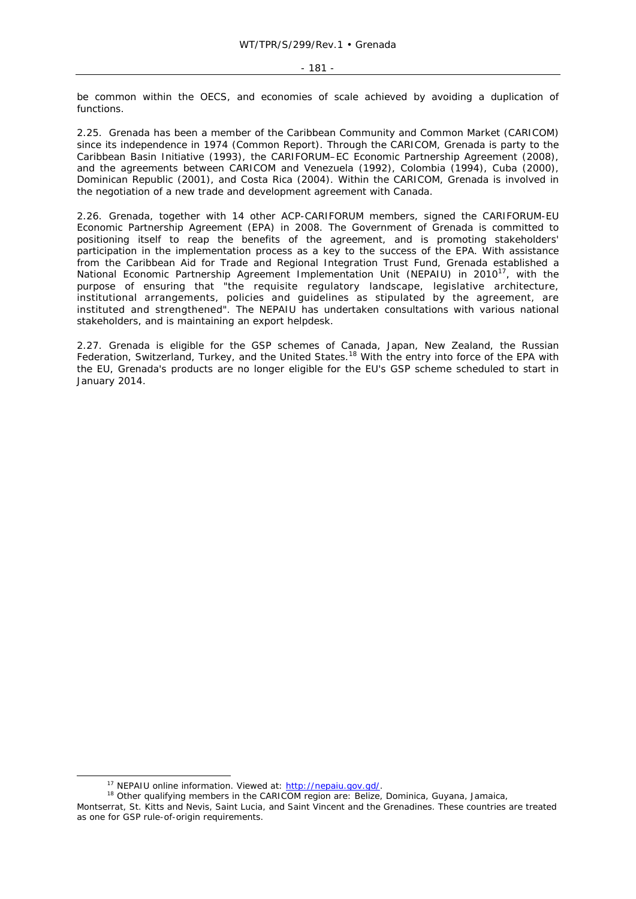be common within the OECS, and economies of scale achieved by avoiding a duplication of functions.

2.25. Grenada has been a member of the Caribbean Community and Common Market (CARICOM) since its independence in 1974 (Common Report). Through the CARICOM, Grenada is party to the Caribbean Basin Initiative (1993), the CARIFORUM–EC Economic Partnership Agreement (2008), and the agreements between CARICOM and Venezuela (1992), Colombia (1994), Cuba (2000), Dominican Republic (2001), and Costa Rica (2004). Within the CARICOM, Grenada is involved in the negotiation of a new trade and development agreement with Canada.

2.26. Grenada, together with 14 other ACP-CARIFORUM members, signed the CARIFORUM-EU Economic Partnership Agreement (EPA) in 2008. The Government of Grenada is committed to positioning itself to reap the benefits of the agreement, and is promoting stakeholders' participation in the implementation process as a key to the success of the EPA. With assistance from the Caribbean Aid for Trade and Regional Integration Trust Fund, Grenada established a National Economic Partnership Agreement Implementation Unit (NEPAIU) in 2010[17], with the purpose of ensuring that "the requisite regulatory landscape, legislative architecture, institutional arrangements, policies and guidelines as stipulated by the agreement, are instituted and strengthened". The NEPAIU has undertaken consultations with various national stakeholders, and is maintaining an export helpdesk.

2.27. Grenada is eligible for the GSP schemes of Canada, Japan, New Zealand, the Russian Federation, Switzerland, Turkey, and the United States.[18] With the entry into force of the EPA with the EU, Grenada's products are no longer eligible for the EU's GSP scheme scheduled to start in January 2014.

---

[17] NEPAIU online information. Viewed at: http://nepaiu.gov.gd/.

[18] Other qualifying members in the CARICOM region are: Belize, Dominica, Guyana, Jamaica, Montserrat, St. Kitts and Nevis, Saint Lucia, and Saint Vincent and the Grenadines. These countries are treated as one for GSP rule-of-origin requirements.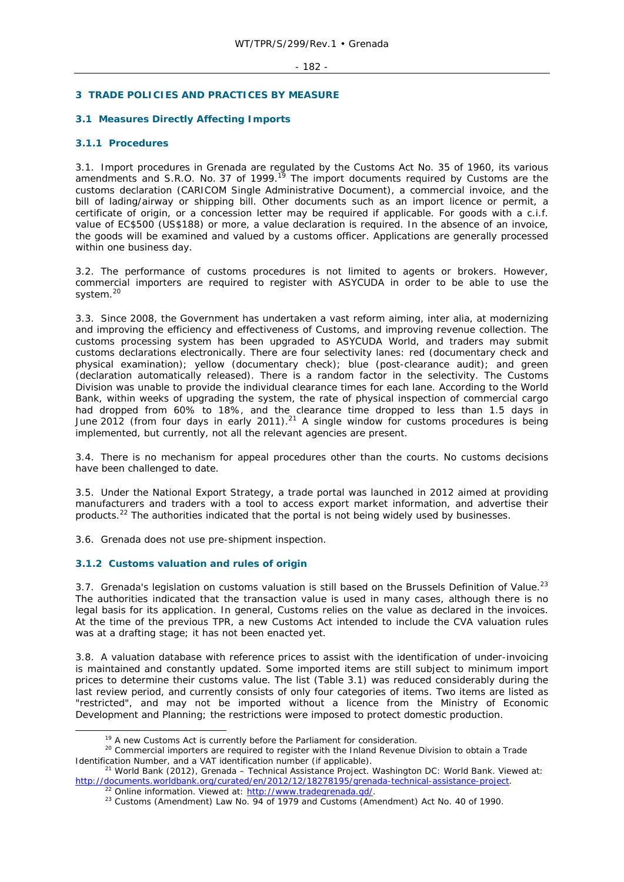# 3 TRADE POLICIES AND PRACTICES BY MEASURE

## 3.1 Measures Directly Affecting Imports

### 3.1.1 Procedures

3.1. Import procedures in Grenada are regulated by the Customs Act No. 35 of 1960, its various amendments and S.R.O. No. 37 of 1999.[19] The import documents required by Customs are the customs declaration (CARICOM Single Administrative Document), a commercial invoice, and the bill of lading/airway or shipping bill. Other documents such as an import licence or permit, a certificate of origin, or a concession letter may be required if applicable. For goods with a c.i.f. value of EC$500 (US$188) or more, a value declaration is required. In the absence of an invoice, the goods will be examined and valued by a customs officer. Applications are generally processed within one business day.

3.2. The performance of customs procedures is not limited to agents or brokers. However, commercial importers are required to register with ASYCUDA in order to be able to use the system.[20]

3.3. Since 2008, the Government has undertaken a vast reform aiming, inter alia, at modernizing and improving the efficiency and effectiveness of Customs, and improving revenue collection. The customs processing system has been upgraded to ASYCUDA World, and traders may submit customs declarations electronically. There are four selectivity lanes: red (documentary check and physical examination); yellow (documentary check); blue (post-clearance audit); and green (declaration automatically released). There is a random factor in the selectivity. The Customs Division was unable to provide the individual clearance times for each lane. According to the World Bank, within weeks of upgrading the system, the rate of physical inspection of commercial cargo had dropped from 60% to 18%, and the clearance time dropped to less than 1.5 days in June 2012 (from four days in early 2011).[21] A single window for customs procedures is being implemented, but currently, not all the relevant agencies are present.

3.4. There is no mechanism for appeal procedures other than the courts. No customs decisions have been challenged to date.

3.5. Under the National Export Strategy, a trade portal was launched in 2012 aimed at providing manufacturers and traders with a tool to access export market information, and advertise their products.[22] The authorities indicated that the portal is not being widely used by businesses.

3.6. Grenada does not use pre-shipment inspection.

### 3.1.2 Customs valuation and rules of origin

3.7. Grenada's legislation on customs valuation is still based on the Brussels Definition of Value.[23] The authorities indicated that the transaction value is used in many cases, although there is no legal basis for its application. In general, Customs relies on the value as declared in the invoices. At the time of the previous TPR, a new Customs Act intended to include the CVA valuation rules was at a drafting stage; it has not been enacted yet.

3.8. A valuation database with reference prices to assist with the identification of under-invoicing is maintained and constantly updated. Some imported items are still subject to minimum import prices to determine their customs value. The list (Table 3.1) was reduced considerably during the last review period, and currently consists of only four categories of items. Two items are listed as "restricted", and may not be imported without a licence from the Ministry of Economic Development and Planning; the restrictions were imposed to protect domestic production.

---

[19] A new Customs Act is currently before the Parliament for consideration.

[20] Commercial importers are required to register with the Inland Revenue Division to obtain a Trade Identification Number, and a VAT identification number (if applicable).

[21] World Bank (2012), Grenada – Technical Assistance Project. Washington DC: World Bank. Viewed at: http://documents.worldbank.org/curated/en/2012/12/18278195/grenada-technical-assistance-project.

[22] Online information. Viewed at: http://www.tradegrenada.gd/.

[23] Customs (Amendment) Law No. 94 of 1979 and Customs (Amendment) Act No. 40 of 1990.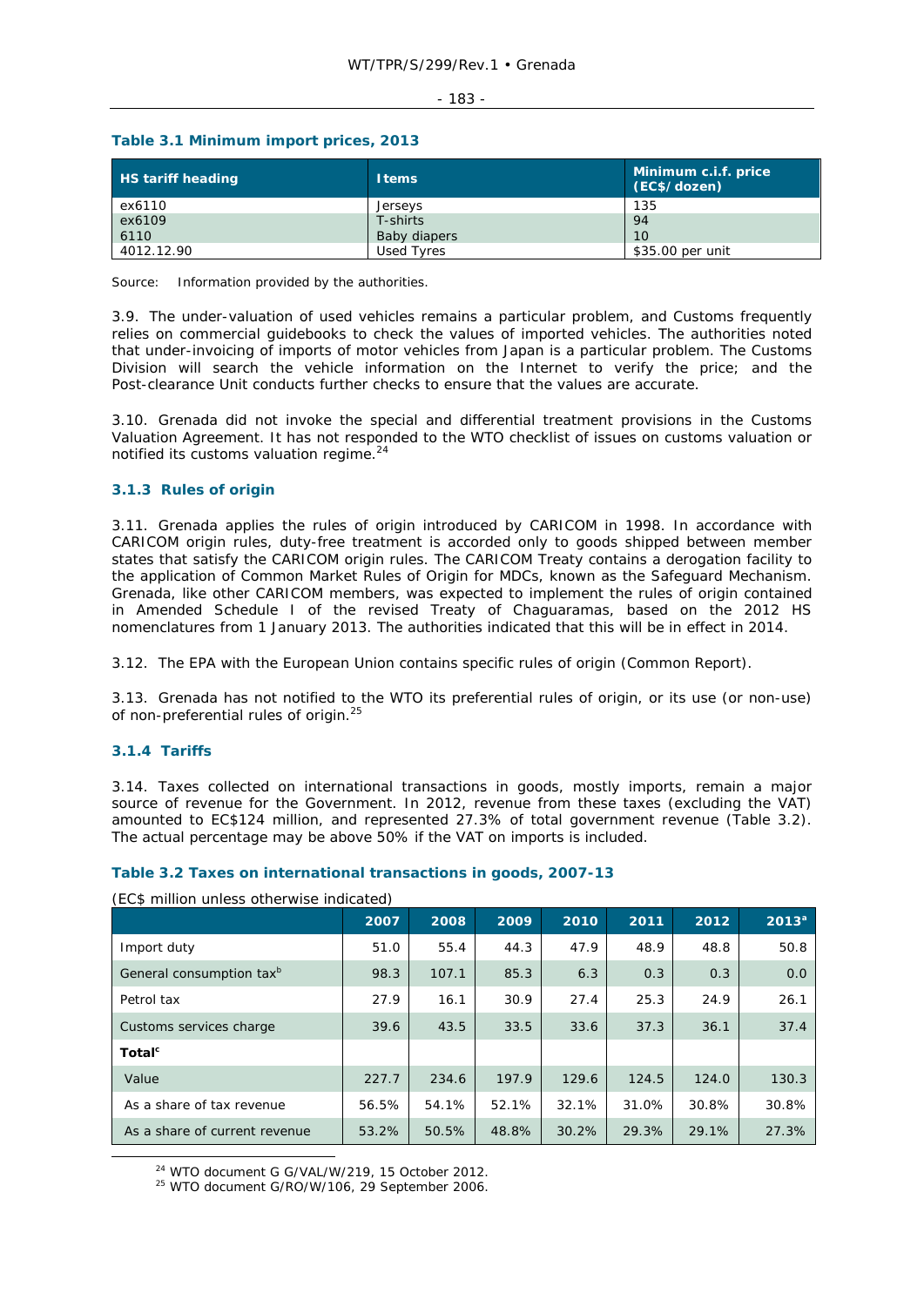**Table 3.1 Minimum import prices, 2013**

| HS tariff heading | Items | Minimum c.i.f. price (EC$/dozen) |
|---|---|---|
| ex6110 | Jerseys | 135 |
| ex6109 | T-shirts | 94 |
| 6110 | Baby diapers | 10 |
| 4012.12.90 | Used Tyres | $35.00 per unit |

Source: Information provided by the authorities.

3.9. The under-valuation of used vehicles remains a particular problem, and Customs frequently relies on commercial guidebooks to check the values of imported vehicles. The authorities noted that under-invoicing of imports of motor vehicles from Japan is a particular problem. The Customs Division will search the vehicle information on the Internet to verify the price; and the Post-clearance Unit conducts further checks to ensure that the values are accurate.

3.10. Grenada did not invoke the special and differential treatment provisions in the Customs Valuation Agreement. It has not responded to the WTO checklist of issues on customs valuation or notified its customs valuation regime.[24]

### 3.1.3 Rules of origin

3.11. Grenada applies the rules of origin introduced by CARICOM in 1998. In accordance with CARICOM origin rules, duty-free treatment is accorded only to goods shipped between member states that satisfy the CARICOM origin rules. The CARICOM Treaty contains a derogation facility to the application of Common Market Rules of Origin for MDCs, known as the Safeguard Mechanism. Grenada, like other CARICOM members, was expected to implement the rules of origin contained in Amended Schedule I of the revised Treaty of Chaguaramas, based on the 2012 HS nomenclatures from 1 January 2013. The authorities indicated that this will be in effect in 2014.

3.12. The EPA with the European Union contains specific rules of origin (Common Report).

3.13. Grenada has not notified to the WTO its preferential rules of origin, or its use (or non-use) of non-preferential rules of origin.[25]

### 3.1.4 Tariffs

3.14. Taxes collected on international transactions in goods, mostly imports, remain a major source of revenue for the Government. In 2012, revenue from these taxes (excluding the VAT) amounted to EC$124 million, and represented 27.3% of total government revenue (Table 3.2). The actual percentage may be above 50% if the VAT on imports is included.

**Table 3.2 Taxes on international transactions in goods, 2007-13**

(EC$ million unless otherwise indicated)

| | 2007 | 2008 | 2009 | 2010 | 2011 | 2012 | 2013[a] |
|---|---|---|---|---|---|---|---|
| Import duty | 51.0 | 55.4 | 44.3 | 47.9 | 48.9 | 48.8 | 50.8 |
| General consumption tax[b] | 98.3 | 107.1 | 85.3 | 6.3 | 0.3 | 0.3 | 0.0 |
| Petrol tax | 27.9 | 16.1 | 30.9 | 27.4 | 25.3 | 24.9 | 26.1 |
| Customs services charge | 39.6 | 43.5 | 33.5 | 33.6 | 37.3 | 36.1 | 37.4 |
| **Total[c]** | | | | | | | |
| Value | 227.7 | 234.6 | 197.9 | 129.6 | 124.5 | 124.0 | 130.3 |
| As a share of tax revenue | 56.5% | 54.1% | 52.1% | 32.1% | 31.0% | 30.8% | 30.8% |
| As a share of current revenue | 53.2% | 50.5% | 48.8% | 30.2% | 29.3% | 29.1% | 27.3% |

[24] WTO document G G/VAL/W/219, 15 October 2012.

[25] WTO document G/RO/W/106, 29 September 2006.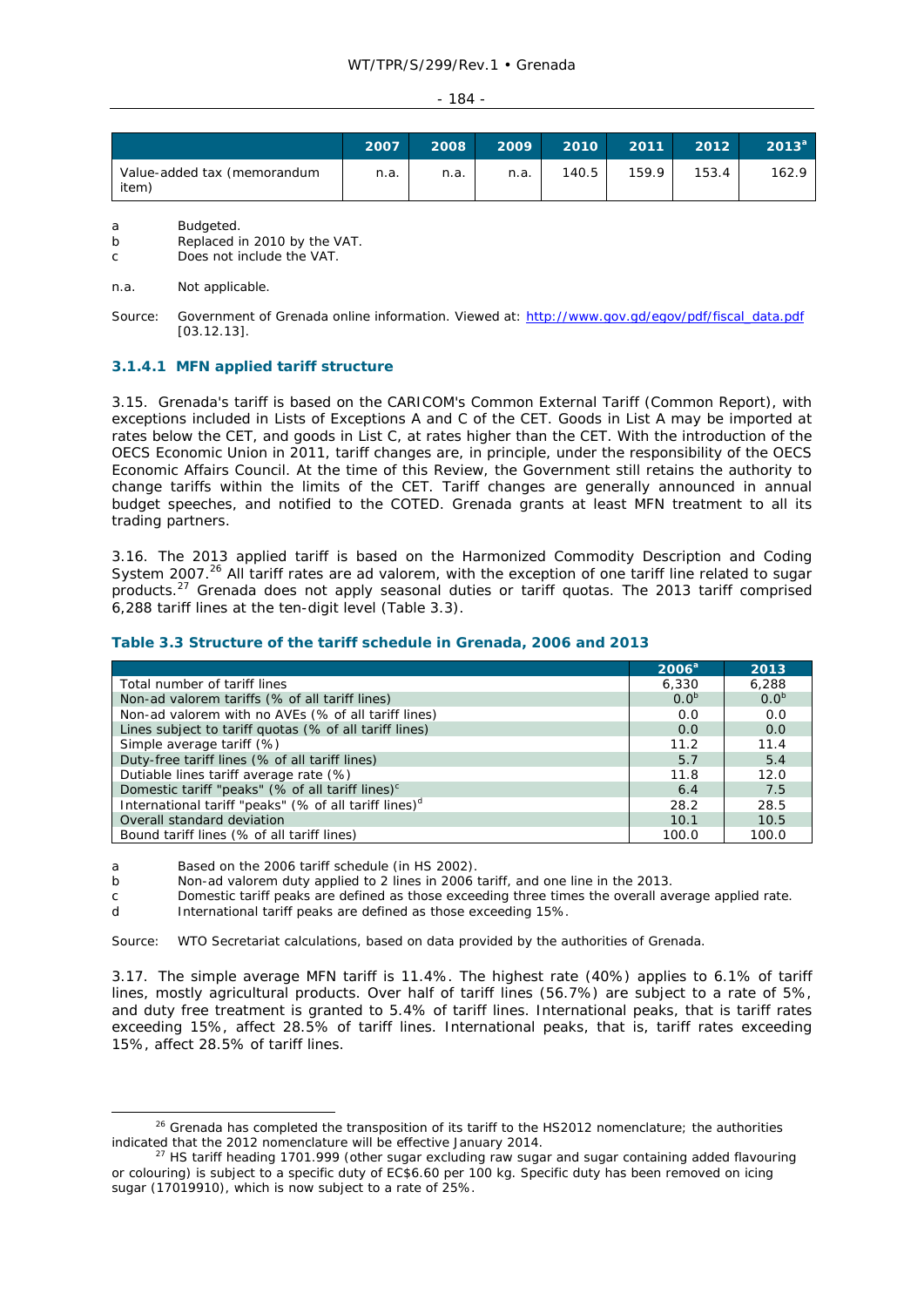| | 2007 | 2008 | 2009 | 2010 | 2011 | 2012 | 2013[a] |
|---|---|---|---|---|---|---|---|
| Value-added tax (memorandum item) | n.a. | n.a. | n.a. | 140.5 | 159.9 | 153.4 | 162.9 |

a Budgeted.
b Replaced in 2010 by the VAT.
c Does not include the VAT.

n.a. Not applicable.

Source: Government of Grenada online information. Viewed at: http://www.gov.gd/egov/pdf/fiscal_data.pdf [03.12.13].

#### 3.1.4.1 MFN applied tariff structure

3.15. Grenada's tariff is based on the CARICOM's Common External Tariff (Common Report), with exceptions included in Lists of Exceptions A and C of the CET. Goods in List A may be imported at rates below the CET, and goods in List C, at rates higher than the CET. With the introduction of the OECS Economic Union in 2011, tariff changes are, in principle, under the responsibility of the OECS Economic Affairs Council. At the time of this Review, the Government still retains the authority to change tariffs within the limits of the CET. Tariff changes are generally announced in annual budget speeches, and notified to the COTED. Grenada grants at least MFN treatment to all its trading partners.

3.16. The 2013 applied tariff is based on the Harmonized Commodity Description and Coding System 2007.[26] All tariff rates are ad valorem, with the exception of one tariff line related to sugar products.[27] Grenada does not apply seasonal duties or tariff quotas. The 2013 tariff comprised 6,288 tariff lines at the ten-digit level (Table 3.3).

**Table 3.3 Structure of the tariff schedule in Grenada, 2006 and 2013**

| | 2006[a] | 2013 |
|---|---|---|
| Total number of tariff lines | 6,330 | 6,288 |
| Non-ad valorem tariffs (% of all tariff lines) | 0.0[b] | 0.0[b] |
| Non-ad valorem with no AVEs (% of all tariff lines) | 0.0 | 0.0 |
| Lines subject to tariff quotas (% of all tariff lines) | 0.0 | 0.0 |
| Simple average tariff (%) | 11.2 | 11.4 |
| Duty-free tariff lines (% of all tariff lines) | 5.7 | 5.4 |
| Dutiable lines tariff average rate (%) | 11.8 | 12.0 |
| Domestic tariff "peaks" (% of all tariff lines)[c] | 6.4 | 7.5 |
| International tariff "peaks" (% of all tariff lines)[d] | 28.2 | 28.5 |
| Overall standard deviation | 10.1 | 10.5 |
| Bound tariff lines (% of all tariff lines) | 100.0 | 100.0 |

a Based on the 2006 tariff schedule (in HS 2002).
b Non-ad valorem duty applied to 2 lines in 2006 tariff, and one line in the 2013.
c Domestic tariff peaks are defined as those exceeding three times the overall average applied rate.
d International tariff peaks are defined as those exceeding 15%.

Source: WTO Secretariat calculations, based on data provided by the authorities of Grenada.

3.17. The simple average MFN tariff is 11.4%. The highest rate (40%) applies to 6.1% of tariff lines, mostly agricultural products. Over half of tariff lines (56.7%) are subject to a rate of 5%, and duty free treatment is granted to 5.4% of tariff lines. International peaks, that is tariff rates exceeding 15%, affect 28.5% of tariff lines. International peaks, that is, tariff rates exceeding 15%, affect 28.5% of tariff lines.

---

[26] Grenada has completed the transposition of its tariff to the HS2012 nomenclature; the authorities indicated that the 2012 nomenclature will be effective January 2014.

[27] HS tariff heading 1701.999 (other sugar excluding raw sugar and sugar containing added flavouring or colouring) is subject to a specific duty of EC$6.60 per 100 kg. Specific duty has been removed on icing sugar (17019910), which is now subject to a rate of 25%.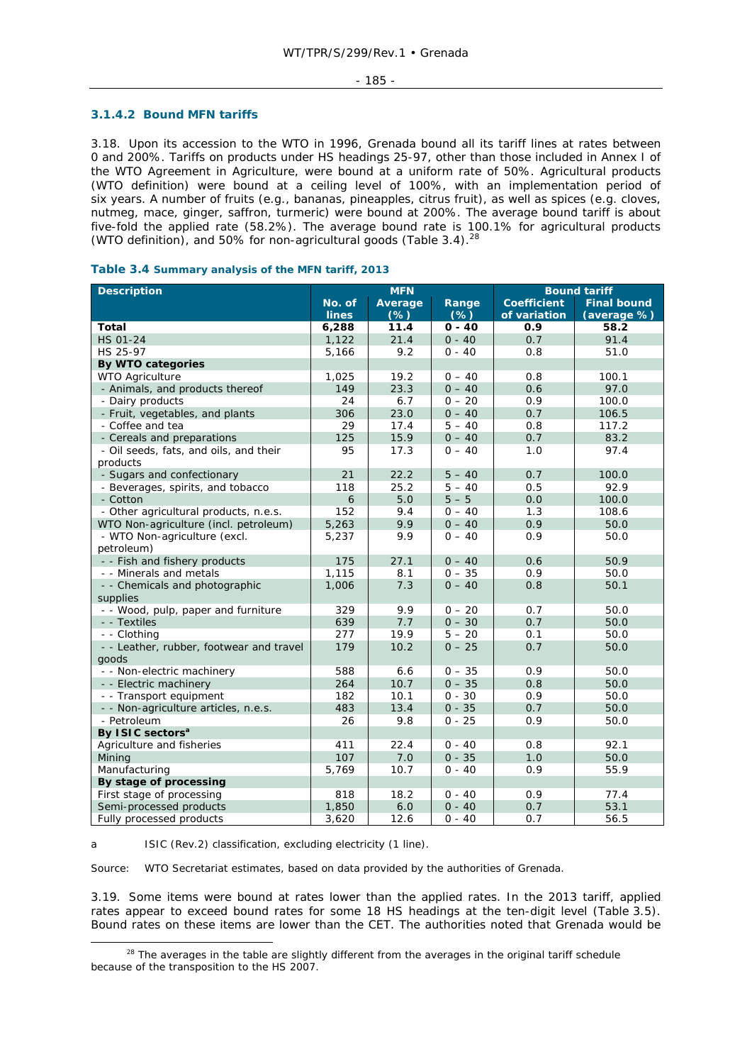### 3.1.4.2 Bound MFN tariffs

3.18. Upon its accession to the WTO in 1996, Grenada bound all its tariff lines at rates between 0 and 200%. Tariffs on products under HS headings 25-97, other than those included in Annex I of the WTO Agreement in Agriculture, were bound at a uniform rate of 50%. Agricultural products (WTO definition) were bound at a ceiling level of 100%, with an implementation period of six years. A number of fruits (e.g., bananas, pineapples, citrus fruit), as well as spices (e.g. cloves, nutmeg, mace, ginger, saffron, turmeric) were bound at 200%. The average bound tariff is about five-fold the applied rate (58.2%). The average bound rate is 100.1% for agricultural products (WTO definition), and 50% for non-agricultural goods (Table 3.4).[28]

**Table 3.4** Summary analysis of the MFN tariff, 2013

| Description | MFN | | | Bound tariff | |
|---|---|---|---|---|---|
| | No. of lines | Average (%) | Range (%) | Coefficient of variation | Final bound (average %) |
| **Total** | **6,288** | **11.4** | **0 - 40** | **0.9** | **58.2** |
| HS 01-24 | 1,122 | 21.4 | 0 - 40 | 0.7 | 91.4 |
| HS 25-97 | 5,166 | 9.2 | 0 - 40 | 0.8 | 51.0 |
| **By WTO categories** | | | | | |
| WTO Agriculture | 1,025 | 19.2 | 0 – 40 | 0.8 | 100.1 |
| - Animals, and products thereof | 149 | 23.3 | 0 – 40 | 0.6 | 97.0 |
| - Dairy products | 24 | 6.7 | 0 – 20 | 0.9 | 100.0 |
| - Fruit, vegetables, and plants | 306 | 23.0 | 0 – 40 | 0.7 | 106.5 |
| - Coffee and tea | 29 | 17.4 | 5 – 40 | 0.8 | 117.2 |
| - Cereals and preparations | 125 | 15.9 | 0 – 40 | 0.7 | 83.2 |
| - Oil seeds, fats, and oils, and their products | 95 | 17.3 | 0 – 40 | 1.0 | 97.4 |
| - Sugars and confectionary | 21 | 22.2 | 5 – 40 | 0.7 | 100.0 |
| - Beverages, spirits, and tobacco | 118 | 25.2 | 5 – 40 | 0.5 | 92.9 |
| - Cotton | 6 | 5.0 | 5 – 5 | 0.0 | 100.0 |
| - Other agricultural products, n.e.s. | 152 | 9.4 | 0 – 40 | 1.3 | 108.6 |
| WTO Non-agriculture (incl. petroleum) | 5,263 | 9.9 | 0 – 40 | 0.9 | 50.0 |
| - WTO Non-agriculture (excl. petroleum) | 5,237 | 9.9 | 0 – 40 | 0.9 | 50.0 |
| - - Fish and fishery products | 175 | 27.1 | 0 – 40 | 0.6 | 50.9 |
| - - Minerals and metals | 1,115 | 8.1 | 0 – 35 | 0.9 | 50.0 |
| - - Chemicals and photographic supplies | 1,006 | 7.3 | 0 – 40 | 0.8 | 50.1 |
| - - Wood, pulp, paper and furniture | 329 | 9.9 | 0 – 20 | 0.7 | 50.0 |
| - - Textiles | 639 | 7.7 | 0 – 30 | 0.7 | 50.0 |
| - - Clothing | 277 | 19.9 | 5 – 20 | 0.1 | 50.0 |
| - - Leather, rubber, footwear and travel goods | 179 | 10.2 | 0 – 25 | 0.7 | 50.0 |
| - - Non-electric machinery | 588 | 6.6 | 0 – 35 | 0.9 | 50.0 |
| - - Electric machinery | 264 | 10.7 | 0 – 35 | 0.8 | 50.0 |
| - - Transport equipment | 182 | 10.1 | 0 - 30 | 0.9 | 50.0 |
| - - Non-agriculture articles, n.e.s. | 483 | 13.4 | 0 – 35 | 0.7 | 50.0 |
| - Petroleum | 26 | 9.8 | 0 - 25 | 0.9 | 50.0 |
| **By ISIC sectors[a]** | | | | | |
| Agriculture and fisheries | 411 | 22.4 | 0 - 40 | 0.8 | 92.1 |
| Mining | 107 | 7.0 | 0 - 35 | 1.0 | 50.0 |
| Manufacturing | 5,769 | 10.7 | 0 - 40 | 0.9 | 55.9 |
| **By stage of processing** | | | | | |
| First stage of processing | 818 | 18.2 | 0 - 40 | 0.9 | 77.4 |
| Semi-processed products | 1,850 | 6.0 | 0 - 40 | 0.7 | 53.1 |
| Fully processed products | 3,620 | 12.6 | 0 - 40 | 0.7 | 56.5 |

a ISIC (Rev.2) classification, excluding electricity (1 line).

Source: WTO Secretariat estimates, based on data provided by the authorities of Grenada.

3.19. Some items were bound at rates lower than the applied rates. In the 2013 tariff, applied rates appear to exceed bound rates for some 18 HS headings at the ten-digit level (Table 3.5). Bound rates on these items are lower than the CET. The authorities noted that Grenada would be

[28] The averages in the table are slightly different from the averages in the original tariff schedule because of the transposition to the HS 2007.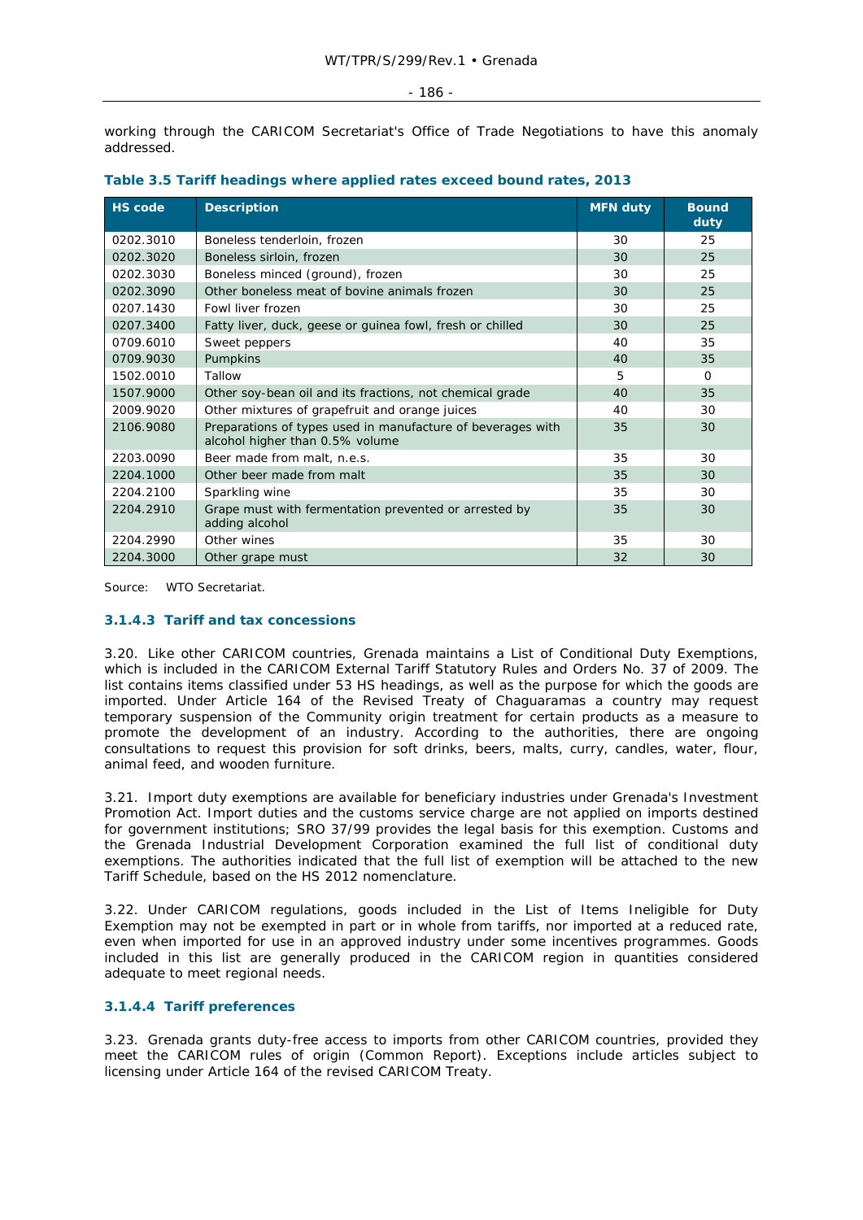working through the CARICOM Secretariat's Office of Trade Negotiations to have this anomaly addressed.

**Table 3.5 Tariff headings where applied rates exceed bound rates, 2013**

| HS code | Description | MFN duty | Bound duty |
|---|---|---|---|
| 0202.3010 | Boneless tenderloin, frozen | 30 | 25 |
| 0202.3020 | Boneless sirloin, frozen | 30 | 25 |
| 0202.3030 | Boneless minced (ground), frozen | 30 | 25 |
| 0202.3090 | Other boneless meat of bovine animals frozen | 30 | 25 |
| 0207.1430 | Fowl liver frozen | 30 | 25 |
| 0207.3400 | Fatty liver, duck, geese or guinea fowl, fresh or chilled | 30 | 25 |
| 0709.6010 | Sweet peppers | 40 | 35 |
| 0709.9030 | Pumpkins | 40 | 35 |
| 1502.0010 | Tallow | 5 | 0 |
| 1507.9000 | Other soy-bean oil and its fractions, not chemical grade | 40 | 35 |
| 2009.9020 | Other mixtures of grapefruit and orange juices | 40 | 30 |
| 2106.9080 | Preparations of types used in manufacture of beverages with alcohol higher than 0.5% volume | 35 | 30 |
| 2203.0090 | Beer made from malt, n.e.s. | 35 | 30 |
| 2204.1000 | Other beer made from malt | 35 | 30 |
| 2204.2100 | Sparkling wine | 35 | 30 |
| 2204.2910 | Grape must with fermentation prevented or arrested by adding alcohol | 35 | 30 |
| 2204.2990 | Other wines | 35 | 30 |
| 2204.3000 | Other grape must | 32 | 30 |

Source: WTO Secretariat.

#### 3.1.4.3 Tariff and tax concessions

3.20. Like other CARICOM countries, Grenada maintains a List of Conditional Duty Exemptions, which is included in the CARICOM External Tariff Statutory Rules and Orders No. 37 of 2009. The list contains items classified under 53 HS headings, as well as the purpose for which the goods are imported. Under Article 164 of the Revised Treaty of Chaguaramas a country may request temporary suspension of the Community origin treatment for certain products as a measure to promote the development of an industry. According to the authorities, there are ongoing consultations to request this provision for soft drinks, beers, malts, curry, candles, water, flour, animal feed, and wooden furniture.

3.21. Import duty exemptions are available for beneficiary industries under Grenada's Investment Promotion Act. Import duties and the customs service charge are not applied on imports destined for government institutions; SRO 37/99 provides the legal basis for this exemption. Customs and the Grenada Industrial Development Corporation examined the full list of conditional duty exemptions. The authorities indicated that the full list of exemption will be attached to the new Tariff Schedule, based on the HS 2012 nomenclature.

3.22. Under CARICOM regulations, goods included in the List of Items Ineligible for Duty Exemption may not be exempted in part or in whole from tariffs, nor imported at a reduced rate, even when imported for use in an approved industry under some incentives programmes. Goods included in this list are generally produced in the CARICOM region in quantities considered adequate to meet regional needs.

#### 3.1.4.4 Tariff preferences

3.23. Grenada grants duty-free access to imports from other CARICOM countries, provided they meet the CARICOM rules of origin (Common Report). Exceptions include articles subject to licensing under Article 164 of the revised CARICOM Treaty.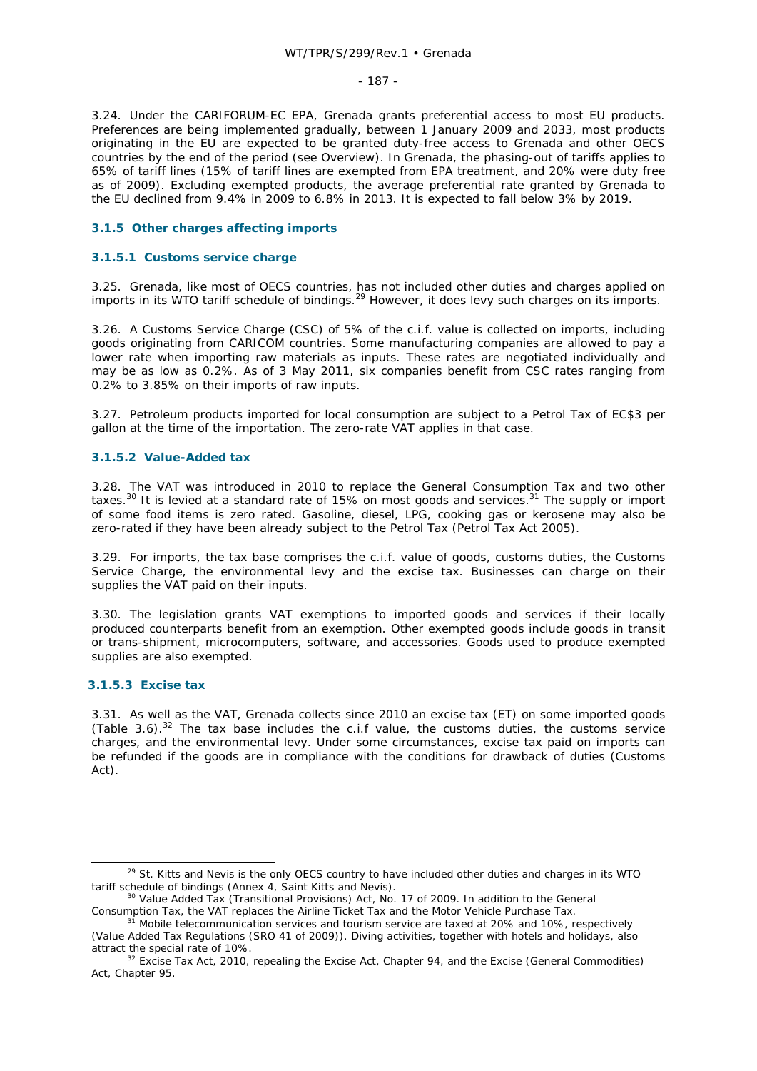3.24. Under the CARIFORUM-EC EPA, Grenada grants preferential access to most EU products. Preferences are being implemented gradually, between 1 January 2009 and 2033, most products originating in the EU are expected to be granted duty-free access to Grenada and other OECS countries by the end of the period (see Overview). In Grenada, the phasing-out of tariffs applies to 65% of tariff lines (15% of tariff lines are exempted from EPA treatment, and 20% were duty free as of 2009). Excluding exempted products, the average preferential rate granted by Grenada to the EU declined from 9.4% in 2009 to 6.8% in 2013. It is expected to fall below 3% by 2019.

### 3.1.5 Other charges affecting imports

#### 3.1.5.1 Customs service charge

3.25. Grenada, like most of OECS countries, has not included other duties and charges applied on imports in its WTO tariff schedule of bindings.[29] However, it does levy such charges on its imports.

3.26. A Customs Service Charge (CSC) of 5% of the c.i.f. value is collected on imports, including goods originating from CARICOM countries. Some manufacturing companies are allowed to pay a lower rate when importing raw materials as inputs. These rates are negotiated individually and may be as low as 0.2%. As of 3 May 2011, six companies benefit from CSC rates ranging from 0.2% to 3.85% on their imports of raw inputs.

3.27. Petroleum products imported for local consumption are subject to a Petrol Tax of EC$3 per gallon at the time of the importation. The zero-rate VAT applies in that case.

#### 3.1.5.2 Value-Added tax

3.28. The VAT was introduced in 2010 to replace the General Consumption Tax and two other taxes.[30] It is levied at a standard rate of 15% on most goods and services.[31] The supply or import of some food items is zero rated. Gasoline, diesel, LPG, cooking gas or kerosene may also be zero-rated if they have been already subject to the Petrol Tax (Petrol Tax Act 2005).

3.29. For imports, the tax base comprises the c.i.f. value of goods, customs duties, the Customs Service Charge, the environmental levy and the excise tax. Businesses can charge on their supplies the VAT paid on their inputs.

3.30. The legislation grants VAT exemptions to imported goods and services if their locally produced counterparts benefit from an exemption. Other exempted goods include goods in transit or trans-shipment, microcomputers, software, and accessories. Goods used to produce exempted supplies are also exempted.

#### 3.1.5.3 Excise tax

3.31. As well as the VAT, Grenada collects since 2010 an excise tax (ET) on some imported goods (Table 3.6).[32] The tax base includes the c.i.f value, the customs duties, the customs service charges, and the environmental levy. Under some circumstances, excise tax paid on imports can be refunded if the goods are in compliance with the conditions for drawback of duties (Customs Act).

---

[29] St. Kitts and Nevis is the only OECS country to have included other duties and charges in its WTO tariff schedule of bindings (Annex 4, Saint Kitts and Nevis).

[30] Value Added Tax (Transitional Provisions) Act, No. 17 of 2009. In addition to the General Consumption Tax, the VAT replaces the Airline Ticket Tax and the Motor Vehicle Purchase Tax.

[31] Mobile telecommunication services and tourism service are taxed at 20% and 10%, respectively (Value Added Tax Regulations (SRO 41 of 2009)). Diving activities, together with hotels and holidays, also attract the special rate of 10%.

[32] Excise Tax Act, 2010, repealing the Excise Act, Chapter 94, and the Excise (General Commodities) Act, Chapter 95.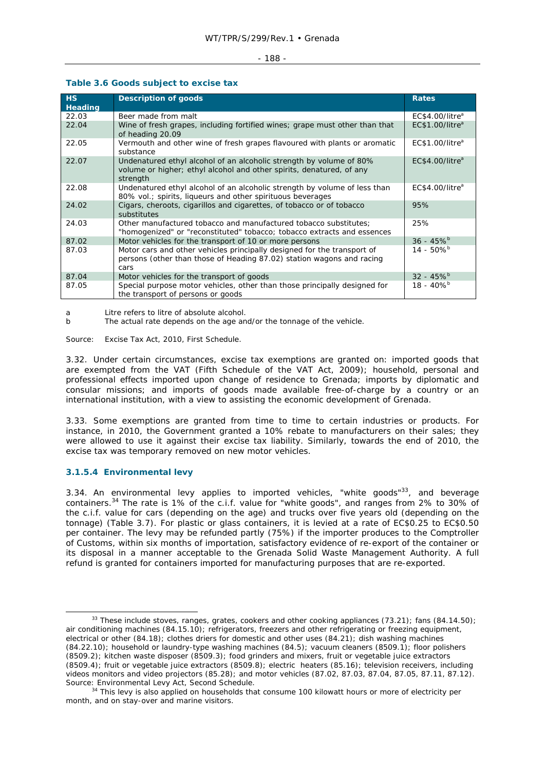**Table 3.6 Goods subject to excise tax**

| HS Heading | Description of goods | Rates |
|---|---|---|
| 22.03 | Beer made from malt | EC$4.00/litre[a] |
| 22.04 | Wine of fresh grapes, including fortified wines; grape must other than that of heading 20.09 | EC$1.00/litre[a] |
| 22.05 | Vermouth and other wine of fresh grapes flavoured with plants or aromatic substance | EC$1.00/litre[a] |
| 22.07 | Undenatured ethyl alcohol of an alcoholic strength by volume of 80% volume or higher; ethyl alcohol and other spirits, denatured, of any strength | EC$4.00/litre[a] |
| 22.08 | Undenatured ethyl alcohol of an alcoholic strength by volume of less than 80% vol.; spirits, liqueurs and other spirituous beverages | EC$4.00/litre[a] |
| 24.02 | Cigars, cheroots, cigarillos and cigarettes, of tobacco or of tobacco substitutes | 95% |
| 24.03 | Other manufactured tobacco and manufactured tobacco substitutes; "homogenized" or "reconstituted" tobacco; tobacco extracts and essences | 25% |
| 87.02 | Motor vehicles for the transport of 10 or more persons | 36 - 45%[b] |
| 87.03 | Motor cars and other vehicles principally designed for the transport of persons (other than those of Heading 87.02) station wagons and racing cars | 14 - 50%[b] |
| 87.04 | Motor vehicles for the transport of goods | 32 - 45%[b] |
| 87.05 | Special purpose motor vehicles, other than those principally designed for the transport of persons or goods | 18 - 40%[b] |

a Litre refers to litre of absolute alcohol.
b The actual rate depends on the age and/or the tonnage of the vehicle.

Source: Excise Tax Act, 2010, First Schedule.

3.32. Under certain circumstances, excise tax exemptions are granted on: imported goods that are exempted from the VAT (Fifth Schedule of the VAT Act, 2009); household, personal and professional effects imported upon change of residence to Grenada; imports by diplomatic and consular missions; and imports of goods made available free-of-charge by a country or an international institution, with a view to assisting the economic development of Grenada.

3.33. Some exemptions are granted from time to time to certain industries or products. For instance, in 2010, the Government granted a 10% rebate to manufacturers on their sales; they were allowed to use it against their excise tax liability. Similarly, towards the end of 2010, the excise tax was temporary removed on new motor vehicles.

#### 3.1.5.4 Environmental levy

3.34. An environmental levy applies to imported vehicles, "white goods"[33], and beverage containers.[34] The rate is 1% of the c.i.f. value for "white goods", and ranges from 2% to 30% of the c.i.f. value for cars (depending on the age) and trucks over five years old (depending on the tonnage) (Table 3.7). For plastic or glass containers, it is levied at a rate of EC$0.25 to EC$0.50 per container. The levy may be refunded partly (75%) if the importer produces to the Comptroller of Customs, within six months of importation, satisfactory evidence of re-export of the container or its disposal in a manner acceptable to the Grenada Solid Waste Management Authority. A full refund is granted for containers imported for manufacturing purposes that are re-exported.

[33] These include stoves, ranges, grates, cookers and other cooking appliances (73.21); fans (84.14.50); air conditioning machines (84.15.10); refrigerators, freezers and other refrigerating or freezing equipment, electrical or other (84.18); clothes driers for domestic and other uses (84.21); dish washing machines (84.22.10); household or laundry-type washing machines (84.5); vacuum cleaners (8509.1); floor polishers (8509.2); kitchen waste disposer (8509.3); food grinders and mixers, fruit or vegetable juice extractors (8509.4); fruit or vegetable juice extractors (8509.8); electric heaters (85.16); television receivers, including videos monitors and video projectors (85.28); and motor vehicles (87.02, 87.03, 87.04, 87.05, 87.11, 87.12). Source: Environmental Levy Act, Second Schedule.

[34] This levy is also applied on households that consume 100 kilowatt hours or more of electricity per month, and on stay-over and marine visitors.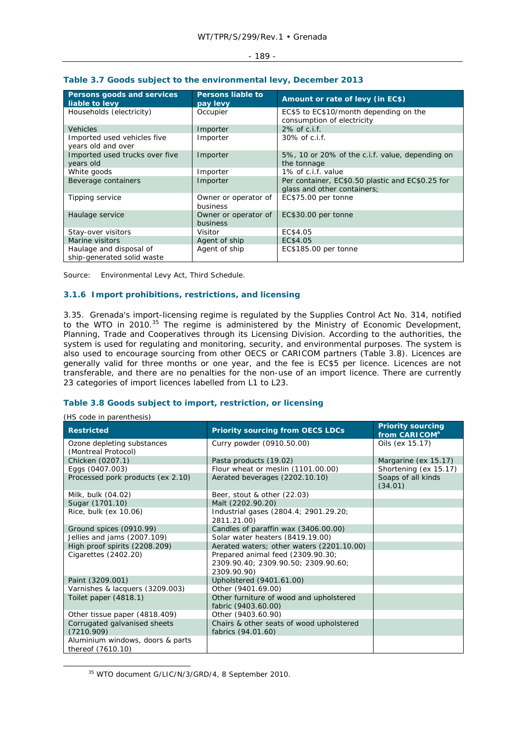**Table 3.7 Goods subject to the environmental levy, December 2013**

| Persons goods and services liable to levy | Persons liable to pay levy | Amount or rate of levy (in EC$) |
|---|---|---|
| Households (electricity) | Occupier | EC$5 to EC$10/month depending on the consumption of electricity |
| Vehicles | Importer | 2% of c.i.f. |
| Imported used vehicles five years old and over | Importer | 30% of c.i.f. |
| Imported used trucks over five years old | Importer | 5%, 10 or 20% of the c.i.f. value, depending on the tonnage |
| White goods | Importer | 1% of c.i.f. value |
| Beverage containers | Importer | Per container, EC$0.50 plastic and EC$0.25 for glass and other containers; |
| Tipping service | Owner or operator of business | EC$75.00 per tonne |
| Haulage service | Owner or operator of business | EC$30.00 per tonne |
| Stay-over visitors | Visitor | EC$4.05 |
| Marine visitors | Agent of ship | EC$4.05 |
| Haulage and disposal of ship-generated solid waste | Agent of ship | EC$185.00 per tonne |

Source: Environmental Levy Act, Third Schedule.

### 3.1.6 Import prohibitions, restrictions, and licensing

3.35. Grenada's import-licensing regime is regulated by the Supplies Control Act No. 314, notified to the WTO in 2010.[35] The regime is administered by the Ministry of Economic Development, Planning, Trade and Cooperatives through its Licensing Division. According to the authorities, the system is used for regulating and monitoring, security, and environmental purposes. The system is also used to encourage sourcing from other OECS or CARICOM partners (Table 3.8). Licences are generally valid for three months or one year, and the fee is EC$5 per licence. Licences are not transferable, and there are no penalties for the non-use of an import licence. There are currently 23 categories of import licences labelled from L1 to L23.

**Table 3.8 Goods subject to import, restriction, or licensing**

(HS code in parenthesis)

| Restricted | Priority sourcing from OECS LDCs | Priority sourcing from CARICOM[a] |
|---|---|---|
| Ozone depleting substances (Montreal Protocol) | Curry powder (0910.50.00) | Oils (ex 15.17) |
| Chicken (0207.1) | Pasta products (19.02) | Margarine (ex 15.17) |
| Eggs (0407.003) | Flour wheat or meslin (1101.00.00) | Shortening (ex 15.17) |
| Processed pork products (ex 2.10) | Aerated beverages (2202.10.10) | Soaps of all kinds (34.01) |
| Milk, bulk (04.02) | Beer, stout & other (22.03) | |
| Sugar (1701.10) | Malt (2202.90.20) | |
| Rice, bulk (ex 10.06) | Industrial gases (2804.4; 2901.29.20; 2811.21.00) | |
| Ground spices (0910.99) | Candles of paraffin wax (3406.00.00) | |
| Jellies and jams (2007.109) | Solar water heaters (8419.19.00) | |
| High proof spirits (2208.209) | Aerated waters; other waters (2201.10.00) | |
| Cigarettes (2402.20) | Prepared animal feed (2309.90.30; 2309.90.40; 2309.90.50; 2309.90.60; 2309.90.90) | |
| Paint (3209.001) | Upholstered (9401.61.00) | |
| Varnishes & lacquers (3209.003) | Other (9401.69.00) | |
| Toilet paper (4818.1) | Other furniture of wood and upholstered fabric (9403.60.00) | |
| Other tissue paper (4818.409) | Other (9403.60.90) | |
| Corrugated galvanised sheets (7210.909) | Chairs & other seats of wood upholstered fabrics (94.01.60) | |
| Aluminium windows, doors & parts thereof (7610.10) | | |

[35] WTO document G/LIC/N/3/GRD/4, 8 September 2010.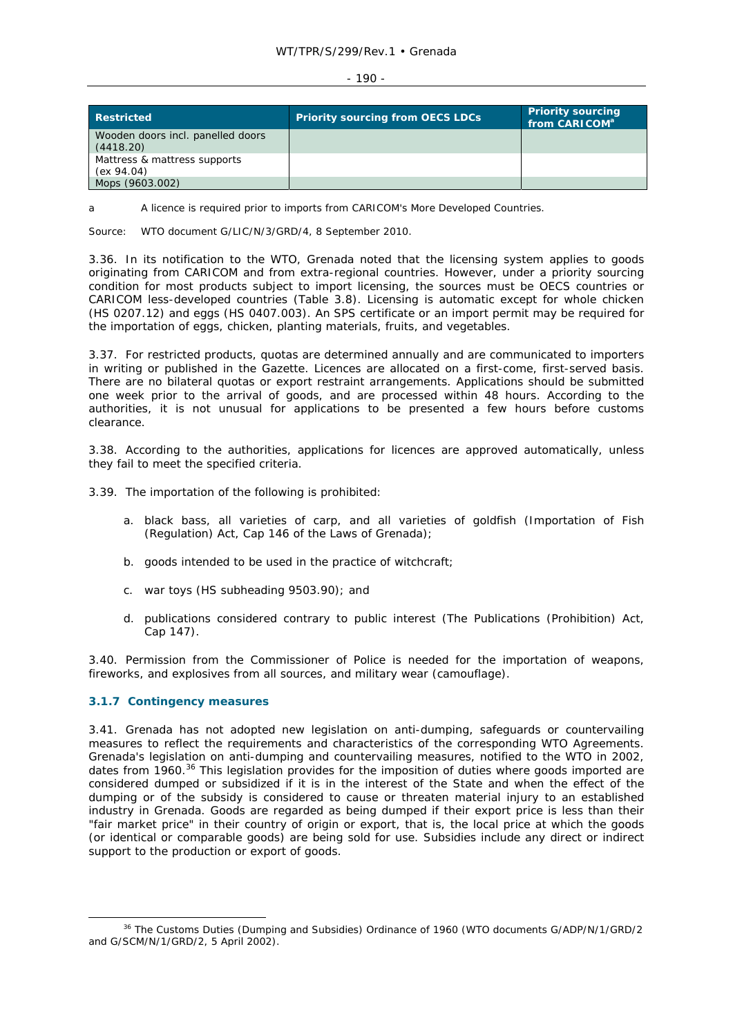| Restricted | Priority sourcing from OECS LDCs | Priority sourcing from CARICOM[a] |
|---|---|---|
| Wooden doors incl. panelled doors (4418.20) | | |
| Mattress & mattress supports (ex 94.04) | | |
| Mops (9603.002) | | |

a A licence is required prior to imports from CARICOM's More Developed Countries.

Source: WTO document G/LIC/N/3/GRD/4, 8 September 2010.

3.36. In its notification to the WTO, Grenada noted that the licensing system applies to goods originating from CARICOM and from extra-regional countries. However, under a priority sourcing condition for most products subject to import licensing, the sources must be OECS countries or CARICOM less-developed countries (Table 3.8). Licensing is automatic except for whole chicken (HS 0207.12) and eggs (HS 0407.003). An SPS certificate or an import permit may be required for the importation of eggs, chicken, planting materials, fruits, and vegetables.

3.37. For restricted products, quotas are determined annually and are communicated to importers in writing or published in the Gazette. Licences are allocated on a first-come, first-served basis. There are no bilateral quotas or export restraint arrangements. Applications should be submitted one week prior to the arrival of goods, and are processed within 48 hours. According to the authorities, it is not unusual for applications to be presented a few hours before customs clearance.

3.38. According to the authorities, applications for licences are approved automatically, unless they fail to meet the specified criteria.

3.39. The importation of the following is prohibited:

a. black bass, all varieties of carp, and all varieties of goldfish (Importation of Fish (Regulation) Act, Cap 146 of the Laws of Grenada);

b. goods intended to be used in the practice of witchcraft;

c. war toys (HS subheading 9503.90); and

d. publications considered contrary to public interest (The Publications (Prohibition) Act, Cap 147).

3.40. Permission from the Commissioner of Police is needed for the importation of weapons, fireworks, and explosives from all sources, and military wear (camouflage).

### 3.1.7 Contingency measures

3.41. Grenada has not adopted new legislation on anti-dumping, safeguards or countervailing measures to reflect the requirements and characteristics of the corresponding WTO Agreements. Grenada's legislation on anti-dumping and countervailing measures, notified to the WTO in 2002, dates from 1960.[36] This legislation provides for the imposition of duties where goods imported are considered dumped or subsidized if it is in the interest of the State and when the effect of the dumping or of the subsidy is considered to cause or threaten material injury to an established industry in Grenada. Goods are regarded as being dumped if their export price is less than their "fair market price" in their country of origin or export, that is, the local price at which the goods (or identical or comparable goods) are being sold for use. Subsidies include any direct or indirect support to the production or export of goods.

[36] The Customs Duties (Dumping and Subsidies) Ordinance of 1960 (WTO documents G/ADP/N/1/GRD/2 and G/SCM/N/1/GRD/2, 5 April 2002).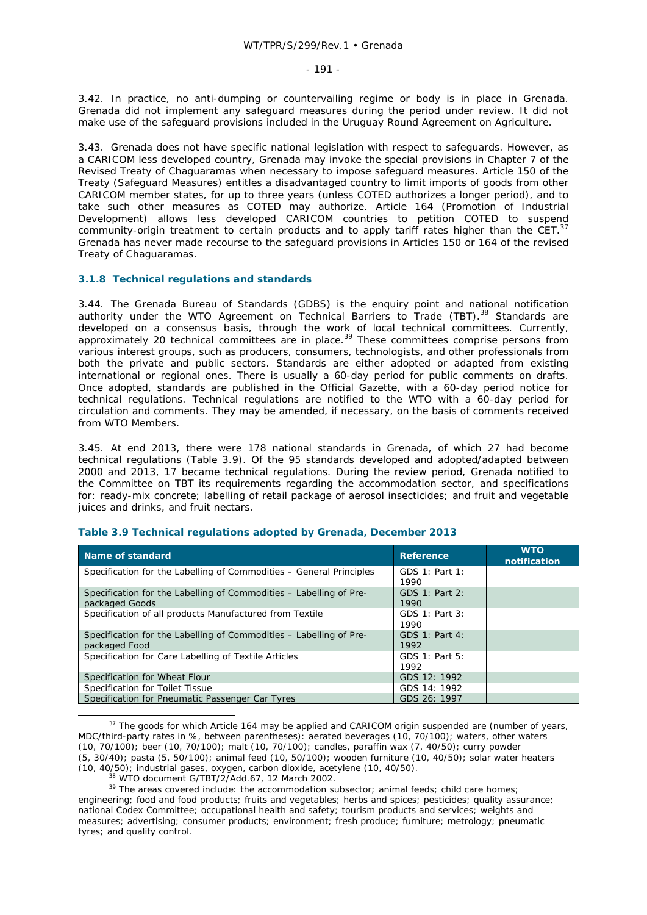3.42. In practice, no anti-dumping or countervailing regime or body is in place in Grenada. Grenada did not implement any safeguard measures during the period under review. It did not make use of the safeguard provisions included in the Uruguay Round Agreement on Agriculture.

3.43. Grenada does not have specific national legislation with respect to safeguards. However, as a CARICOM less developed country, Grenada may invoke the special provisions in Chapter 7 of the Revised Treaty of Chaguaramas when necessary to impose safeguard measures. Article 150 of the Treaty (Safeguard Measures) entitles a disadvantaged country to limit imports of goods from other CARICOM member states, for up to three years (unless COTED authorizes a longer period), and to take such other measures as COTED may authorize. Article 164 (Promotion of Industrial Development) allows less developed CARICOM countries to petition COTED to suspend community-origin treatment to certain products and to apply tariff rates higher than the CET.[37] Grenada has never made recourse to the safeguard provisions in Articles 150 or 164 of the revised Treaty of Chaguaramas.

### 3.1.8 Technical regulations and standards

3.44. The Grenada Bureau of Standards (GDBS) is the enquiry point and national notification authority under the WTO Agreement on Technical Barriers to Trade (TBT).[38] Standards are developed on a consensus basis, through the work of local technical committees. Currently, approximately 20 technical committees are in place.[39] These committees comprise persons from various interest groups, such as producers, consumers, technologists, and other professionals from both the private and public sectors. Standards are either adopted or adapted from existing international or regional ones. There is usually a 60-day period for public comments on drafts. Once adopted, standards are published in the Official Gazette, with a 60-day period notice for technical regulations. Technical regulations are notified to the WTO with a 60-day period for circulation and comments. They may be amended, if necessary, on the basis of comments received from WTO Members.

3.45. At end 2013, there were 178 national standards in Grenada, of which 27 had become technical regulations (Table 3.9). Of the 95 standards developed and adopted/adapted between 2000 and 2013, 17 became technical regulations. During the review period, Grenada notified to the Committee on TBT its requirements regarding the accommodation sector, and specifications for: ready-mix concrete; labelling of retail package of aerosol insecticides; and fruit and vegetable juices and drinks, and fruit nectars.

**Table 3.9 Technical regulations adopted by Grenada, December 2013**

| Name of standard | Reference | WTO notification |
|---|---|---|
| Specification for the Labelling of Commodities – General Principles | GDS 1: Part 1: 1990 | |
| Specification for the Labelling of Commodities – Labelling of Pre-packaged Goods | GDS 1: Part 2: 1990 | |
| Specification of all products Manufactured from Textile | GDS 1: Part 3: 1990 | |
| Specification for the Labelling of Commodities – Labelling of Pre-packaged Food | GDS 1: Part 4: 1992 | |
| Specification for Care Labelling of Textile Articles | GDS 1: Part 5: 1992 | |
| Specification for Wheat Flour | GDS 12: 1992 | |
| Specification for Toilet Tissue | GDS 14: 1992 | |
| Specification for Pneumatic Passenger Car Tyres | GDS 26: 1997 | |

[37] The goods for which Article 164 may be applied and CARICOM origin suspended are (number of years, MDC/third-party rates in %, between parentheses): aerated beverages (10, 70/100); waters, other waters (10, 70/100); beer (10, 70/100); malt (10, 70/100); candles, paraffin wax (7, 40/50); curry powder (5, 30/40); pasta (5, 50/100); animal feed (10, 50/100); wooden furniture (10, 40/50); solar water heaters (10, 40/50); industrial gases, oxygen, carbon dioxide, acetylene (10, 40/50).

[38] WTO document G/TBT/2/Add.67, 12 March 2002.

[39] The areas covered include: the accommodation subsector; animal feeds; child care homes; engineering; food and food products; fruits and vegetables; herbs and spices; pesticides; quality assurance; national Codex Committee; occupational health and safety; tourism products and services; weights and measures; advertising; consumer products; environment; fresh produce; furniture; metrology; pneumatic tyres; and quality control.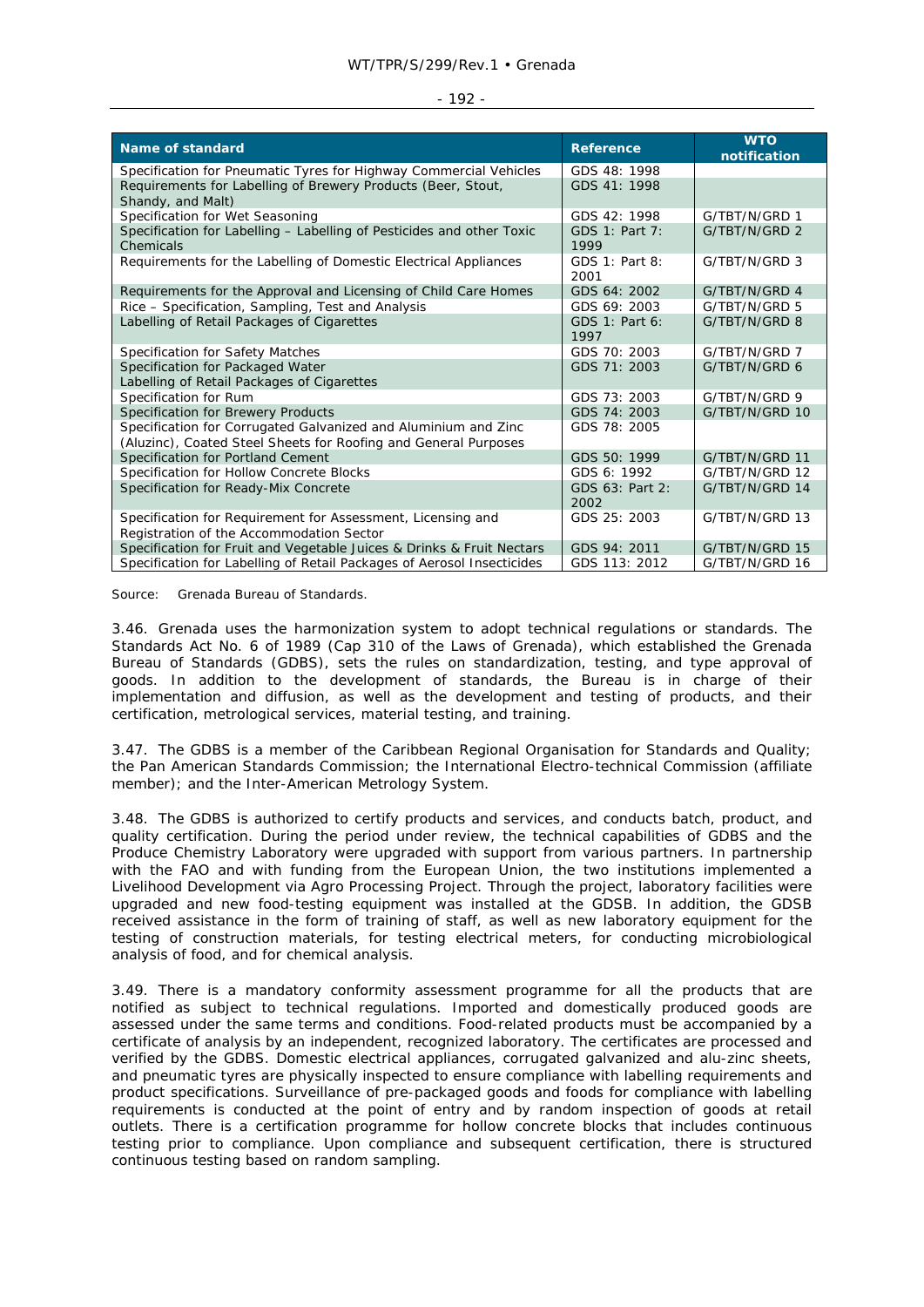| Name of standard | Reference | WTO notification |
|---|---|---|
| Specification for Pneumatic Tyres for Highway Commercial Vehicles | GDS 48: 1998 | |
| Requirements for Labelling of Brewery Products (Beer, Stout, Shandy, and Malt) | GDS 41: 1998 | |
| Specification for Wet Seasoning | GDS 42: 1998 | G/TBT/N/GRD 1 |
| Specification for Labelling – Labelling of Pesticides and other Toxic Chemicals | GDS 1: Part 7: 1999 | G/TBT/N/GRD 2 |
| Requirements for the Labelling of Domestic Electrical Appliances | GDS 1: Part 8: 2001 | G/TBT/N/GRD 3 |
| Requirements for the Approval and Licensing of Child Care Homes | GDS 64: 2002 | G/TBT/N/GRD 4 |
| Rice – Specification, Sampling, Test and Analysis | GDS 69: 2003 | G/TBT/N/GRD 5 |
| Labelling of Retail Packages of Cigarettes | GDS 1: Part 6: 1997 | G/TBT/N/GRD 8 |
| Specification for Safety Matches | GDS 70: 2003 | G/TBT/N/GRD 7 |
| Specification for Packaged Water<br>Labelling of Retail Packages of Cigarettes | GDS 71: 2003 | G/TBT/N/GRD 6 |
| Specification for Rum | GDS 73: 2003 | G/TBT/N/GRD 9 |
| Specification for Brewery Products | GDS 74: 2003 | G/TBT/N/GRD 10 |
| Specification for Corrugated Galvanized and Aluminium and Zinc (Aluzinc), Coated Steel Sheets for Roofing and General Purposes | GDS 78: 2005 | |
| Specification for Portland Cement | GDS 50: 1999 | G/TBT/N/GRD 11 |
| Specification for Hollow Concrete Blocks | GDS 6: 1992 | G/TBT/N/GRD 12 |
| Specification for Ready-Mix Concrete | GDS 63: Part 2: 2002 | G/TBT/N/GRD 14 |
| Specification for Requirement for Assessment, Licensing and Registration of the Accommodation Sector | GDS 25: 2003 | G/TBT/N/GRD 13 |
| Specification for Fruit and Vegetable Juices & Drinks & Fruit Nectars | GDS 94: 2011 | G/TBT/N/GRD 15 |
| Specification for Labelling of Retail Packages of Aerosol Insecticides | GDS 113: 2012 | G/TBT/N/GRD 16 |

Source: Grenada Bureau of Standards.

3.46. Grenada uses the harmonization system to adopt technical regulations or standards. The Standards Act No. 6 of 1989 (Cap 310 of the Laws of Grenada), which established the Grenada Bureau of Standards (GDBS), sets the rules on standardization, testing, and type approval of goods. In addition to the development of standards, the Bureau is in charge of their implementation and diffusion, as well as the development and testing of products, and their certification, metrological services, material testing, and training.

3.47. The GDBS is a member of the Caribbean Regional Organisation for Standards and Quality; the Pan American Standards Commission; the International Electro-technical Commission (affiliate member); and the Inter-American Metrology System.

3.48. The GDBS is authorized to certify products and services, and conducts batch, product, and quality certification. During the period under review, the technical capabilities of GDBS and the Produce Chemistry Laboratory were upgraded with support from various partners. In partnership with the FAO and with funding from the European Union, the two institutions implemented a Livelihood Development via Agro Processing Project. Through the project, laboratory facilities were upgraded and new food-testing equipment was installed at the GDSB. In addition, the GDSB received assistance in the form of training of staff, as well as new laboratory equipment for the testing of construction materials, for testing electrical meters, for conducting microbiological analysis of food, and for chemical analysis.

3.49. There is a mandatory conformity assessment programme for all the products that are notified as subject to technical regulations. Imported and domestically produced goods are assessed under the same terms and conditions. Food-related products must be accompanied by a certificate of analysis by an independent, recognized laboratory. The certificates are processed and verified by the GDBS. Domestic electrical appliances, corrugated galvanized and alu-zinc sheets, and pneumatic tyres are physically inspected to ensure compliance with labelling requirements and product specifications. Surveillance of pre-packaged goods and foods for compliance with labelling requirements is conducted at the point of entry and by random inspection of goods at retail outlets. There is a certification programme for hollow concrete blocks that includes continuous testing prior to compliance. Upon compliance and subsequent certification, there is structured continuous testing based on random sampling.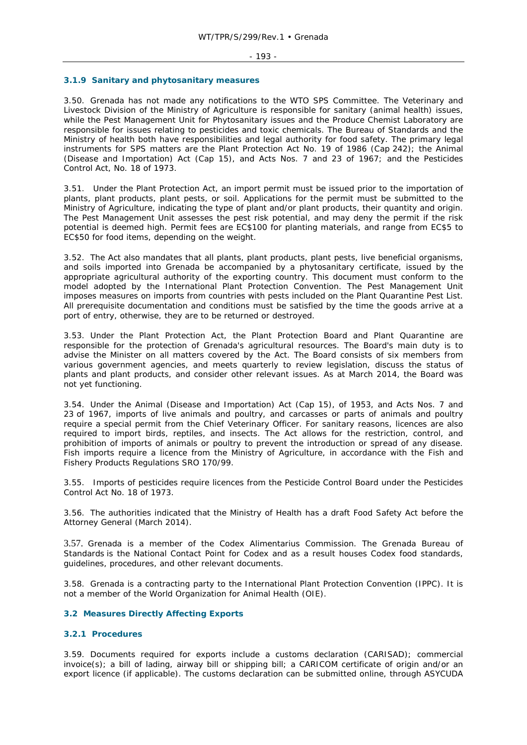### 3.1.9 Sanitary and phytosanitary measures

3.50. Grenada has not made any notifications to the WTO SPS Committee. The Veterinary and Livestock Division of the Ministry of Agriculture is responsible for sanitary (animal health) issues, while the Pest Management Unit for Phytosanitary issues and the Produce Chemist Laboratory are responsible for issues relating to pesticides and toxic chemicals. The Bureau of Standards and the Ministry of health both have responsibilities and legal authority for food safety. The primary legal instruments for SPS matters are the Plant Protection Act No. 19 of 1986 (Cap 242); the Animal (Disease and Importation) Act (Cap 15), and Acts Nos. 7 and 23 of 1967; and the Pesticides Control Act, No. 18 of 1973.

3.51. Under the Plant Protection Act, an import permit must be issued prior to the importation of plants, plant products, plant pests, or soil. Applications for the permit must be submitted to the Ministry of Agriculture, indicating the type of plant and/or plant products, their quantity and origin. The Pest Management Unit assesses the pest risk potential, and may deny the permit if the risk potential is deemed high. Permit fees are EC$100 for planting materials, and range from EC$5 to EC$50 for food items, depending on the weight.

3.52. The Act also mandates that all plants, plant products, plant pests, live beneficial organisms, and soils imported into Grenada be accompanied by a phytosanitary certificate, issued by the appropriate agricultural authority of the exporting country. This document must conform to the model adopted by the International Plant Protection Convention. The Pest Management Unit imposes measures on imports from countries with pests included on the Plant Quarantine Pest List. All prerequisite documentation and conditions must be satisfied by the time the goods arrive at a port of entry, otherwise, they are to be returned or destroyed.

3.53. Under the Plant Protection Act, the Plant Protection Board and Plant Quarantine are responsible for the protection of Grenada's agricultural resources. The Board's main duty is to advise the Minister on all matters covered by the Act. The Board consists of six members from various government agencies, and meets quarterly to review legislation, discuss the status of plants and plant products, and consider other relevant issues. As at March 2014, the Board was not yet functioning.

3.54. Under the Animal (Disease and Importation) Act (Cap 15), of 1953, and Acts Nos. 7 and 23 of 1967, imports of live animals and poultry, and carcasses or parts of animals and poultry require a special permit from the Chief Veterinary Officer. For sanitary reasons, licences are also required to import birds, reptiles, and insects. The Act allows for the restriction, control, and prohibition of imports of animals or poultry to prevent the introduction or spread of any disease. Fish imports require a licence from the Ministry of Agriculture, in accordance with the Fish and Fishery Products Regulations SRO 170/99.

3.55. Imports of pesticides require licences from the Pesticide Control Board under the Pesticides Control Act No. 18 of 1973.

3.56. The authorities indicated that the Ministry of Health has a draft Food Safety Act before the Attorney General (March 2014).

3.57. Grenada is a member of the Codex Alimentarius Commission. The Grenada Bureau of Standards is the National Contact Point for Codex and as a result houses Codex food standards, guidelines, procedures, and other relevant documents.

3.58. Grenada is a contracting party to the International Plant Protection Convention (IPPC). It is not a member of the World Organization for Animal Health (OIE).

## 3.2 Measures Directly Affecting Exports

### 3.2.1 Procedures

3.59. Documents required for exports include a customs declaration (CARISAD); commercial invoice(s); a bill of lading, airway bill or shipping bill; a CARICOM certificate of origin and/or an export licence (if applicable). The customs declaration can be submitted online, through ASYCUDA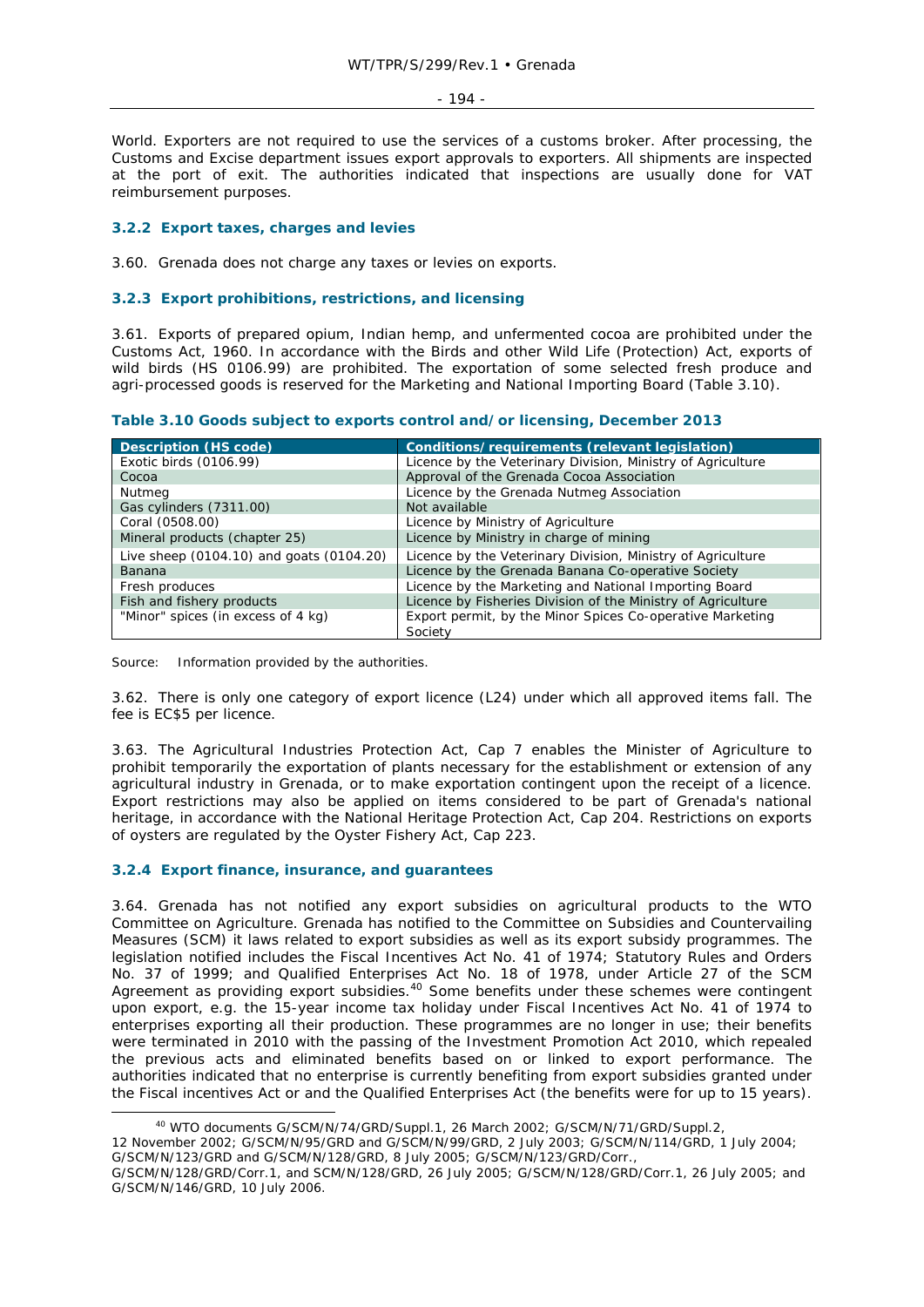World. Exporters are not required to use the services of a customs broker. After processing, the Customs and Excise department issues export approvals to exporters. All shipments are inspected at the port of exit. The authorities indicated that inspections are usually done for VAT reimbursement purposes.

### 3.2.2 Export taxes, charges and levies

3.60. Grenada does not charge any taxes or levies on exports.

### 3.2.3 Export prohibitions, restrictions, and licensing

3.61. Exports of prepared opium, Indian hemp, and unfermented cocoa are prohibited under the Customs Act, 1960. In accordance with the Birds and other Wild Life (Protection) Act, exports of wild birds (HS 0106.99) are prohibited. The exportation of some selected fresh produce and agri-processed goods is reserved for the Marketing and National Importing Board (Table 3.10).

**Table 3.10 Goods subject to exports control and/or licensing, December 2013**

| Description (HS code) | Conditions/requirements (relevant legislation) |
|---|---|
| Exotic birds (0106.99) | Licence by the Veterinary Division, Ministry of Agriculture |
| Cocoa | Approval of the Grenada Cocoa Association |
| Nutmeg | Licence by the Grenada Nutmeg Association |
| Gas cylinders (7311.00) | Not available |
| Coral (0508.00) | Licence by Ministry of Agriculture |
| Mineral products (chapter 25) | Licence by Ministry in charge of mining |
| Live sheep (0104.10) and goats (0104.20) | Licence by the Veterinary Division, Ministry of Agriculture |
| Banana | Licence by the Grenada Banana Co-operative Society |
| Fresh produces | Licence by the Marketing and National Importing Board |
| Fish and fishery products | Licence by Fisheries Division of the Ministry of Agriculture |
| "Minor" spices (in excess of 4 kg) | Export permit, by the Minor Spices Co-operative Marketing Society |

Source: Information provided by the authorities.

3.62. There is only one category of export licence (L24) under which all approved items fall. The fee is EC$5 per licence.

3.63. The Agricultural Industries Protection Act, Cap 7 enables the Minister of Agriculture to prohibit temporarily the exportation of plants necessary for the establishment or extension of any agricultural industry in Grenada, or to make exportation contingent upon the receipt of a licence. Export restrictions may also be applied on items considered to be part of Grenada's national heritage, in accordance with the National Heritage Protection Act, Cap 204. Restrictions on exports of oysters are regulated by the Oyster Fishery Act, Cap 223.

### 3.2.4 Export finance, insurance, and guarantees

3.64. Grenada has not notified any export subsidies on agricultural products to the WTO Committee on Agriculture. Grenada has notified to the Committee on Subsidies and Countervailing Measures (SCM) it laws related to export subsidies as well as its export subsidy programmes. The legislation notified includes the Fiscal Incentives Act No. 41 of 1974; Statutory Rules and Orders No. 37 of 1999; and Qualified Enterprises Act No. 18 of 1978, under Article 27 of the SCM Agreement as providing export subsidies.[40] Some benefits under these schemes were contingent upon export, e.g. the 15-year income tax holiday under Fiscal Incentives Act No. 41 of 1974 to enterprises exporting all their production. These programmes are no longer in use; their benefits were terminated in 2010 with the passing of the Investment Promotion Act 2010, which repealed the previous acts and eliminated benefits based on or linked to export performance. The authorities indicated that no enterprise is currently benefiting from export subsidies granted under the Fiscal incentives Act or and the Qualified Enterprises Act (the benefits were for up to 15 years).

[40] WTO documents G/SCM/N/74/GRD/Suppl.1, 26 March 2002; G/SCM/N/71/GRD/Suppl.2, 12 November 2002; G/SCM/N/95/GRD and G/SCM/N/99/GRD, 2 July 2003; G/SCM/N/114/GRD, 1 July 2004; G/SCM/N/123/GRD and G/SCM/N/128/GRD, 8 July 2005; G/SCM/N/123/GRD/Corr., G/SCM/N/128/GRD/Corr.1, and SCM/N/128/GRD, 26 July 2005; G/SCM/N/128/GRD/Corr.1, 26 July 2005; and G/SCM/N/146/GRD, 10 July 2006.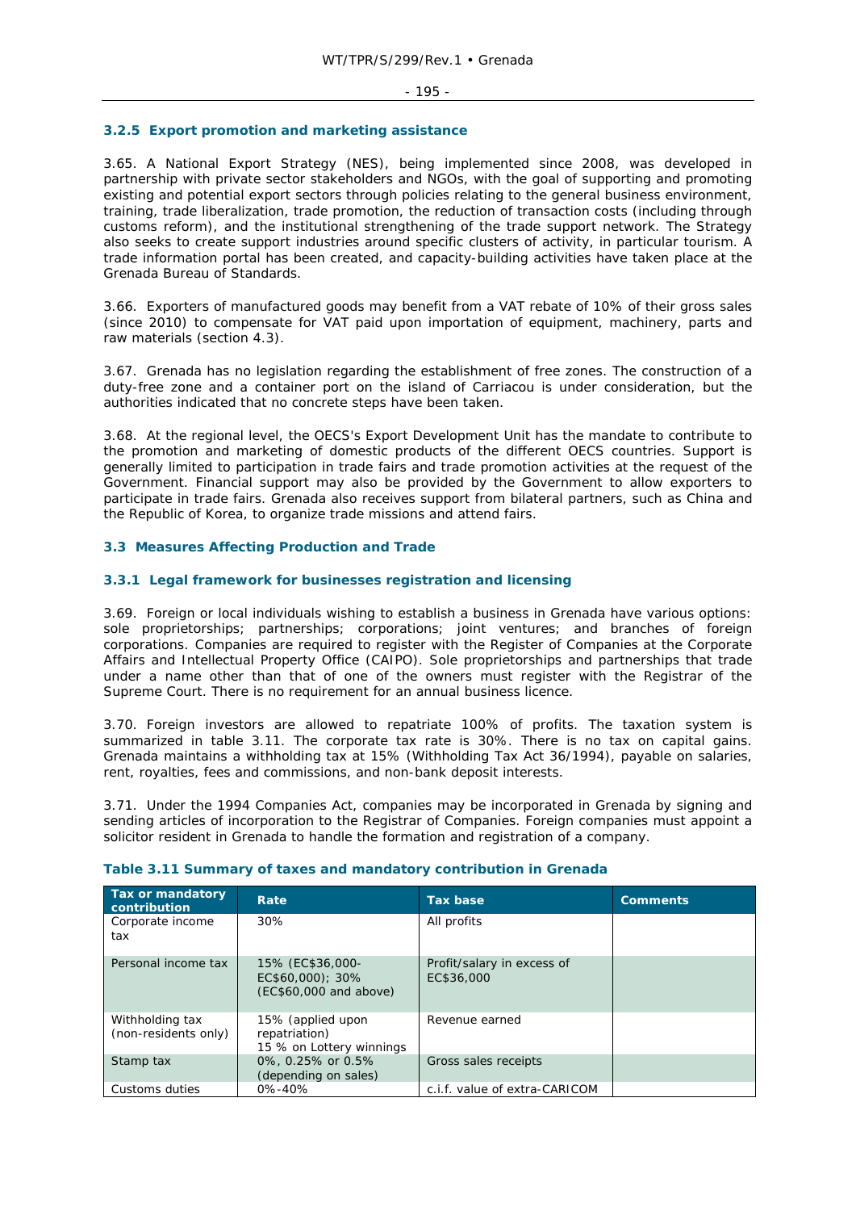### 3.2.5 Export promotion and marketing assistance

3.65. A National Export Strategy (NES), being implemented since 2008, was developed in partnership with private sector stakeholders and NGOs, with the goal of supporting and promoting existing and potential export sectors through policies relating to the general business environment, training, trade liberalization, trade promotion, the reduction of transaction costs (including through customs reform), and the institutional strengthening of the trade support network. The Strategy also seeks to create support industries around specific clusters of activity, in particular tourism. A trade information portal has been created, and capacity-building activities have taken place at the Grenada Bureau of Standards.

3.66. Exporters of manufactured goods may benefit from a VAT rebate of 10% of their gross sales (since 2010) to compensate for VAT paid upon importation of equipment, machinery, parts and raw materials (section 4.3).

3.67. Grenada has no legislation regarding the establishment of free zones. The construction of a duty-free zone and a container port on the island of Carriacou is under consideration, but the authorities indicated that no concrete steps have been taken.

3.68. At the regional level, the OECS's Export Development Unit has the mandate to contribute to the promotion and marketing of domestic products of the different OECS countries. Support is generally limited to participation in trade fairs and trade promotion activities at the request of the Government. Financial support may also be provided by the Government to allow exporters to participate in trade fairs. Grenada also receives support from bilateral partners, such as China and the Republic of Korea, to organize trade missions and attend fairs.

## 3.3 Measures Affecting Production and Trade

### 3.3.1 Legal framework for businesses registration and licensing

3.69. Foreign or local individuals wishing to establish a business in Grenada have various options: sole proprietorships; partnerships; corporations; joint ventures; and branches of foreign corporations. Companies are required to register with the Register of Companies at the Corporate Affairs and Intellectual Property Office (CAIPO). Sole proprietorships and partnerships that trade under a name other than that of one of the owners must register with the Registrar of the Supreme Court. There is no requirement for an annual business licence.

3.70. Foreign investors are allowed to repatriate 100% of profits. The taxation system is summarized in table 3.11. The corporate tax rate is 30%. There is no tax on capital gains. Grenada maintains a withholding tax at 15% (Withholding Tax Act 36/1994), payable on salaries, rent, royalties, fees and commissions, and non-bank deposit interests.

3.71. Under the 1994 Companies Act, companies may be incorporated in Grenada by signing and sending articles of incorporation to the Registrar of Companies. Foreign companies must appoint a solicitor resident in Grenada to handle the formation and registration of a company.

**Table 3.11 Summary of taxes and mandatory contribution in Grenada**

| Tax or mandatory contribution | Rate | Tax base | Comments |
|---|---|---|---|
| Corporate income tax | 30% | All profits | |
| Personal income tax | 15% (EC$36,000-EC$60,000); 30% (EC$60,000 and above) | Profit/salary in excess of EC$36,000 | |
| Withholding tax (non-residents only) | 15% (applied upon repatriation)<br>15 % on Lottery winnings | Revenue earned | |
| Stamp tax | 0%, 0.25% or 0.5% (depending on sales) | Gross sales receipts | |
| Customs duties | 0%-40% | c.i.f. value of extra-CARICOM | |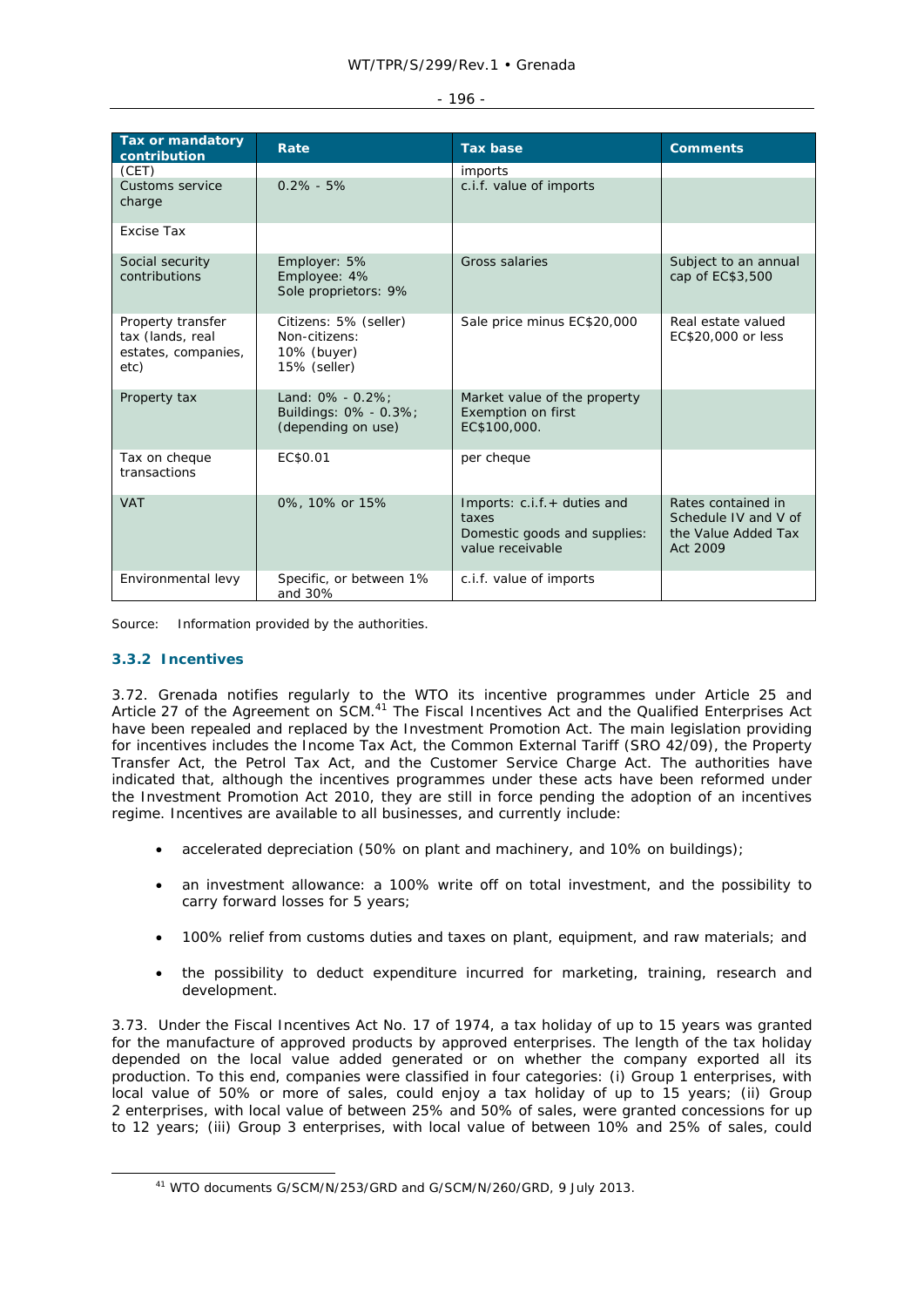| Tax or mandatory contribution | Rate | Tax base | Comments |
|---|---|---|---|
| (CET) | | imports | |
| Customs service charge | 0.2% - 5% | c.i.f. value of imports | |
| Excise Tax | | | |
| Social security contributions | Employer: 5%<br>Employee: 4%<br>Sole proprietors: 9% | Gross salaries | Subject to an annual cap of EC$3,500 |
| Property transfer tax (lands, real estates, companies, etc) | Citizens: 5% (seller)<br>Non-citizens:<br>10% (buyer)<br>15% (seller) | Sale price minus EC$20,000 | Real estate valued EC$20,000 or less |
| Property tax | Land: 0% - 0.2%;<br>Buildings: 0% - 0.3%;<br>(depending on use) | Market value of the property Exemption on first EC$100,000. | |
| Tax on cheque transactions | EC$0.01 | per cheque | |
| VAT | 0%, 10% or 15% | Imports: c.i.f.+ duties and taxes<br>Domestic goods and supplies: value receivable | Rates contained in Schedule IV and V of the Value Added Tax Act 2009 |
| Environmental levy | Specific, or between 1% and 30% | c.i.f. value of imports | |

Source: Information provided by the authorities.

### 3.3.2 Incentives

3.72. Grenada notifies regularly to the WTO its incentive programmes under Article 25 and Article 27 of the Agreement on SCM.[41] The Fiscal Incentives Act and the Qualified Enterprises Act have been repealed and replaced by the Investment Promotion Act. The main legislation providing for incentives includes the Income Tax Act, the Common External Tariff (SRO 42/09), the Property Transfer Act, the Petrol Tax Act, and the Customer Service Charge Act. The authorities have indicated that, although the incentives programmes under these acts have been reformed under the Investment Promotion Act 2010, they are still in force pending the adoption of an incentives regime. Incentives are available to all businesses, and currently include:

- accelerated depreciation (50% on plant and machinery, and 10% on buildings);
- an investment allowance: a 100% write off on total investment, and the possibility to carry forward losses for 5 years;
- 100% relief from customs duties and taxes on plant, equipment, and raw materials; and
- the possibility to deduct expenditure incurred for marketing, training, research and development.

3.73. Under the Fiscal Incentives Act No. 17 of 1974, a tax holiday of up to 15 years was granted for the manufacture of approved products by approved enterprises. The length of the tax holiday depended on the local value added generated or on whether the company exported all its production. To this end, companies were classified in four categories: (i) Group 1 enterprises, with local value of 50% or more of sales, could enjoy a tax holiday of up to 15 years; (ii) Group 2 enterprises, with local value of between 25% and 50% of sales, were granted concessions for up to 12 years; (iii) Group 3 enterprises, with local value of between 10% and 25% of sales, could

[41] WTO documents G/SCM/N/253/GRD and G/SCM/N/260/GRD, 9 July 2013.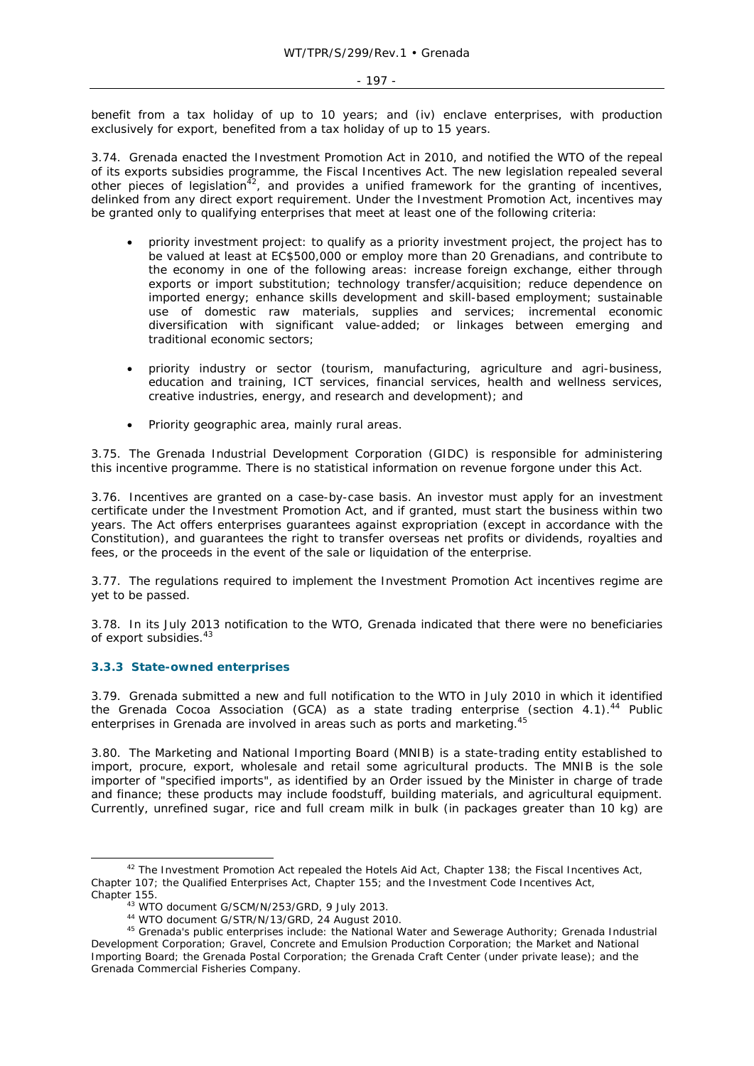benefit from a tax holiday of up to 10 years; and (iv) enclave enterprises, with production exclusively for export, benefited from a tax holiday of up to 15 years.

3.74. Grenada enacted the Investment Promotion Act in 2010, and notified the WTO of the repeal of its exports subsidies programme, the Fiscal Incentives Act. The new legislation repealed several other pieces of legislation[42], and provides a unified framework for the granting of incentives, delinked from any direct export requirement. Under the Investment Promotion Act, incentives may be granted only to qualifying enterprises that meet at least one of the following criteria:

- priority investment project: to qualify as a priority investment project, the project has to be valued at least at EC$500,000 or employ more than 20 Grenadians, and contribute to the economy in one of the following areas: increase foreign exchange, either through exports or import substitution; technology transfer/acquisition; reduce dependence on imported energy; enhance skills development and skill-based employment; sustainable use of domestic raw materials, supplies and services; incremental economic diversification with significant value-added; or linkages between emerging and traditional economic sectors;

- priority industry or sector (tourism, manufacturing, agriculture and agri-business, education and training, ICT services, financial services, health and wellness services, creative industries, energy, and research and development); and

- Priority geographic area, mainly rural areas.

3.75. The Grenada Industrial Development Corporation (GIDC) is responsible for administering this incentive programme. There is no statistical information on revenue forgone under this Act.

3.76. Incentives are granted on a case-by-case basis. An investor must apply for an investment certificate under the Investment Promotion Act, and if granted, must start the business within two years. The Act offers enterprises guarantees against expropriation (except in accordance with the Constitution), and guarantees the right to transfer overseas net profits or dividends, royalties and fees, or the proceeds in the event of the sale or liquidation of the enterprise.

3.77. The regulations required to implement the Investment Promotion Act incentives regime are yet to be passed.

3.78. In its July 2013 notification to the WTO, Grenada indicated that there were no beneficiaries of export subsidies.[43]

### 3.3.3 State-owned enterprises

3.79. Grenada submitted a new and full notification to the WTO in July 2010 in which it identified the Grenada Cocoa Association (GCA) as a state trading enterprise (section 4.1).[44] Public enterprises in Grenada are involved in areas such as ports and marketing.[45]

3.80. The Marketing and National Importing Board (MNIB) is a state-trading entity established to import, procure, export, wholesale and retail some agricultural products. The MNIB is the sole importer of "specified imports", as identified by an Order issued by the Minister in charge of trade and finance; these products may include foodstuff, building materials, and agricultural equipment. Currently, unrefined sugar, rice and full cream milk in bulk (in packages greater than 10 kg) are

---

[42] The Investment Promotion Act repealed the Hotels Aid Act, Chapter 138; the Fiscal Incentives Act, Chapter 107; the Qualified Enterprises Act, Chapter 155; and the Investment Code Incentives Act, Chapter 155.

[43] WTO document G/SCM/N/253/GRD, 9 July 2013.

[44] WTO document G/STR/N/13/GRD, 24 August 2010.

[45] Grenada's public enterprises include: the National Water and Sewerage Authority; Grenada Industrial Development Corporation; Gravel, Concrete and Emulsion Production Corporation; the Market and National Importing Board; the Grenada Postal Corporation; the Grenada Craft Center (under private lease); and the Grenada Commercial Fisheries Company.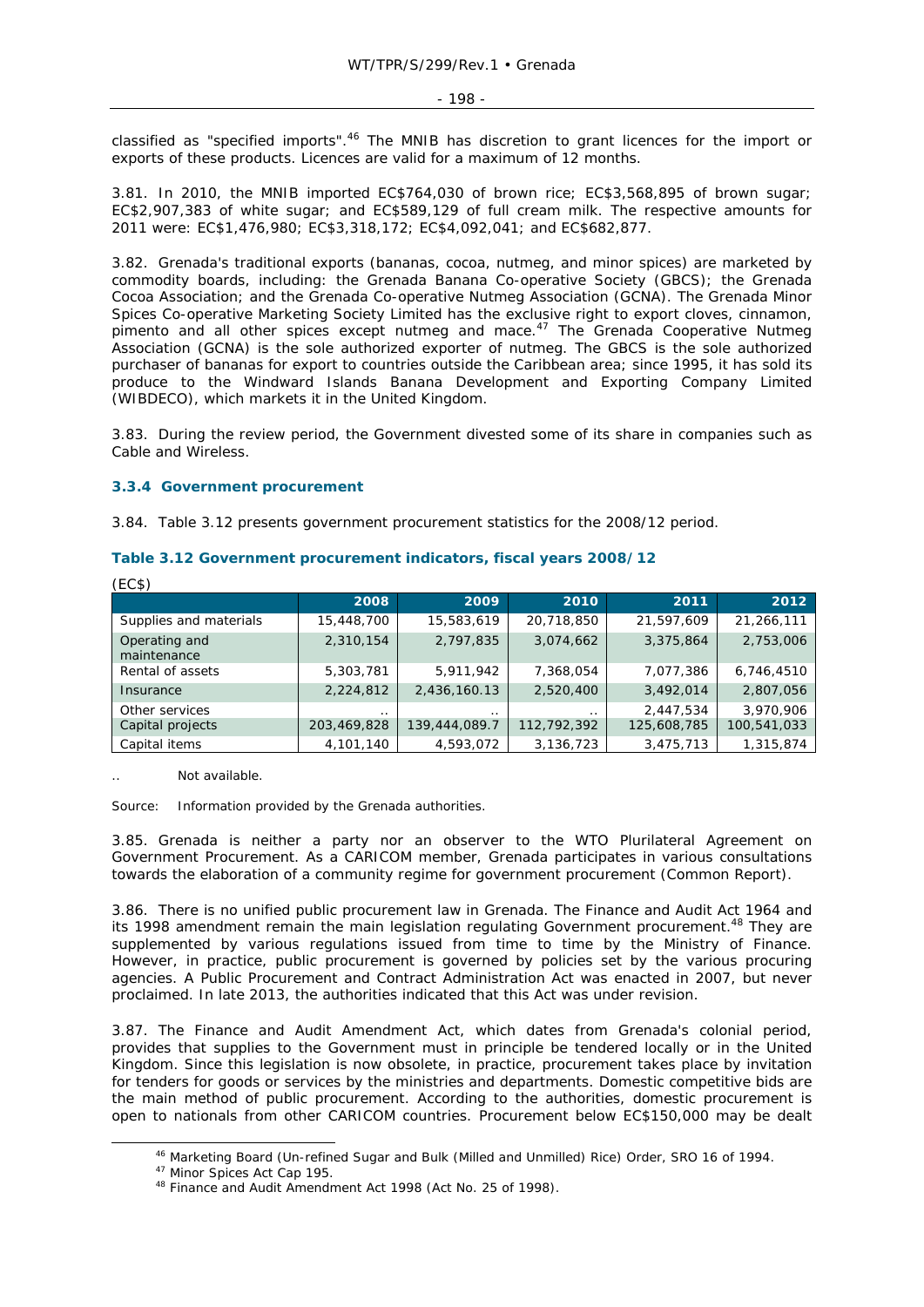classified as "specified imports".[46] The MNIB has discretion to grant licences for the import or exports of these products. Licences are valid for a maximum of 12 months.

3.81. In 2010, the MNIB imported EC$764,030 of brown rice; EC$3,568,895 of brown sugar; EC$2,907,383 of white sugar; and EC$589,129 of full cream milk. The respective amounts for 2011 were: EC$1,476,980; EC$3,318,172; EC$4,092,041; and EC$682,877.

3.82. Grenada's traditional exports (bananas, cocoa, nutmeg, and minor spices) are marketed by commodity boards, including: the Grenada Banana Co-operative Society (GBCS); the Grenada Cocoa Association; and the Grenada Co-operative Nutmeg Association (GCNA). The Grenada Minor Spices Co-operative Marketing Society Limited has the exclusive right to export cloves, cinnamon, pimento and all other spices except nutmeg and mace.[47] The Grenada Cooperative Nutmeg Association (GCNA) is the sole authorized exporter of nutmeg. The GBCS is the sole authorized purchaser of bananas for export to countries outside the Caribbean area; since 1995, it has sold its produce to the Windward Islands Banana Development and Exporting Company Limited (WIBDECO), which markets it in the United Kingdom.

3.83. During the review period, the Government divested some of its share in companies such as Cable and Wireless.

### 3.3.4 Government procurement

3.84. Table 3.12 presents government procurement statistics for the 2008/12 period.

**Table 3.12 Government procurement indicators, fiscal years 2008/12**

(EC$)

| | 2008 | 2009 | 2010 | 2011 | 2012 |
|---|---|---|---|---|---|
| Supplies and materials | 15,448,700 | 15,583,619 | 20,718,850 | 21,597,609 | 21,266,111 |
| Operating and maintenance | 2,310,154 | 2,797,835 | 3,074,662 | 3,375,864 | 2,753,006 |
| Rental of assets | 5,303,781 | 5,911,942 | 7,368,054 | 7,077,386 | 6,746,4510 |
| Insurance | 2,224,812 | 2,436,160.13 | 2,520,400 | 3,492,014 | 2,807,056 |
| Other services | .. | .. | .. | 2,447,534 | 3,970,906 |
| Capital projects | 203,469,828 | 139,444,089.7 | 112,792,392 | 125,608,785 | 100,541,033 |
| Capital items | 4,101,140 | 4,593,072 | 3,136,723 | 3,475,713 | 1,315,874 |

.. Not available.

Source: Information provided by the Grenada authorities.

3.85. Grenada is neither a party nor an observer to the WTO Plurilateral Agreement on Government Procurement. As a CARICOM member, Grenada participates in various consultations towards the elaboration of a community regime for government procurement (Common Report).

3.86. There is no unified public procurement law in Grenada. The Finance and Audit Act 1964 and its 1998 amendment remain the main legislation regulating Government procurement.[48] They are supplemented by various regulations issued from time to time by the Ministry of Finance. However, in practice, public procurement is governed by policies set by the various procuring agencies. A Public Procurement and Contract Administration Act was enacted in 2007, but never proclaimed. In late 2013, the authorities indicated that this Act was under revision.

3.87. The Finance and Audit Amendment Act, which dates from Grenada's colonial period, provides that supplies to the Government must in principle be tendered locally or in the United Kingdom. Since this legislation is now obsolete, in practice, procurement takes place by invitation for tenders for goods or services by the ministries and departments. Domestic competitive bids are the main method of public procurement. According to the authorities, domestic procurement is open to nationals from other CARICOM countries. Procurement below EC$150,000 may be dealt

[46] Marketing Board (Un-refined Sugar and Bulk (Milled and Unmilled) Rice) Order, SRO 16 of 1994.

[47] Minor Spices Act Cap 195.

[48] Finance and Audit Amendment Act 1998 (Act No. 25 of 1998).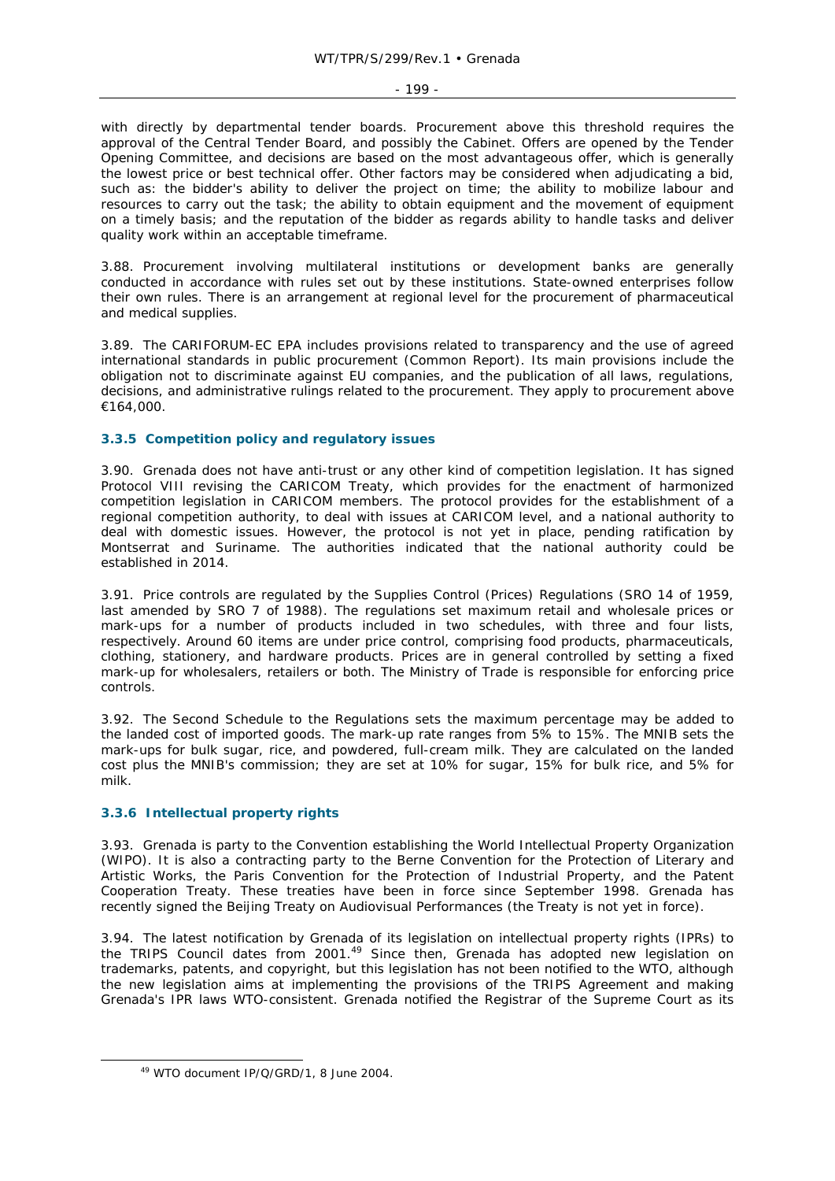with directly by departmental tender boards. Procurement above this threshold requires the approval of the Central Tender Board, and possibly the Cabinet. Offers are opened by the Tender Opening Committee, and decisions are based on the most advantageous offer, which is generally the lowest price or best technical offer. Other factors may be considered when adjudicating a bid, such as: the bidder's ability to deliver the project on time; the ability to mobilize labour and resources to carry out the task; the ability to obtain equipment and the movement of equipment on a timely basis; and the reputation of the bidder as regards ability to handle tasks and deliver quality work within an acceptable timeframe.

3.88. Procurement involving multilateral institutions or development banks are generally conducted in accordance with rules set out by these institutions. State-owned enterprises follow their own rules. There is an arrangement at regional level for the procurement of pharmaceutical and medical supplies.

3.89. The CARIFORUM-EC EPA includes provisions related to transparency and the use of agreed international standards in public procurement (Common Report). Its main provisions include the obligation not to discriminate against EU companies, and the publication of all laws, regulations, decisions, and administrative rulings related to the procurement. They apply to procurement above €164,000.

### 3.3.5 Competition policy and regulatory issues

3.90. Grenada does not have anti-trust or any other kind of competition legislation. It has signed Protocol VIII revising the CARICOM Treaty, which provides for the enactment of harmonized competition legislation in CARICOM members. The protocol provides for the establishment of a regional competition authority, to deal with issues at CARICOM level, and a national authority to deal with domestic issues. However, the protocol is not yet in place, pending ratification by Montserrat and Suriname. The authorities indicated that the national authority could be established in 2014.

3.91. Price controls are regulated by the Supplies Control (Prices) Regulations (SRO 14 of 1959, last amended by SRO 7 of 1988). The regulations set maximum retail and wholesale prices or mark-ups for a number of products included in two schedules, with three and four lists, respectively. Around 60 items are under price control, comprising food products, pharmaceuticals, clothing, stationery, and hardware products. Prices are in general controlled by setting a fixed mark-up for wholesalers, retailers or both. The Ministry of Trade is responsible for enforcing price controls.

3.92. The Second Schedule to the Regulations sets the maximum percentage may be added to the landed cost of imported goods. The mark-up rate ranges from 5% to 15%. The MNIB sets the mark-ups for bulk sugar, rice, and powdered, full-cream milk. They are calculated on the landed cost plus the MNIB's commission; they are set at 10% for sugar, 15% for bulk rice, and 5% for milk.

### 3.3.6 Intellectual property rights

3.93. Grenada is party to the Convention establishing the World Intellectual Property Organization (WIPO). It is also a contracting party to the Berne Convention for the Protection of Literary and Artistic Works, the Paris Convention for the Protection of Industrial Property, and the Patent Cooperation Treaty. These treaties have been in force since September 1998. Grenada has recently signed the Beijing Treaty on Audiovisual Performances (the Treaty is not yet in force).

3.94. The latest notification by Grenada of its legislation on intellectual property rights (IPRs) to the TRIPS Council dates from 2001.[49] Since then, Grenada has adopted new legislation on trademarks, patents, and copyright, but this legislation has not been notified to the WTO, although the new legislation aims at implementing the provisions of the TRIPS Agreement and making Grenada's IPR laws WTO-consistent. Grenada notified the Registrar of the Supreme Court as its

[49] WTO document IP/Q/GRD/1, 8 June 2004.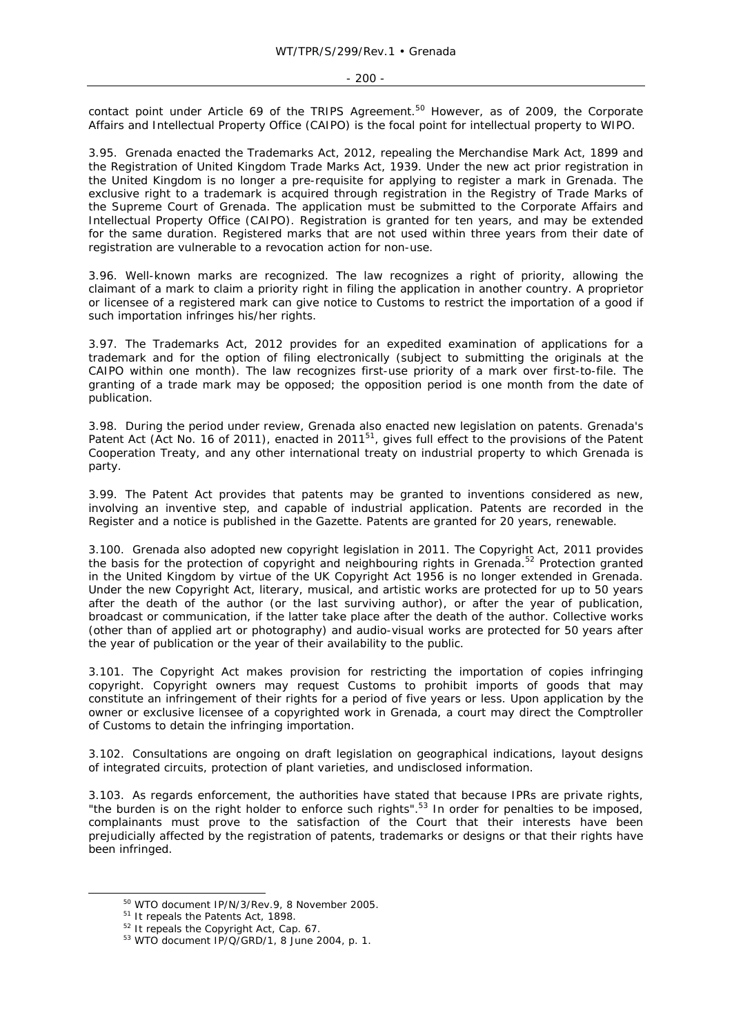contact point under Article 69 of the TRIPS Agreement.[50] However, as of 2009, the Corporate Affairs and Intellectual Property Office (CAIPO) is the focal point for intellectual property to WIPO.

3.95. Grenada enacted the Trademarks Act, 2012, repealing the Merchandise Mark Act, 1899 and the Registration of United Kingdom Trade Marks Act, 1939. Under the new act prior registration in the United Kingdom is no longer a pre-requisite for applying to register a mark in Grenada. The exclusive right to a trademark is acquired through registration in the Registry of Trade Marks of the Supreme Court of Grenada. The application must be submitted to the Corporate Affairs and Intellectual Property Office (CAIPO). Registration is granted for ten years, and may be extended for the same duration. Registered marks that are not used within three years from their date of registration are vulnerable to a revocation action for non-use.

3.96. Well-known marks are recognized. The law recognizes a right of priority, allowing the claimant of a mark to claim a priority right in filing the application in another country. A proprietor or licensee of a registered mark can give notice to Customs to restrict the importation of a good if such importation infringes his/her rights.

3.97. The Trademarks Act, 2012 provides for an expedited examination of applications for a trademark and for the option of filing electronically (subject to submitting the originals at the CAIPO within one month). The law recognizes first-use priority of a mark over first-to-file. The granting of a trade mark may be opposed; the opposition period is one month from the date of publication.

3.98. During the period under review, Grenada also enacted new legislation on patents. Grenada's Patent Act (Act No. 16 of 2011), enacted in 2011[51], gives full effect to the provisions of the Patent Cooperation Treaty, and any other international treaty on industrial property to which Grenada is party.

3.99. The Patent Act provides that patents may be granted to inventions considered as new, involving an inventive step, and capable of industrial application. Patents are recorded in the Register and a notice is published in the Gazette. Patents are granted for 20 years, renewable.

3.100. Grenada also adopted new copyright legislation in 2011. The Copyright Act, 2011 provides the basis for the protection of copyright and neighbouring rights in Grenada.[52] Protection granted in the United Kingdom by virtue of the UK Copyright Act 1956 is no longer extended in Grenada. Under the new Copyright Act, literary, musical, and artistic works are protected for up to 50 years after the death of the author (or the last surviving author), or after the year of publication, broadcast or communication, if the latter take place after the death of the author. Collective works (other than of applied art or photography) and audio-visual works are protected for 50 years after the year of publication or the year of their availability to the public.

3.101. The Copyright Act makes provision for restricting the importation of copies infringing copyright. Copyright owners may request Customs to prohibit imports of goods that may constitute an infringement of their rights for a period of five years or less. Upon application by the owner or exclusive licensee of a copyrighted work in Grenada, a court may direct the Comptroller of Customs to detain the infringing importation.

3.102. Consultations are ongoing on draft legislation on geographical indications, layout designs of integrated circuits, protection of plant varieties, and undisclosed information.

3.103. As regards enforcement, the authorities have stated that because IPRs are private rights, "the burden is on the right holder to enforce such rights".[53] In order for penalties to be imposed, complainants must prove to the satisfaction of the Court that their interests have been prejudicially affected by the registration of patents, trademarks or designs or that their rights have been infringed.

---

[50] WTO document IP/N/3/Rev.9, 8 November 2005.

[51] It repeals the Patents Act, 1898.

[52] It repeals the Copyright Act, Cap. 67.

[53] WTO document IP/Q/GRD/1, 8 June 2004, p. 1.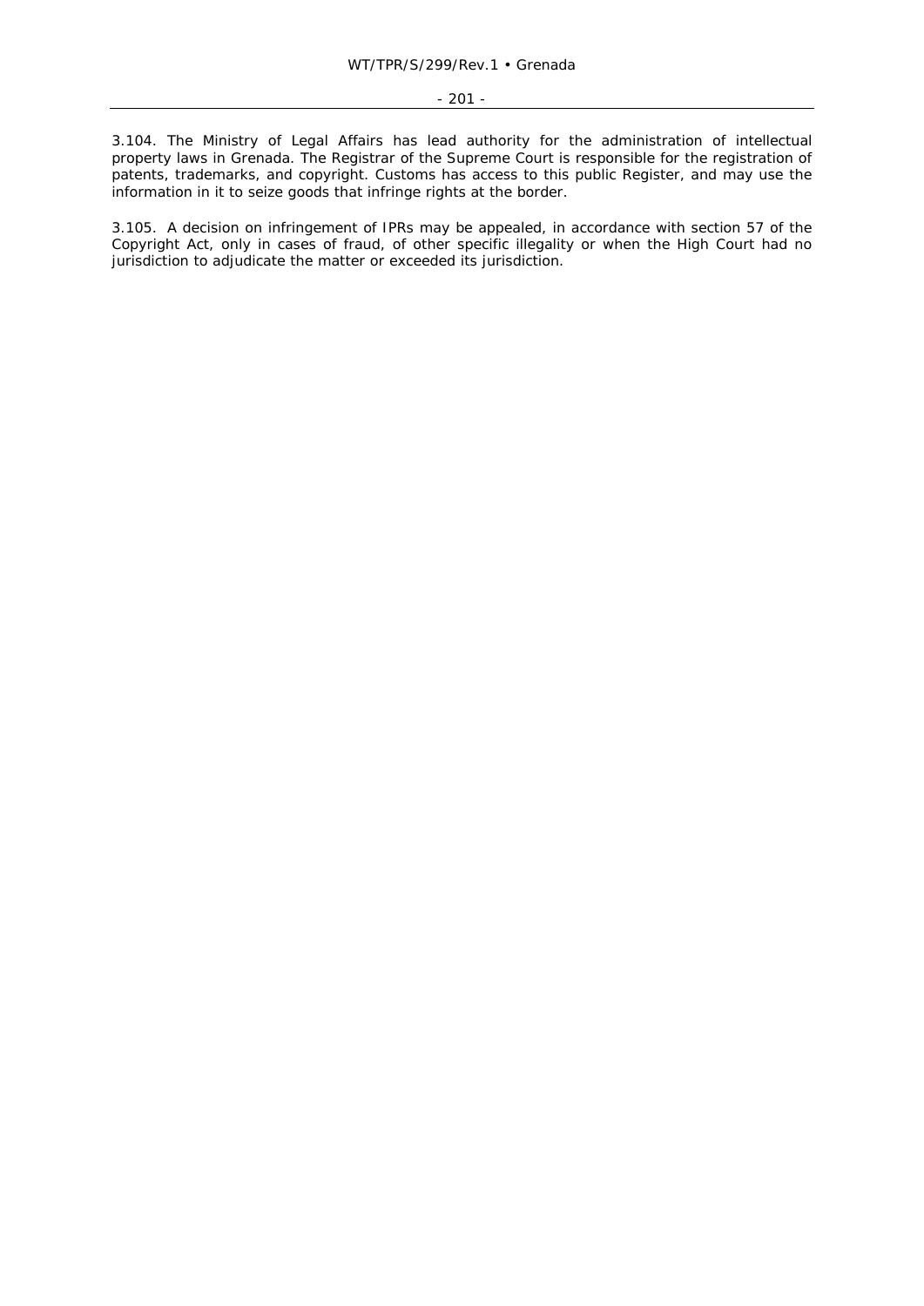3.104. The Ministry of Legal Affairs has lead authority for the administration of intellectual property laws in Grenada. The Registrar of the Supreme Court is responsible for the registration of patents, trademarks, and copyright. Customs has access to this public Register, and may use the information in it to seize goods that infringe rights at the border.

3.105. A decision on infringement of IPRs may be appealed, in accordance with section 57 of the Copyright Act, only in cases of fraud, of other specific illegality or when the High Court had no jurisdiction to adjudicate the matter or exceeded its jurisdiction.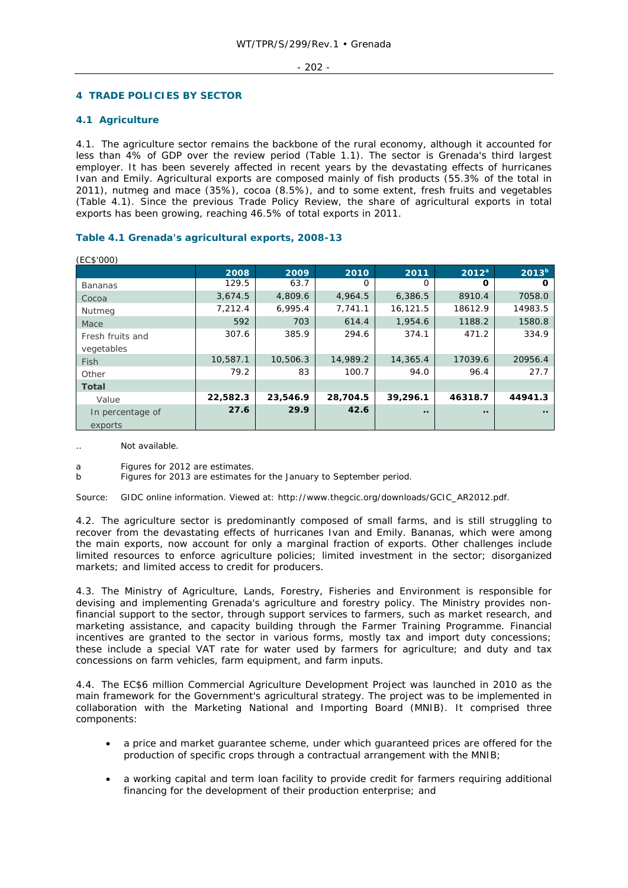## 4 TRADE POLICIES BY SECTOR

### 4.1 Agriculture

4.1. The agriculture sector remains the backbone of the rural economy, although it accounted for less than 4% of GDP over the review period (Table 1.1). The sector is Grenada's third largest employer. It has been severely affected in recent years by the devastating effects of hurricanes Ivan and Emily. Agricultural exports are composed mainly of fish products (55.3% of the total in 2011), nutmeg and mace (35%), cocoa (8.5%), and to some extent, fresh fruits and vegetables (Table 4.1). Since the previous Trade Policy Review, the share of agricultural exports in total exports has been growing, reaching 46.5% of total exports in 2011.

#### Table 4.1 Grenada's agricultural exports, 2008-13

(EC$'000)

| | 2008 | 2009 | 2010 | 2011 | 2012[a] | 2013[b] |
|---|---|---|---|---|---|---|
| Bananas | 129.5 | 63.7 | 0 | 0 | **0** | **0** |
| Cocoa | 3,674.5 | 4,809.6 | 4,964.5 | 6,386.5 | 8910.4 | 7058.0 |
| Nutmeg | 7,212.4 | 6,995.4 | 7,741.1 | 16,121.5 | 18612.9 | 14983.5 |
| Mace | 592 | 703 | 614.4 | 1,954.6 | 1188.2 | 1580.8 |
| Fresh fruits and vegetables | 307.6 | 385.9 | 294.6 | 374.1 | 471.2 | 334.9 |
| Fish | 10,587.1 | 10,506.3 | 14,989.2 | 14,365.4 | 17039.6 | 20956.4 |
| Other | 79.2 | 83 | 100.7 | 94.0 | 96.4 | 27.7 |
| **Total** | | | | | | |
| Value | **22,582.3** | **23,546.9** | **28,704.5** | **39,296.1** | **46318.7** | **44941.3** |
| In percentage of exports | **27.6** | **29.9** | **42.6** | **..** | **..** | **..** |

.. Not available.

a Figures for 2012 are estimates.
b Figures for 2013 are estimates for the January to September period.

Source: GIDC online information. Viewed at: http://www.thegcic.org/downloads/GCIC_AR2012.pdf.

4.2. The agriculture sector is predominantly composed of small farms, and is still struggling to recover from the devastating effects of hurricanes Ivan and Emily. Bananas, which were among the main exports, now account for only a marginal fraction of exports. Other challenges include limited resources to enforce agriculture policies; limited investment in the sector; disorganized markets; and limited access to credit for producers.

4.3. The Ministry of Agriculture, Lands, Forestry, Fisheries and Environment is responsible for devising and implementing Grenada's agriculture and forestry policy. The Ministry provides non-financial support to the sector, through support services to farmers, such as market research, and marketing assistance, and capacity building through the Farmer Training Programme. Financial incentives are granted to the sector in various forms, mostly tax and import duty concessions; these include a special VAT rate for water used by farmers for agriculture; and duty and tax concessions on farm vehicles, farm equipment, and farm inputs.

4.4. The EC$6 million Commercial Agriculture Development Project was launched in 2010 as the main framework for the Government's agricultural strategy. The project was to be implemented in collaboration with the Marketing National and Importing Board (MNIB). It comprised three components:

- a price and market guarantee scheme, under which guaranteed prices are offered for the production of specific crops through a contractual arrangement with the MNIB;
- a working capital and term loan facility to provide credit for farmers requiring additional financing for the development of their production enterprise; and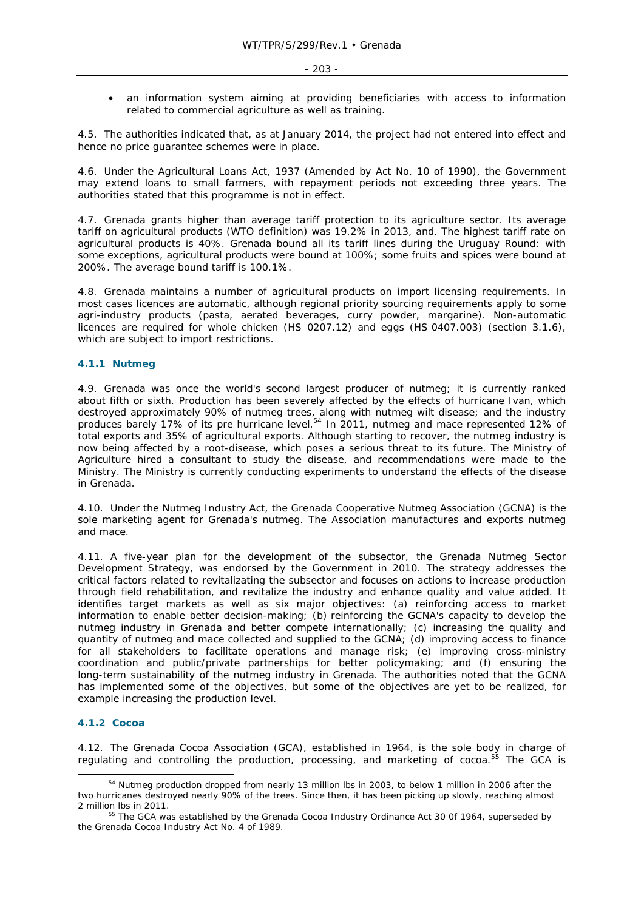- an information system aiming at providing beneficiaries with access to information related to commercial agriculture as well as training.

4.5. The authorities indicated that, as at January 2014, the project had not entered into effect and hence no price guarantee schemes were in place.

4.6. Under the Agricultural Loans Act, 1937 (Amended by Act No. 10 of 1990), the Government may extend loans to small farmers, with repayment periods not exceeding three years. The authorities stated that this programme is not in effect.

4.7. Grenada grants higher than average tariff protection to its agriculture sector. Its average tariff on agricultural products (WTO definition) was 19.2% in 2013, and. The highest tariff rate on agricultural products is 40%. Grenada bound all its tariff lines during the Uruguay Round: with some exceptions, agricultural products were bound at 100%; some fruits and spices were bound at 200%. The average bound tariff is 100.1%.

4.8. Grenada maintains a number of agricultural products on import licensing requirements. In most cases licences are automatic, although regional priority sourcing requirements apply to some agri-industry products (pasta, aerated beverages, curry powder, margarine). Non-automatic licences are required for whole chicken (HS 0207.12) and eggs (HS 0407.003) (section 3.1.6), which are subject to import restrictions.

### 4.1.1 Nutmeg

4.9. Grenada was once the world's second largest producer of nutmeg; it is currently ranked about fifth or sixth. Production has been severely affected by the effects of hurricane Ivan, which destroyed approximately 90% of nutmeg trees, along with nutmeg wilt disease; and the industry produces barely 17% of its pre hurricane level.[54] In 2011, nutmeg and mace represented 12% of total exports and 35% of agricultural exports. Although starting to recover, the nutmeg industry is now being affected by a root-disease, which poses a serious threat to its future. The Ministry of Agriculture hired a consultant to study the disease, and recommendations were made to the Ministry. The Ministry is currently conducting experiments to understand the effects of the disease in Grenada.

4.10. Under the Nutmeg Industry Act, the Grenada Cooperative Nutmeg Association (GCNA) is the sole marketing agent for Grenada's nutmeg. The Association manufactures and exports nutmeg and mace.

4.11. A five-year plan for the development of the subsector, the Grenada Nutmeg Sector Development Strategy, was endorsed by the Government in 2010. The strategy addresses the critical factors related to revitalizating the subsector and focuses on actions to increase production through field rehabilitation, and revitalize the industry and enhance quality and value added. It identifies target markets as well as six major objectives: (a) reinforcing access to market information to enable better decision-making; (b) reinforcing the GCNA's capacity to develop the nutmeg industry in Grenada and better compete internationally; (c) increasing the quality and quantity of nutmeg and mace collected and supplied to the GCNA; (d) improving access to finance for all stakeholders to facilitate operations and manage risk; (e) improving cross-ministry coordination and public/private partnerships for better policymaking; and (f) ensuring the long-term sustainability of the nutmeg industry in Grenada. The authorities noted that the GCNA has implemented some of the objectives, but some of the objectives are yet to be realized, for example increasing the production level.

### 4.1.2 Cocoa

4.12. The Grenada Cocoa Association (GCA), established in 1964, is the sole body in charge of regulating and controlling the production, processing, and marketing of cocoa.[55] The GCA is

---

[54] Nutmeg production dropped from nearly 13 million lbs in 2003, to below 1 million in 2006 after the two hurricanes destroyed nearly 90% of the trees. Since then, it has been picking up slowly, reaching almost 2 million lbs in 2011.

[55] The GCA was established by the Grenada Cocoa Industry Ordinance Act 30 0f 1964, superseded by the Grenada Cocoa Industry Act No. 4 of 1989.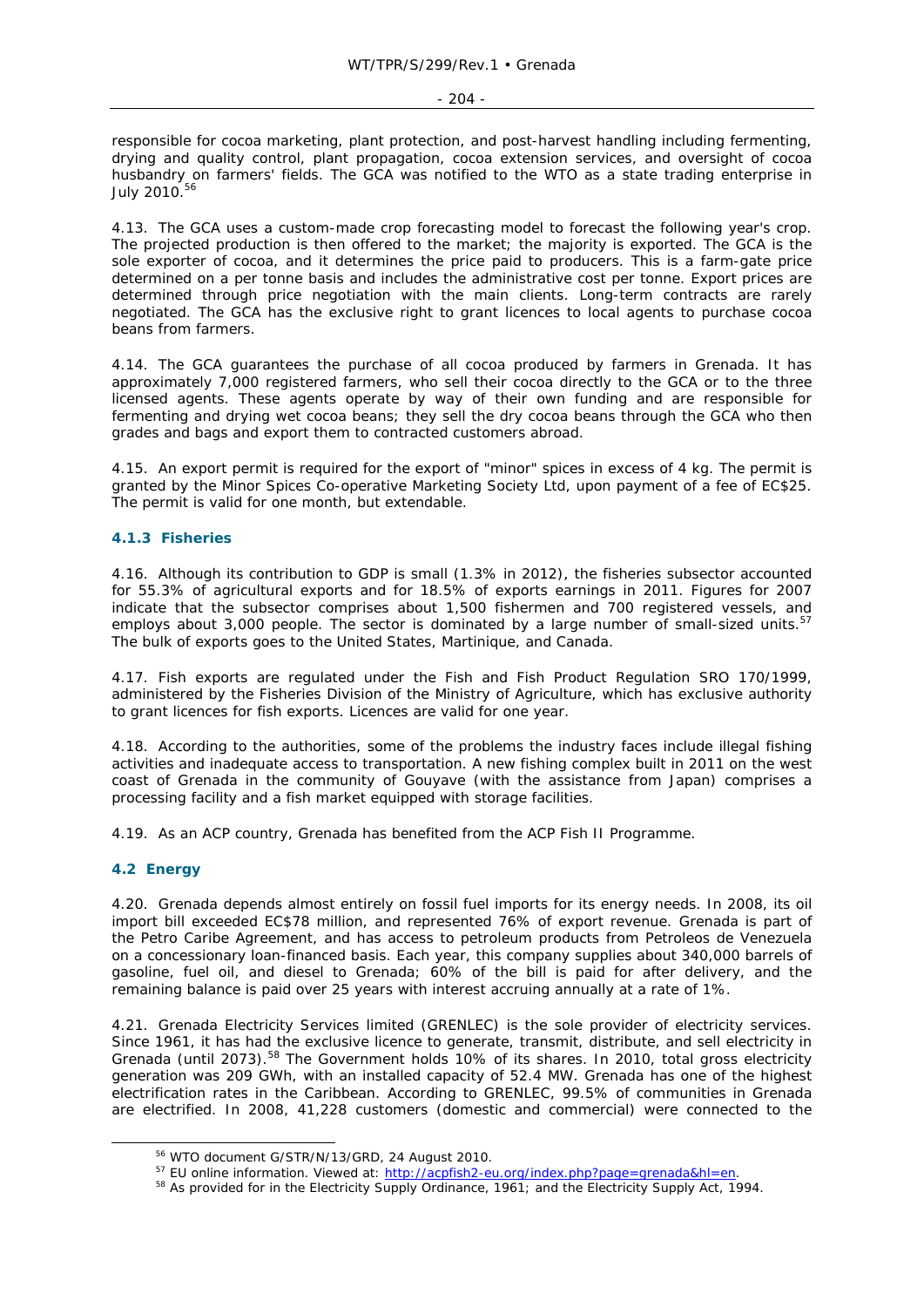responsible for cocoa marketing, plant protection, and post-harvest handling including fermenting, drying and quality control, plant propagation, cocoa extension services, and oversight of cocoa husbandry on farmers' fields. The GCA was notified to the WTO as a state trading enterprise in July 2010.[56]

4.13. The GCA uses a custom-made crop forecasting model to forecast the following year's crop. The projected production is then offered to the market; the majority is exported. The GCA is the sole exporter of cocoa, and it determines the price paid to producers. This is a farm-gate price determined on a per tonne basis and includes the administrative cost per tonne. Export prices are determined through price negotiation with the main clients. Long-term contracts are rarely negotiated. The GCA has the exclusive right to grant licences to local agents to purchase cocoa beans from farmers.

4.14. The GCA guarantees the purchase of all cocoa produced by farmers in Grenada. It has approximately 7,000 registered farmers, who sell their cocoa directly to the GCA or to the three licensed agents. These agents operate by way of their own funding and are responsible for fermenting and drying wet cocoa beans; they sell the dry cocoa beans through the GCA who then grades and bags and export them to contracted customers abroad.

4.15. An export permit is required for the export of "minor" spices in excess of 4 kg. The permit is granted by the Minor Spices Co-operative Marketing Society Ltd, upon payment of a fee of EC$25. The permit is valid for one month, but extendable.

### 4.1.3 Fisheries

4.16. Although its contribution to GDP is small (1.3% in 2012), the fisheries subsector accounted for 55.3% of agricultural exports and for 18.5% of exports earnings in 2011. Figures for 2007 indicate that the subsector comprises about 1,500 fishermen and 700 registered vessels, and employs about 3,000 people. The sector is dominated by a large number of small-sized units.[57] The bulk of exports goes to the United States, Martinique, and Canada.

4.17. Fish exports are regulated under the Fish and Fish Product Regulation SRO 170/1999, administered by the Fisheries Division of the Ministry of Agriculture, which has exclusive authority to grant licences for fish exports. Licences are valid for one year.

4.18. According to the authorities, some of the problems the industry faces include illegal fishing activities and inadequate access to transportation. A new fishing complex built in 2011 on the west coast of Grenada in the community of Gouyave (with the assistance from Japan) comprises a processing facility and a fish market equipped with storage facilities.

4.19. As an ACP country, Grenada has benefited from the ACP Fish II Programme.

## 4.2 Energy

4.20. Grenada depends almost entirely on fossil fuel imports for its energy needs. In 2008, its oil import bill exceeded EC$78 million, and represented 76% of export revenue. Grenada is part of the Petro Caribe Agreement, and has access to petroleum products from Petroleos de Venezuela on a concessionary loan-financed basis. Each year, this company supplies about 340,000 barrels of gasoline, fuel oil, and diesel to Grenada; 60% of the bill is paid for after delivery, and the remaining balance is paid over 25 years with interest accruing annually at a rate of 1%.

4.21. Grenada Electricity Services limited (GRENLEC) is the sole provider of electricity services. Since 1961, it has had the exclusive licence to generate, transmit, distribute, and sell electricity in Grenada (until 2073).[58] The Government holds 10% of its shares. In 2010, total gross electricity generation was 209 GWh, with an installed capacity of 52.4 MW. Grenada has one of the highest electrification rates in the Caribbean. According to GRENLEC, 99.5% of communities in Grenada are electrified. In 2008, 41,228 customers (domestic and commercial) were connected to the

---

[56] WTO document G/STR/N/13/GRD, 24 August 2010.

[57] EU online information. Viewed at: http://acpfish2-eu.org/index.php?page=grenada&hl=en.

[58] As provided for in the Electricity Supply Ordinance, 1961; and the Electricity Supply Act, 1994.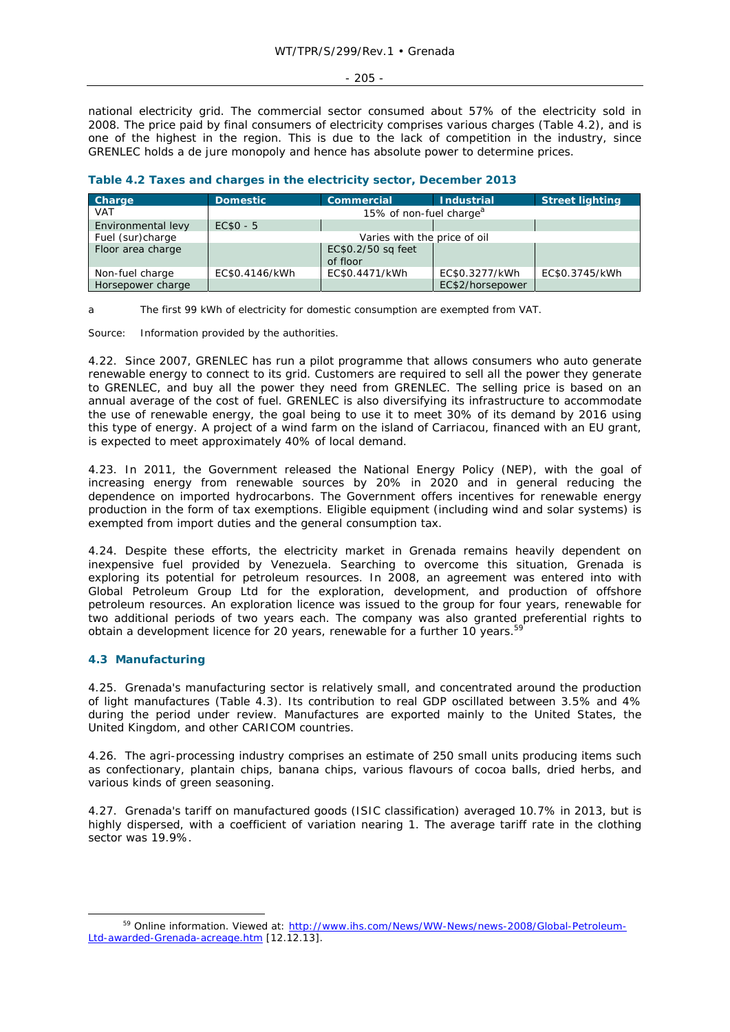national electricity grid. The commercial sector consumed about 57% of the electricity sold in 2008. The price paid by final consumers of electricity comprises various charges (Table 4.2), and is one of the highest in the region. This is due to the lack of competition in the industry, since GRENLEC holds a de jure monopoly and hence has absolute power to determine prices.

### Table 4.2 Taxes and charges in the electricity sector, December 2013

| Charge | Domestic | Commercial | Industrial | Street lighting |
|---|---|---|---|---|
| VAT | 15% of non-fuel charge[a] | | | |
| Environmental levy | EC$0 - 5 | | | |
| Fuel (sur)charge | Varies with the price of oil | | | |
| Floor area charge | | EC$0.2/50 sq feet of floor | | |
| Non-fuel charge | EC$0.4146/kWh | EC$0.4471/kWh | EC$0.3277/kWh | EC$0.3745/kWh |
| Horsepower charge | | | EC$2/horsepower | |

a The first 99 kWh of electricity for domestic consumption are exempted from VAT.

Source: Information provided by the authorities.

4.22. Since 2007, GRENLEC has run a pilot programme that allows consumers who auto generate renewable energy to connect to its grid. Customers are required to sell all the power they generate to GRENLEC, and buy all the power they need from GRENLEC. The selling price is based on an annual average of the cost of fuel. GRENLEC is also diversifying its infrastructure to accommodate the use of renewable energy, the goal being to use it to meet 30% of its demand by 2016 using this type of energy. A project of a wind farm on the island of Carriacou, financed with an EU grant, is expected to meet approximately 40% of local demand.

4.23. In 2011, the Government released the National Energy Policy (NEP), with the goal of increasing energy from renewable sources by 20% in 2020 and in general reducing the dependence on imported hydrocarbons. The Government offers incentives for renewable energy production in the form of tax exemptions. Eligible equipment (including wind and solar systems) is exempted from import duties and the general consumption tax.

4.24. Despite these efforts, the electricity market in Grenada remains heavily dependent on inexpensive fuel provided by Venezuela. Searching to overcome this situation, Grenada is exploring its potential for petroleum resources. In 2008, an agreement was entered into with Global Petroleum Group Ltd for the exploration, development, and production of offshore petroleum resources. An exploration licence was issued to the group for four years, renewable for two additional periods of two years each. The company was also granted preferential rights to obtain a development licence for 20 years, renewable for a further 10 years.[59]

## 4.3 Manufacturing

4.25. Grenada's manufacturing sector is relatively small, and concentrated around the production of light manufactures (Table 4.3). Its contribution to real GDP oscillated between 3.5% and 4% during the period under review. Manufactures are exported mainly to the United States, the United Kingdom, and other CARICOM countries.

4.26. The agri-processing industry comprises an estimate of 250 small units producing items such as confectionary, plantain chips, banana chips, various flavours of cocoa balls, dried herbs, and various kinds of green seasoning.

4.27. Grenada's tariff on manufactured goods (ISIC classification) averaged 10.7% in 2013, but is highly dispersed, with a coefficient of variation nearing 1. The average tariff rate in the clothing sector was 19.9%.

[59] Online information. Viewed at: http://www.ihs.com/News/WW-News/news-2008/Global-Petroleum-Ltd-awarded-Grenada-acreage.htm [12.12.13].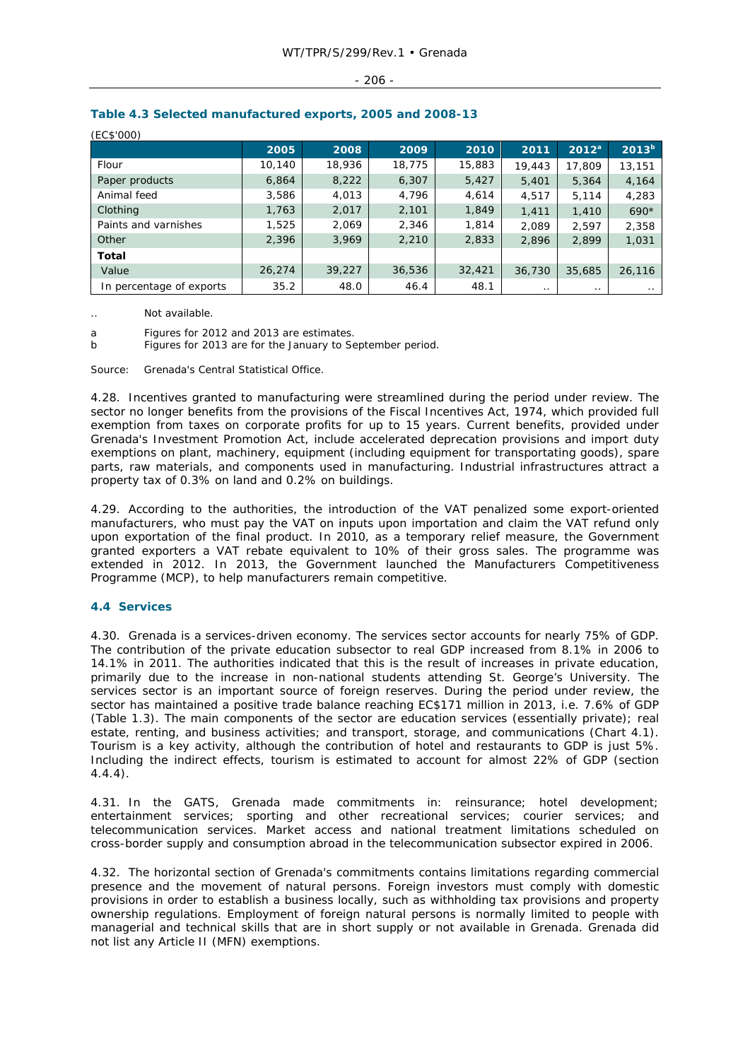### Table 4.3 Selected manufactured exports, 2005 and 2008-13

(EC$'000)

| | 2005 | 2008 | 2009 | 2010 | 2011 | 2012[a] | 2013[b] |
|---|---|---|---|---|---|---|---|
| Flour | 10,140 | 18,936 | 18,775 | 15,883 | 19,443 | 17,809 | 13,151 |
| Paper products | 6,864 | 8,222 | 6,307 | 5,427 | 5,401 | 5,364 | 4,164 |
| Animal feed | 3,586 | 4,013 | 4,796 | 4,614 | 4,517 | 5,114 | 4,283 |
| Clothing | 1,763 | 2,017 | 2,101 | 1,849 | 1,411 | 1,410 | 690* |
| Paints and varnishes | 1,525 | 2,069 | 2,346 | 1,814 | 2,089 | 2,597 | 2,358 |
| Other | 2,396 | 3,969 | 2,210 | 2,833 | 2,896 | 2,899 | 1,031 |
| **Total** | | | | | | | |
| Value | 26,274 | 39,227 | 36,536 | 32,421 | 36,730 | 35,685 | 26,116 |
| In percentage of exports | 35.2 | 48.0 | 46.4 | 48.1 | .. | .. | .. |

.. Not available.

a Figures for 2012 and 2013 are estimates.
b Figures for 2013 are for the January to September period.

Source: Grenada's Central Statistical Office.

4.28. Incentives granted to manufacturing were streamlined during the period under review. The sector no longer benefits from the provisions of the Fiscal Incentives Act, 1974, which provided full exemption from taxes on corporate profits for up to 15 years. Current benefits, provided under Grenada's Investment Promotion Act, include accelerated deprecation provisions and import duty exemptions on plant, machinery, equipment (including equipment for transportating goods), spare parts, raw materials, and components used in manufacturing. Industrial infrastructures attract a property tax of 0.3% on land and 0.2% on buildings.

4.29. According to the authorities, the introduction of the VAT penalized some export-oriented manufacturers, who must pay the VAT on inputs upon importation and claim the VAT refund only upon exportation of the final product. In 2010, as a temporary relief measure, the Government granted exporters a VAT rebate equivalent to 10% of their gross sales. The programme was extended in 2012. In 2013, the Government launched the Manufacturers Competitiveness Programme (MCP), to help manufacturers remain competitive.

## 4.4 Services

4.30. Grenada is a services-driven economy. The services sector accounts for nearly 75% of GDP. The contribution of the private education subsector to real GDP increased from 8.1% in 2006 to 14.1% in 2011. The authorities indicated that this is the result of increases in private education, primarily due to the increase in non-national students attending St. George's University. The services sector is an important source of foreign reserves. During the period under review, the sector has maintained a positive trade balance reaching EC$171 million in 2013, i.e. 7.6% of GDP (Table 1.3). The main components of the sector are education services (essentially private); real estate, renting, and business activities; and transport, storage, and communications (Chart 4.1). Tourism is a key activity, although the contribution of hotel and restaurants to GDP is just 5%. Including the indirect effects, tourism is estimated to account for almost 22% of GDP (section 4.4.4).

4.31. In the GATS, Grenada made commitments in: reinsurance; hotel development; entertainment services; sporting and other recreational services; courier services; and telecommunication services. Market access and national treatment limitations scheduled on cross-border supply and consumption abroad in the telecommunication subsector expired in 2006.

4.32. The horizontal section of Grenada's commitments contains limitations regarding commercial presence and the movement of natural persons. Foreign investors must comply with domestic provisions in order to establish a business locally, such as withholding tax provisions and property ownership regulations. Employment of foreign natural persons is normally limited to people with managerial and technical skills that are in short supply or not available in Grenada. Grenada did not list any Article II (MFN) exemptions.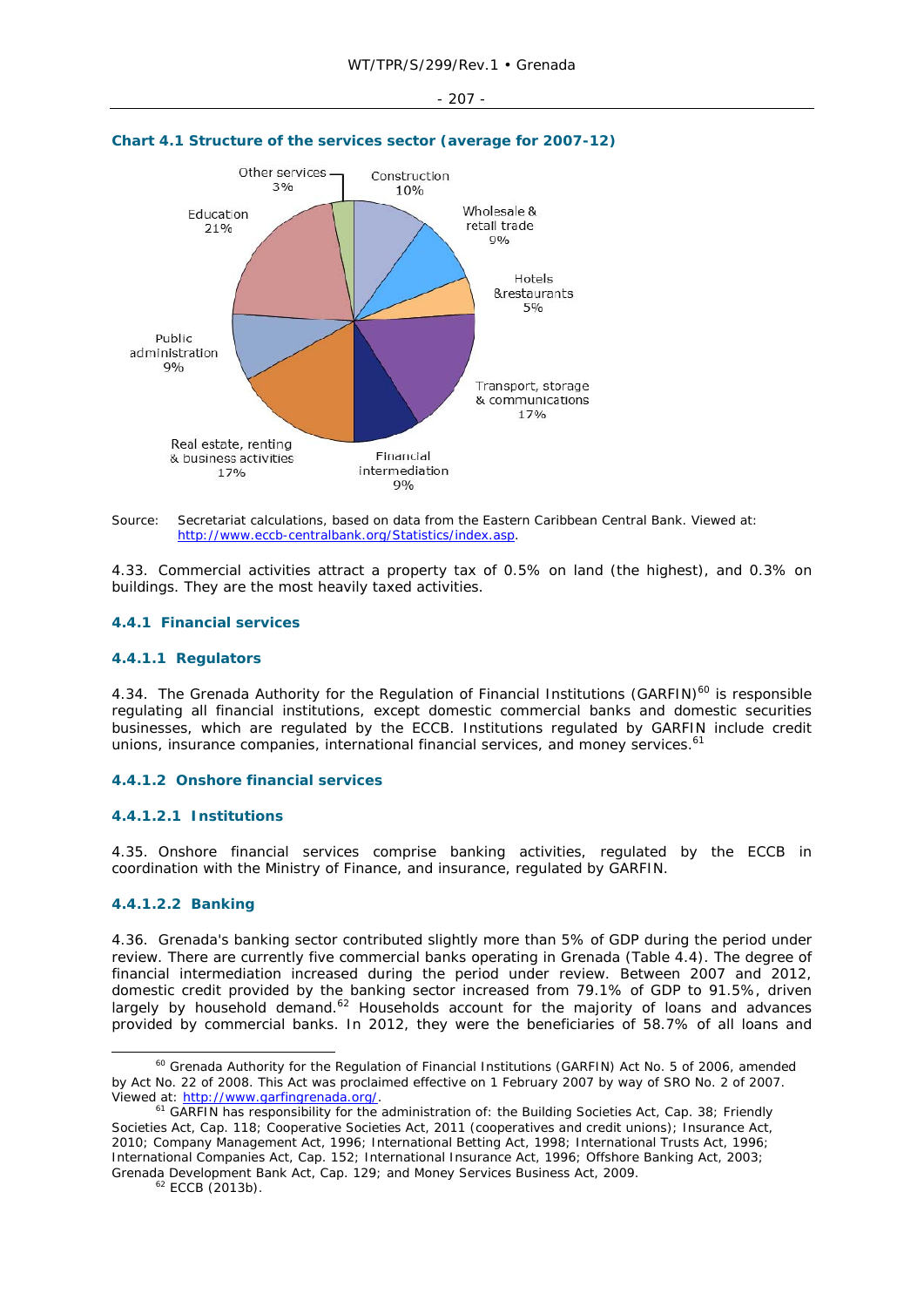**Chart 4.1 Structure of the services sector (average for 2007-12)**

Other services 3%
Construction 10%
Wholesale & retail trade 9%
Hotels &restaurants 5%
Transport, storage & communications 17%
Financial intermediation 9%
Real estate, renting & business activities 17%
Public administration 9%
Education 21%

Source: Secretariat calculations, based on data from the Eastern Caribbean Central Bank. Viewed at: http://www.eccb-centralbank.org/Statistics/index.asp.

4.33. Commercial activities attract a property tax of 0.5% on land (the highest), and 0.3% on buildings. They are the most heavily taxed activities.

### 4.4.1 Financial services

#### 4.4.1.1 Regulators

4.34. The Grenada Authority for the Regulation of Financial Institutions (GARFIN)[60] is responsible regulating all financial institutions, except domestic commercial banks and domestic securities businesses, which are regulated by the ECCB. Institutions regulated by GARFIN include credit unions, insurance companies, international financial services, and money services.[61]

#### 4.4.1.2 Onshore financial services

##### 4.4.1.2.1 Institutions

4.35. Onshore financial services comprise banking activities, regulated by the ECCB in coordination with the Ministry of Finance, and insurance, regulated by GARFIN.

##### 4.4.1.2.2 Banking

4.36. Grenada's banking sector contributed slightly more than 5% of GDP during the period under review. There are currently five commercial banks operating in Grenada (Table 4.4). The degree of financial intermediation increased during the period under review. Between 2007 and 2012, domestic credit provided by the banking sector increased from 79.1% of GDP to 91.5%, driven largely by household demand.[62] Households account for the majority of loans and advances provided by commercial banks. In 2012, they were the beneficiaries of 58.7% of all loans and

---

[60] Grenada Authority for the Regulation of Financial Institutions (GARFIN) Act No. 5 of 2006, amended by Act No. 22 of 2008. This Act was proclaimed effective on 1 February 2007 by way of SRO No. 2 of 2007. Viewed at: http://www.garfingrenada.org/.

[61] GARFIN has responsibility for the administration of: the Building Societies Act, Cap. 38; Friendly Societies Act, Cap. 118; Cooperative Societies Act, 2011 (cooperatives and credit unions); Insurance Act, 2010; Company Management Act, 1996; International Betting Act, 1998; International Trusts Act, 1996; International Companies Act, Cap. 152; International Insurance Act, 1996; Offshore Banking Act, 2003; Grenada Development Bank Act, Cap. 129; and Money Services Business Act, 2009.

[62] ECCB (2013b).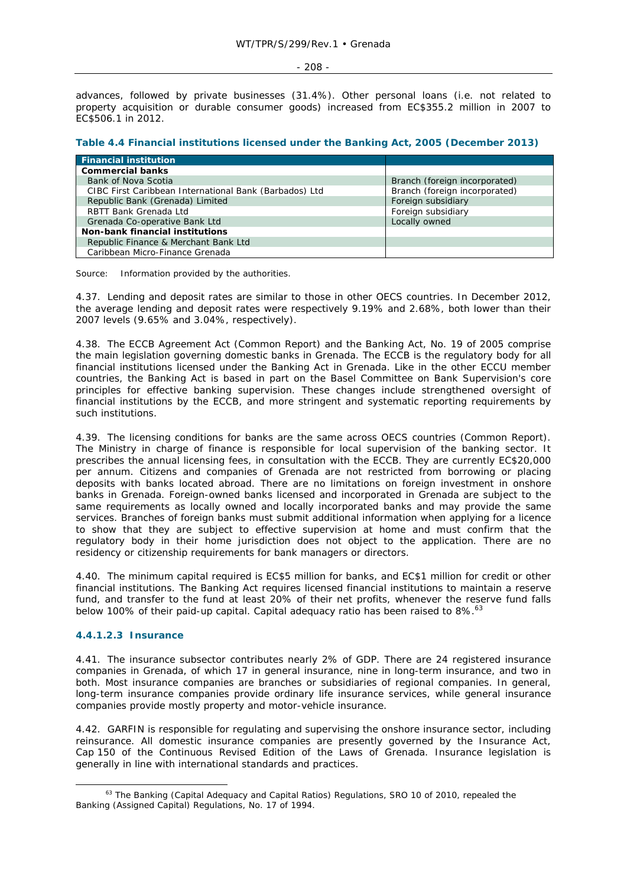advances, followed by private businesses (31.4%). Other personal loans (i.e. not related to property acquisition or durable consumer goods) increased from EC$355.2 million in 2007 to EC$506.1 in 2012.

**Table 4.4 Financial institutions licensed under the Banking Act, 2005 (December 2013)**

| Financial institution | |
|---|---|
| **Commercial banks** | |
| Bank of Nova Scotia | Branch (foreign incorporated) |
| CIBC First Caribbean International Bank (Barbados) Ltd | Branch (foreign incorporated) |
| Republic Bank (Grenada) Limited | Foreign subsidiary |
| RBTT Bank Grenada Ltd | Foreign subsidiary |
| Grenada Co-operative Bank Ltd | Locally owned |
| **Non-bank financial institutions** | |
| Republic Finance & Merchant Bank Ltd | |
| Caribbean Micro-Finance Grenada | |

Source: Information provided by the authorities.

4.37. Lending and deposit rates are similar to those in other OECS countries. In December 2012, the average lending and deposit rates were respectively 9.19% and 2.68%, both lower than their 2007 levels (9.65% and 3.04%, respectively).

4.38. The ECCB Agreement Act (Common Report) and the Banking Act, No. 19 of 2005 comprise the main legislation governing domestic banks in Grenada. The ECCB is the regulatory body for all financial institutions licensed under the Banking Act in Grenada. Like in the other ECCU member countries, the Banking Act is based in part on the Basel Committee on Bank Supervision's core principles for effective banking supervision. These changes include strengthened oversight of financial institutions by the ECCB, and more stringent and systematic reporting requirements by such institutions.

4.39. The licensing conditions for banks are the same across OECS countries (Common Report). The Ministry in charge of finance is responsible for local supervision of the banking sector. It prescribes the annual licensing fees, in consultation with the ECCB. They are currently EC$20,000 per annum. Citizens and companies of Grenada are not restricted from borrowing or placing deposits with banks located abroad. There are no limitations on foreign investment in onshore banks in Grenada. Foreign-owned banks licensed and incorporated in Grenada are subject to the same requirements as locally owned and locally incorporated banks and may provide the same services. Branches of foreign banks must submit additional information when applying for a licence to show that they are subject to effective supervision at home and must confirm that the regulatory body in their home jurisdiction does not object to the application. There are no residency or citizenship requirements for bank managers or directors.

4.40. The minimum capital required is EC$5 million for banks, and EC$1 million for credit or other financial institutions. The Banking Act requires licensed financial institutions to maintain a reserve fund, and transfer to the fund at least 20% of their net profits, whenever the reserve fund falls below 100% of their paid-up capital. Capital adequacy ratio has been raised to 8%.[63]

#### 4.4.1.2.3 Insurance

4.41. The insurance subsector contributes nearly 2% of GDP. There are 24 registered insurance companies in Grenada, of which 17 in general insurance, nine in long-term insurance, and two in both. Most insurance companies are branches or subsidiaries of regional companies. In general, long-term insurance companies provide ordinary life insurance services, while general insurance companies provide mostly property and motor-vehicle insurance.

4.42. GARFIN is responsible for regulating and supervising the onshore insurance sector, including reinsurance. All domestic insurance companies are presently governed by the Insurance Act, Cap 150 of the Continuous Revised Edition of the Laws of Grenada. Insurance legislation is generally in line with international standards and practices.

[63] The Banking (Capital Adequacy and Capital Ratios) Regulations, SRO 10 of 2010, repealed the Banking (Assigned Capital) Regulations, No. 17 of 1994.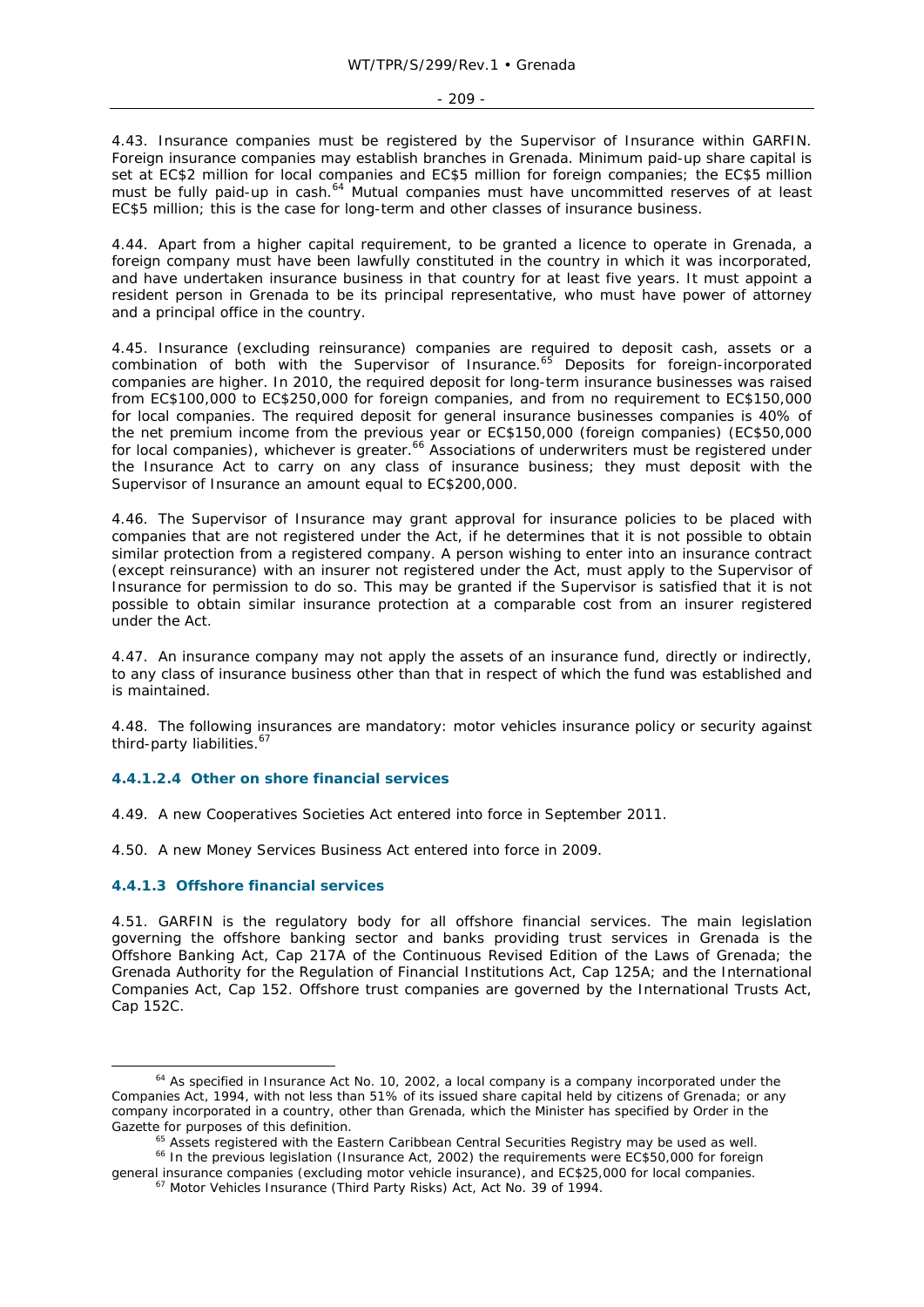4.43. Insurance companies must be registered by the Supervisor of Insurance within GARFIN. Foreign insurance companies may establish branches in Grenada. Minimum paid-up share capital is set at EC$2 million for local companies and EC$5 million for foreign companies; the EC$5 million must be fully paid-up in cash.[64] Mutual companies must have uncommitted reserves of at least EC$5 million; this is the case for long-term and other classes of insurance business.

4.44. Apart from a higher capital requirement, to be granted a licence to operate in Grenada, a foreign company must have been lawfully constituted in the country in which it was incorporated, and have undertaken insurance business in that country for at least five years. It must appoint a resident person in Grenada to be its principal representative, who must have power of attorney and a principal office in the country.

4.45. Insurance (excluding reinsurance) companies are required to deposit cash, assets or a combination of both with the Supervisor of Insurance.[65] Deposits for foreign-incorporated companies are higher. In 2010, the required deposit for long-term insurance businesses was raised from EC$100,000 to EC$250,000 for foreign companies, and from no requirement to EC$150,000 for local companies. The required deposit for general insurance businesses companies is 40% of the net premium income from the previous year or EC$150,000 (foreign companies) (EC$50,000 for local companies), whichever is greater.[66] Associations of underwriters must be registered under the Insurance Act to carry on any class of insurance business; they must deposit with the Supervisor of Insurance an amount equal to EC$200,000.

4.46. The Supervisor of Insurance may grant approval for insurance policies to be placed with companies that are not registered under the Act, if he determines that it is not possible to obtain similar protection from a registered company. A person wishing to enter into an insurance contract (except reinsurance) with an insurer not registered under the Act, must apply to the Supervisor of Insurance for permission to do so. This may be granted if the Supervisor is satisfied that it is not possible to obtain similar insurance protection at a comparable cost from an insurer registered under the Act.

4.47. An insurance company may not apply the assets of an insurance fund, directly or indirectly, to any class of insurance business other than that in respect of which the fund was established and is maintained.

4.48. The following insurances are mandatory: motor vehicles insurance policy or security against third-party liabilities.[67]

#### 4.4.1.2.4 Other on shore financial services

4.49. A new Cooperatives Societies Act entered into force in September 2011.

4.50. A new Money Services Business Act entered into force in 2009.

### 4.4.1.3 Offshore financial services

4.51. GARFIN is the regulatory body for all offshore financial services. The main legislation governing the offshore banking sector and banks providing trust services in Grenada is the Offshore Banking Act, Cap 217A of the Continuous Revised Edition of the Laws of Grenada; the Grenada Authority for the Regulation of Financial Institutions Act, Cap 125A; and the International Companies Act, Cap 152. Offshore trust companies are governed by the International Trusts Act, Cap 152C.

---

[64] As specified in Insurance Act No. 10, 2002, a local company is a company incorporated under the Companies Act, 1994, with not less than 51% of its issued share capital held by citizens of Grenada; or any company incorporated in a country, other than Grenada, which the Minister has specified by Order in the Gazette for purposes of this definition.

[65] Assets registered with the Eastern Caribbean Central Securities Registry may be used as well.

[66] In the previous legislation (Insurance Act, 2002) the requirements were EC$50,000 for foreign general insurance companies (excluding motor vehicle insurance), and EC$25,000 for local companies.

[67] Motor Vehicles Insurance (Third Party Risks) Act, Act No. 39 of 1994.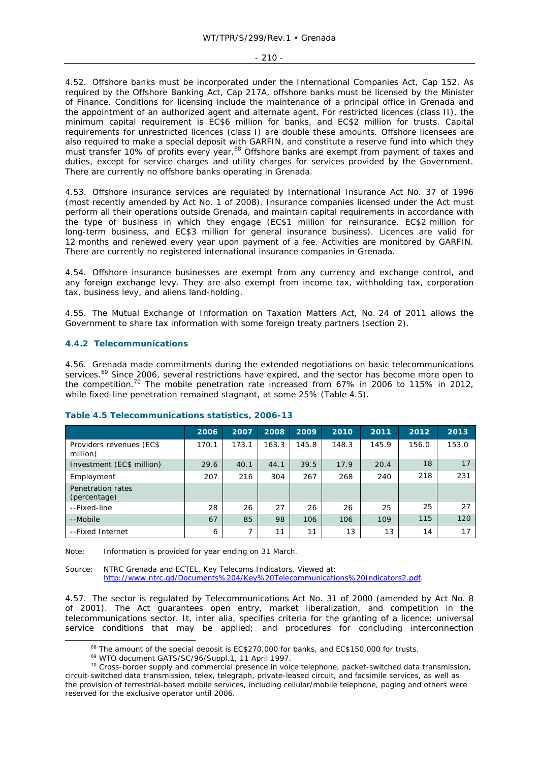4.52. Offshore banks must be incorporated under the International Companies Act, Cap 152. As required by the Offshore Banking Act, Cap 217A, offshore banks must be licensed by the Minister of Finance. Conditions for licensing include the maintenance of a principal office in Grenada and the appointment of an authorized agent and alternate agent. For restricted licences (class II), the minimum capital requirement is EC$6 million for banks, and EC$2 million for trusts. Capital requirements for unrestricted licences (class I) are double these amounts. Offshore licensees are also required to make a special deposit with GARFIN, and constitute a reserve fund into which they must transfer 10% of profits every year.[68] Offshore banks are exempt from payment of taxes and duties, except for service charges and utility charges for services provided by the Government. There are currently no offshore banks operating in Grenada.

4.53. Offshore insurance services are regulated by International Insurance Act No. 37 of 1996 (most recently amended by Act No. 1 of 2008). Insurance companies licensed under the Act must perform all their operations outside Grenada, and maintain capital requirements in accordance with the type of business in which they engage (EC$1 million for reinsurance, EC$2 million for long-term business, and EC$3 million for general insurance business). Licences are valid for 12 months and renewed every year upon payment of a fee. Activities are monitored by GARFIN. There are currently no registered international insurance companies in Grenada.

4.54. Offshore insurance businesses are exempt from any currency and exchange control, and any foreign exchange levy. They are also exempt from income tax, withholding tax, corporation tax, business levy, and aliens land-holding.

4.55. The Mutual Exchange of Information on Taxation Matters Act, No. 24 of 2011 allows the Government to share tax information with some foreign treaty partners (section 2).

### 4.4.2 Telecommunications

4.56. Grenada made commitments during the extended negotiations on basic telecommunications services.[69] Since 2006, several restrictions have expired, and the sector has become more open to the competition.[70] The mobile penetration rate increased from 67% in 2006 to 115% in 2012, while fixed-line penetration remained stagnant, at some 25% (Table 4.5).

**Table 4.5 Telecommunications statistics, 2006-13**

| | 2006 | 2007 | 2008 | 2009 | 2010 | 2011 | 2012 | 2013 |
|---|---|---|---|---|---|---|---|---|
| Providers revenues (EC$ million) | 170.1 | 173.1 | 163.3 | 145.8 | 148.3 | 145.9 | 156.0 | 153.0 |
| Investment (EC$ million) | 29.6 | 40.1 | 44.1 | 39.5 | 17.9 | 20.4 | 18 | 17 |
| Employment | 207 | 216 | 304 | 267 | 268 | 240 | 218 | 231 |
| Penetration rates (percentage) | | | | | | | | |
| --Fixed-line | 28 | 26 | 27 | 26 | 26 | 25 | 25 | 27 |
| --Mobile | 67 | 85 | 98 | 106 | 106 | 109 | 115 | 120 |
| --Fixed Internet | 6 | 7 | 11 | 11 | 13 | 13 | 14 | 17 |

Note: Information is provided for year ending on 31 March.

Source: NTRC Grenada and ECTEL, Key Telecoms Indicators. Viewed at: http://www.ntrc.gd/Documents%204/Key%20Telecommunications%20Indicators2.pdf.

4.57. The sector is regulated by Telecommunications Act No. 31 of 2000 (amended by Act No. 8 of 2001). The Act guarantees open entry, market liberalization, and competition in the telecommunications sector. It, inter alia, specifies criteria for the granting of a licence; universal service conditions that may be applied; and procedures for concluding interconnection

---

[68] The amount of the special deposit is EC$270,000 for banks, and EC$150,000 for trusts.

[69] WTO document GATS/SC/96/Suppl.1, 11 April 1997.

[70] Cross-border supply and commercial presence in voice telephone, packet-switched data transmission, circuit-switched data transmission, telex, telegraph, private-leased circuit, and facsimile services, as well as the provision of terrestrial-based mobile services, including cellular/mobile telephone, paging and others were reserved for the exclusive operator until 2006.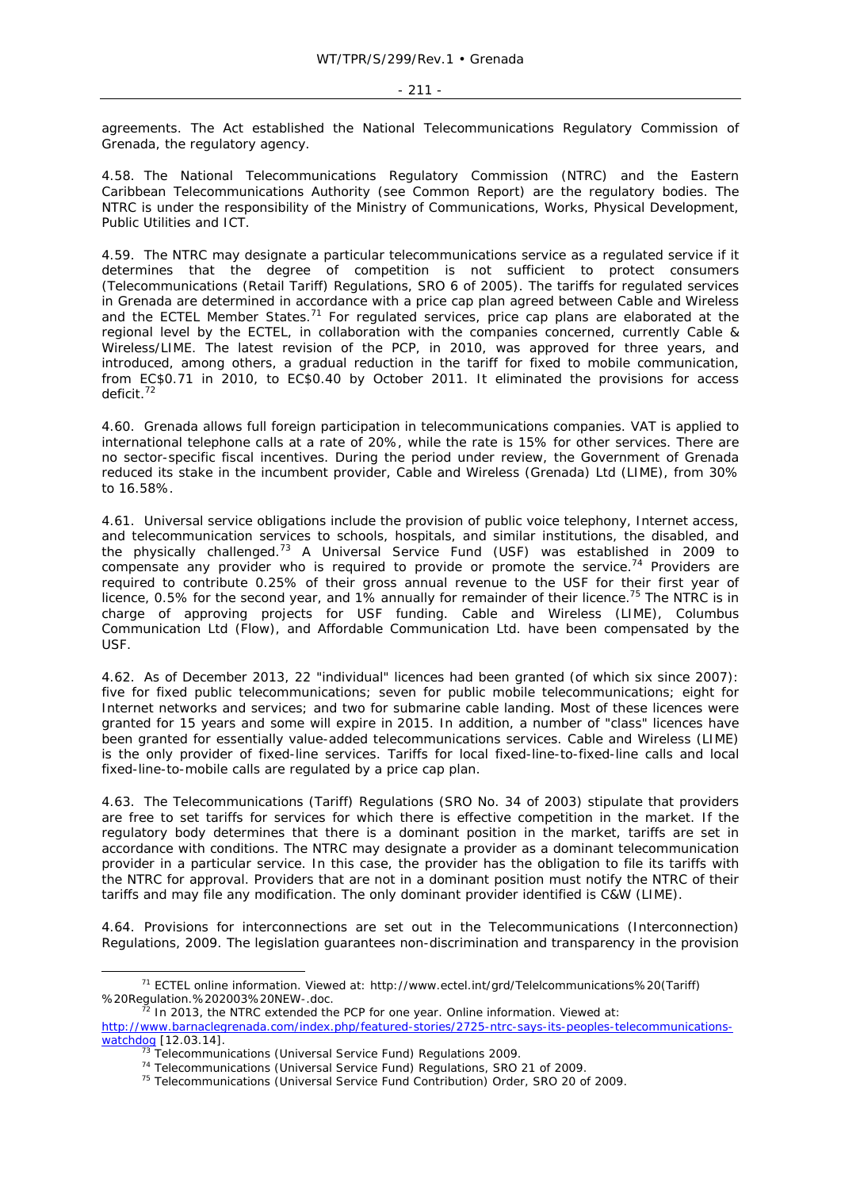agreements. The Act established the National Telecommunications Regulatory Commission of Grenada, the regulatory agency.

4.58. The National Telecommunications Regulatory Commission (NTRC) and the Eastern Caribbean Telecommunications Authority (see Common Report) are the regulatory bodies. The NTRC is under the responsibility of the Ministry of Communications, Works, Physical Development, Public Utilities and ICT.

4.59. The NTRC may designate a particular telecommunications service as a regulated service if it determines that the degree of competition is not sufficient to protect consumers (Telecommunications (Retail Tariff) Regulations, SRO 6 of 2005). The tariffs for regulated services in Grenada are determined in accordance with a price cap plan agreed between Cable and Wireless and the ECTEL Member States.[71] For regulated services, price cap plans are elaborated at the regional level by the ECTEL, in collaboration with the companies concerned, currently Cable & Wireless/LIME. The latest revision of the PCP, in 2010, was approved for three years, and introduced, among others, a gradual reduction in the tariff for fixed to mobile communication, from EC$0.71 in 2010, to EC$0.40 by October 2011. It eliminated the provisions for access deficit.[72]

4.60. Grenada allows full foreign participation in telecommunications companies. VAT is applied to international telephone calls at a rate of 20%, while the rate is 15% for other services. There are no sector-specific fiscal incentives. During the period under review, the Government of Grenada reduced its stake in the incumbent provider, Cable and Wireless (Grenada) Ltd (LIME), from 30% to 16.58%.

4.61. Universal service obligations include the provision of public voice telephony, Internet access, and telecommunication services to schools, hospitals, and similar institutions, the disabled, and the physically challenged.[73] A Universal Service Fund (USF) was established in 2009 to compensate any provider who is required to provide or promote the service.[74] Providers are required to contribute 0.25% of their gross annual revenue to the USF for their first year of licence, 0.5% for the second year, and 1% annually for remainder of their licence.[75] The NTRC is in charge of approving projects for USF funding. Cable and Wireless (LIME), Columbus Communication Ltd (Flow), and Affordable Communication Ltd. have been compensated by the USF.

4.62. As of December 2013, 22 "individual" licences had been granted (of which six since 2007): five for fixed public telecommunications; seven for public mobile telecommunications; eight for Internet networks and services; and two for submarine cable landing. Most of these licences were granted for 15 years and some will expire in 2015. In addition, a number of "class" licences have been granted for essentially value-added telecommunications services. Cable and Wireless (LIME) is the only provider of fixed-line services. Tariffs for local fixed-line-to-fixed-line calls and local fixed-line-to-mobile calls are regulated by a price cap plan.

4.63. The Telecommunications (Tariff) Regulations (SRO No. 34 of 2003) stipulate that providers are free to set tariffs for services for which there is effective competition in the market. If the regulatory body determines that there is a dominant position in the market, tariffs are set in accordance with conditions. The NTRC may designate a provider as a dominant telecommunication provider in a particular service. In this case, the provider has the obligation to file its tariffs with the NTRC for approval. Providers that are not in a dominant position must notify the NTRC of their tariffs and may file any modification. The only dominant provider identified is C&W (LIME).

4.64. Provisions for interconnections are set out in the Telecommunications (Interconnection) Regulations, 2009. The legislation guarantees non-discrimination and transparency in the provision

---

[71] ECTEL online information. Viewed at: http://www.ectel.int/grd/Telelcommunications%20(Tariff)%20Regulation.%202003%20NEW-.doc.

[72] In 2013, the NTRC extended the PCP for one year. Online information. Viewed at: http://www.barnaclegrenada.com/index.php/featured-stories/2725-ntrc-says-its-peoples-telecommunications-watchdog [12.03.14].

[73] Telecommunications (Universal Service Fund) Regulations 2009.

[74] Telecommunications (Universal Service Fund) Regulations, SRO 21 of 2009.

[75] Telecommunications (Universal Service Fund Contribution) Order, SRO 20 of 2009.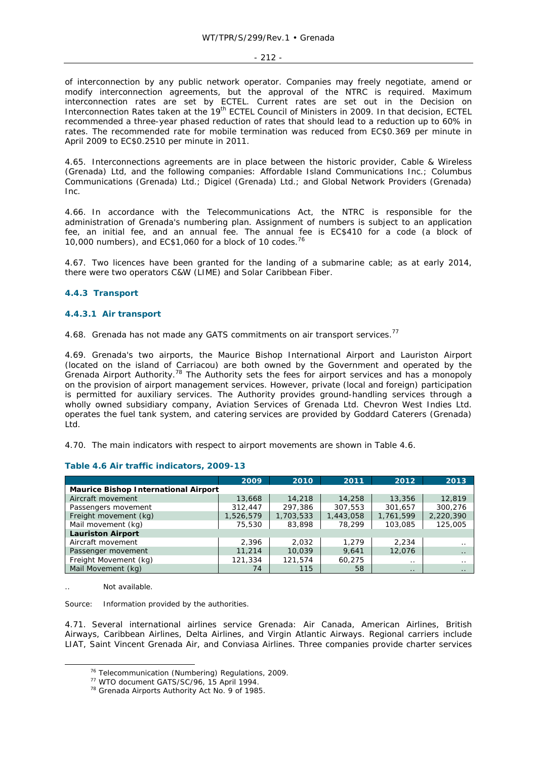of interconnection by any public network operator. Companies may freely negotiate, amend or modify interconnection agreements, but the approval of the NTRC is required. Maximum interconnection rates are set by ECTEL. Current rates are set out in the Decision on Interconnection Rates taken at the 19th ECTEL Council of Ministers in 2009. In that decision, ECTEL recommended a three-year phased reduction of rates that should lead to a reduction up to 60% in rates. The recommended rate for mobile termination was reduced from EC$0.369 per minute in April 2009 to EC$0.2510 per minute in 2011.

4.65. Interconnections agreements are in place between the historic provider, Cable & Wireless (Grenada) Ltd, and the following companies: Affordable Island Communications Inc.; Columbus Communications (Grenada) Ltd.; Digicel (Grenada) Ltd.; and Global Network Providers (Grenada) Inc.

4.66. In accordance with the Telecommunications Act, the NTRC is responsible for the administration of Grenada's numbering plan. Assignment of numbers is subject to an application fee, an initial fee, and an annual fee. The annual fee is EC$410 for a code (a block of 10,000 numbers), and EC$1,060 for a block of 10 codes.[76]

4.67. Two licences have been granted for the landing of a submarine cable; as at early 2014, there were two operators C&W (LIME) and Solar Caribbean Fiber.

### 4.4.3 Transport

#### 4.4.3.1 Air transport

4.68. Grenada has not made any GATS commitments on air transport services.[77]

4.69. Grenada's two airports, the Maurice Bishop International Airport and Lauriston Airport (located on the island of Carriacou) are both owned by the Government and operated by the Grenada Airport Authority.[78] The Authority sets the fees for airport services and has a monopoly on the provision of airport management services. However, private (local and foreign) participation is permitted for auxiliary services. The Authority provides ground-handling services through a wholly owned subsidiary company, Aviation Services of Grenada Ltd. Chevron West Indies Ltd. operates the fuel tank system, and catering services are provided by Goddard Caterers (Grenada) Ltd.

4.70. The main indicators with respect to airport movements are shown in Table 4.6.

**Table 4.6 Air traffic indicators, 2009-13**

| | 2009 | 2010 | 2011 | 2012 | 2013 |
|---|---|---|---|---|---|
| **Maurice Bishop International Airport** | | | | | |
| Aircraft movement | 13,668 | 14,218 | 14,258 | 13,356 | 12,819 |
| Passengers movement | 312,447 | 297,386 | 307,553 | 301,657 | 300,276 |
| Freight movement (kg) | 1,526,579 | 1,703,533 | 1,443,058 | 1,761,599 | 2,220,390 |
| Mail movement (kg) | 75,530 | 83,898 | 78,299 | 103,085 | 125,005 |
| **Lauriston Airport** | | | | | |
| Aircraft movement | 2,396 | 2,032 | 1,279 | 2,234 | .. |
| Passenger movement | 11,214 | 10,039 | 9,641 | 12,076 | .. |
| Freight Movement (kg) | 121,334 | 121,574 | 60,275 | .. | .. |
| Mail Movement (kg) | 74 | 115 | 58 | .. | .. |

.. Not available.

Source: Information provided by the authorities.

4.71. Several international airlines service Grenada: Air Canada, American Airlines, British Airways, Caribbean Airlines, Delta Airlines, and Virgin Atlantic Airways. Regional carriers include LIAT, Saint Vincent Grenada Air, and Conviasa Airlines. Three companies provide charter services

[76] Telecommunication (Numbering) Regulations, 2009.

[77] WTO document GATS/SC/96, 15 April 1994.

[78] Grenada Airports Authority Act No. 9 of 1985.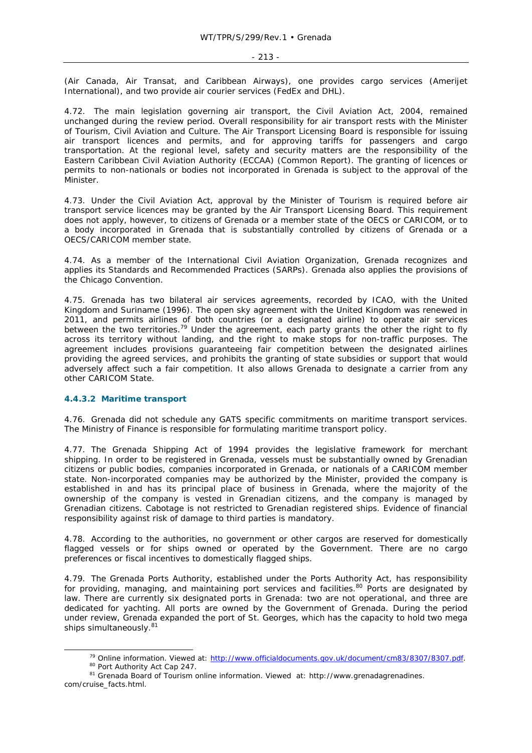(Air Canada, Air Transat, and Caribbean Airways), one provides cargo services (Amerijet International), and two provide air courier services (FedEx and DHL).

4.72. The main legislation governing air transport, the Civil Aviation Act, 2004, remained unchanged during the review period. Overall responsibility for air transport rests with the Minister of Tourism, Civil Aviation and Culture. The Air Transport Licensing Board is responsible for issuing air transport licences and permits, and for approving tariffs for passengers and cargo transportation. At the regional level, safety and security matters are the responsibility of the Eastern Caribbean Civil Aviation Authority (ECCAA) (Common Report). The granting of licences or permits to non-nationals or bodies not incorporated in Grenada is subject to the approval of the Minister.

4.73. Under the Civil Aviation Act, approval by the Minister of Tourism is required before air transport service licences may be granted by the Air Transport Licensing Board. This requirement does not apply, however, to citizens of Grenada or a member state of the OECS or CARICOM, or to a body incorporated in Grenada that is substantially controlled by citizens of Grenada or a OECS/CARICOM member state.

4.74. As a member of the International Civil Aviation Organization, Grenada recognizes and applies its Standards and Recommended Practices (SARPs). Grenada also applies the provisions of the Chicago Convention.

4.75. Grenada has two bilateral air services agreements, recorded by ICAO, with the United Kingdom and Suriname (1996). The open sky agreement with the United Kingdom was renewed in 2011, and permits airlines of both countries (or a designated airline) to operate air services between the two territories.[79] Under the agreement, each party grants the other the right to fly across its territory without landing, and the right to make stops for non-traffic purposes. The agreement includes provisions guaranteeing fair competition between the designated airlines providing the agreed services, and prohibits the granting of state subsidies or support that would adversely affect such a fair competition. It also allows Grenada to designate a carrier from any other CARICOM State.

### 4.4.3.2 Maritime transport

4.76. Grenada did not schedule any GATS specific commitments on maritime transport services. The Ministry of Finance is responsible for formulating maritime transport policy.

4.77. The Grenada Shipping Act of 1994 provides the legislative framework for merchant shipping. In order to be registered in Grenada, vessels must be substantially owned by Grenadian citizens or public bodies, companies incorporated in Grenada, or nationals of a CARICOM member state. Non-incorporated companies may be authorized by the Minister, provided the company is established in and has its principal place of business in Grenada, where the majority of the ownership of the company is vested in Grenadian citizens, and the company is managed by Grenadian citizens. Cabotage is not restricted to Grenadian registered ships. Evidence of financial responsibility against risk of damage to third parties is mandatory.

4.78. According to the authorities, no government or other cargos are reserved for domestically flagged vessels or for ships owned or operated by the Government. There are no cargo preferences or fiscal incentives to domestically flagged ships.

4.79. The Grenada Ports Authority, established under the Ports Authority Act, has responsibility for providing, managing, and maintaining port services and facilities.[80] Ports are designated by law. There are currently six designated ports in Grenada: two are not operational, and three are dedicated for yachting. All ports are owned by the Government of Grenada. During the period under review, Grenada expanded the port of St. Georges, which has the capacity to hold two mega ships simultaneously.[81]

---

[79] Online information. Viewed at: http://www.officialdocuments.gov.uk/document/cm83/8307/8307.pdf.

[80] Port Authority Act Cap 247.

[81] Grenada Board of Tourism online information. Viewed at: http://www.grenadagrenadines.com/cruise_facts.html.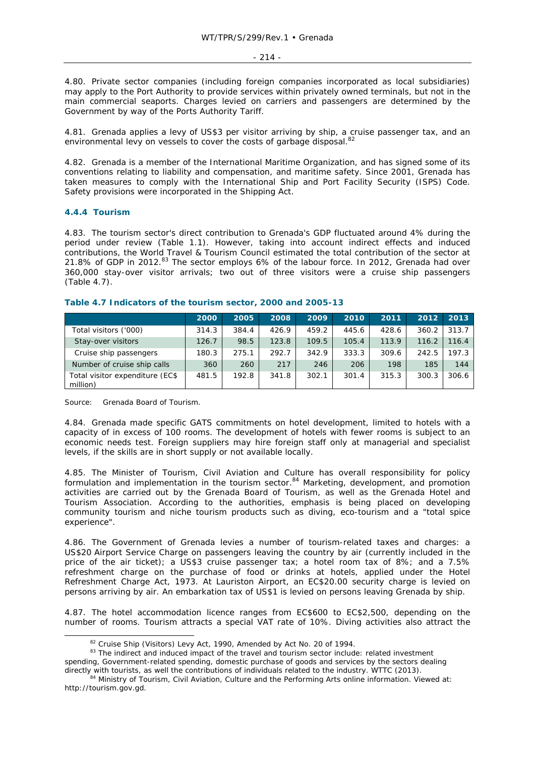4.80. Private sector companies (including foreign companies incorporated as local subsidiaries) may apply to the Port Authority to provide services within privately owned terminals, but not in the main commercial seaports. Charges levied on carriers and passengers are determined by the Government by way of the Ports Authority Tariff.

4.81. Grenada applies a levy of US$3 per visitor arriving by ship, a cruise passenger tax, and an environmental levy on vessels to cover the costs of garbage disposal.[82]

4.82. Grenada is a member of the International Maritime Organization, and has signed some of its conventions relating to liability and compensation, and maritime safety. Since 2001, Grenada has taken measures to comply with the International Ship and Port Facility Security (ISPS) Code. Safety provisions were incorporated in the Shipping Act.

### 4.4.4 Tourism

4.83. The tourism sector's direct contribution to Grenada's GDP fluctuated around 4% during the period under review (Table 1.1). However, taking into account indirect effects and induced contributions, the World Travel & Tourism Council estimated the total contribution of the sector at 21.8% of GDP in 2012.[83] The sector employs 6% of the labour force. In 2012, Grenada had over 360,000 stay-over visitor arrivals; two out of three visitors were a cruise ship passengers (Table 4.7).

**Table 4.7 Indicators of the tourism sector, 2000 and 2005-13**

| | 2000 | 2005 | 2008 | 2009 | 2010 | 2011 | 2012 | 2013 |
|---|---|---|---|---|---|---|---|---|
| Total visitors ('000) | 314.3 | 384.4 | 426.9 | 459.2 | 445.6 | 428.6 | 360.2 | 313.7 |
| Stay-over visitors | 126.7 | 98.5 | 123.8 | 109.5 | 105.4 | 113.9 | 116.2 | 116.4 |
| Cruise ship passengers | 180.3 | 275.1 | 292.7 | 342.9 | 333.3 | 309.6 | 242.5 | 197.3 |
| Number of cruise ship calls | 360 | 260 | 217 | 246 | 206 | 198 | 185 | 144 |
| Total visitor expenditure (EC$ million) | 481.5 | 192.8 | 341.8 | 302.1 | 301.4 | 315.3 | 300.3 | 306.6 |

Source: Grenada Board of Tourism.

4.84. Grenada made specific GATS commitments on hotel development, limited to hotels with a capacity of in excess of 100 rooms. The development of hotels with fewer rooms is subject to an economic needs test. Foreign suppliers may hire foreign staff only at managerial and specialist levels, if the skills are in short supply or not available locally.

4.85. The Minister of Tourism, Civil Aviation and Culture has overall responsibility for policy formulation and implementation in the tourism sector.[84] Marketing, development, and promotion activities are carried out by the Grenada Board of Tourism, as well as the Grenada Hotel and Tourism Association. According to the authorities, emphasis is being placed on developing community tourism and niche tourism products such as diving, eco-tourism and a "total spice experience".

4.86. The Government of Grenada levies a number of tourism-related taxes and charges: a US$20 Airport Service Charge on passengers leaving the country by air (currently included in the price of the air ticket); a US$3 cruise passenger tax; a hotel room tax of 8%; and a 7.5% refreshment charge on the purchase of food or drinks at hotels, applied under the Hotel Refreshment Charge Act, 1973. At Lauriston Airport, an EC$20.00 security charge is levied on persons arriving by air. An embarkation tax of US$1 is levied on persons leaving Grenada by ship.

4.87. The hotel accommodation licence ranges from EC$600 to EC$2,500, depending on the number of rooms. Tourism attracts a special VAT rate of 10%. Diving activities also attract the

[82] Cruise Ship (Visitors) Levy Act, 1990, Amended by Act No. 20 of 1994.

[83] The indirect and induced impact of the travel and tourism sector include: related investment spending, Government-related spending, domestic purchase of goods and services by the sectors dealing directly with tourists, as well the contributions of individuals related to the industry. WTTC (2013).

[84] Ministry of Tourism, Civil Aviation, Culture and the Performing Arts online information. Viewed at: http://tourism.gov.gd.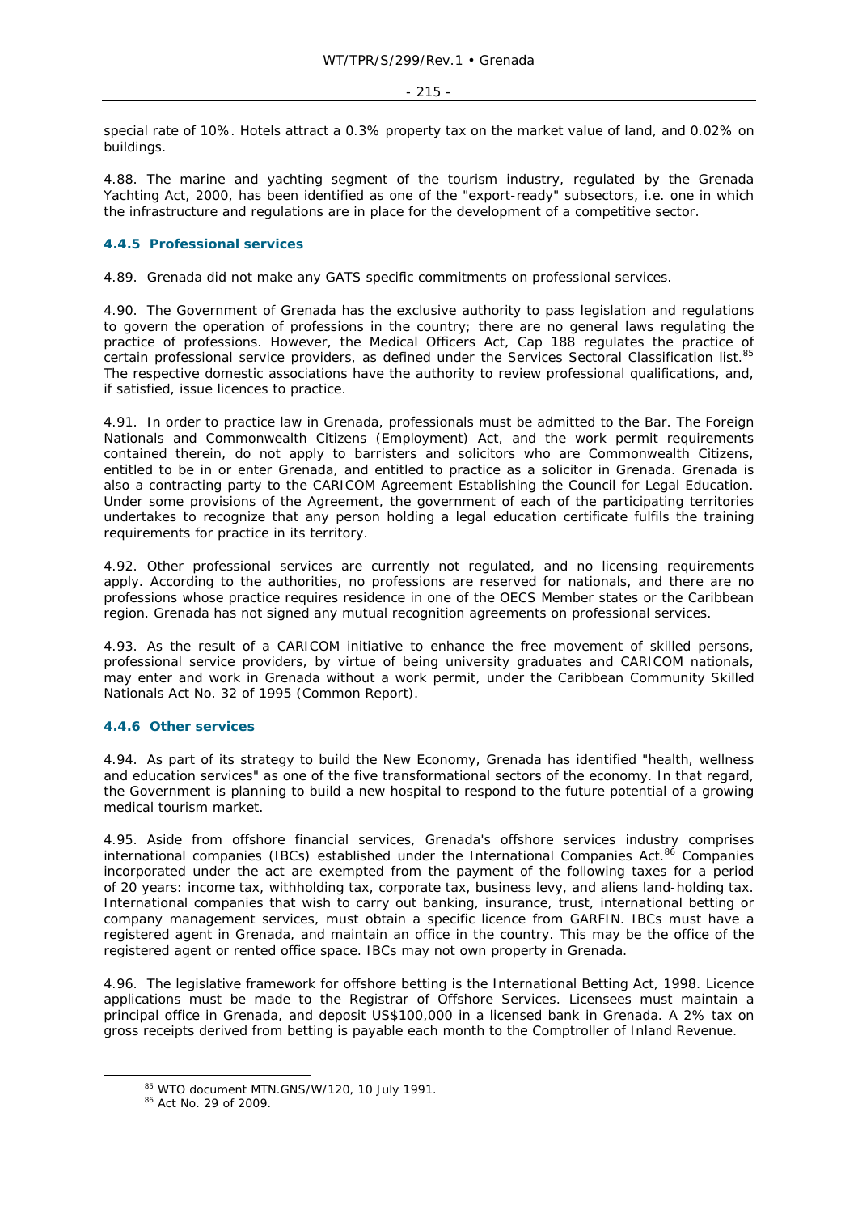special rate of 10%. Hotels attract a 0.3% property tax on the market value of land, and 0.02% on buildings.

4.88. The marine and yachting segment of the tourism industry, regulated by the Grenada Yachting Act, 2000, has been identified as one of the "export-ready" subsectors, i.e. one in which the infrastructure and regulations are in place for the development of a competitive sector.

### 4.4.5 Professional services

4.89. Grenada did not make any GATS specific commitments on professional services.

4.90. The Government of Grenada has the exclusive authority to pass legislation and regulations to govern the operation of professions in the country; there are no general laws regulating the practice of professions. However, the Medical Officers Act, Cap 188 regulates the practice of certain professional service providers, as defined under the Services Sectoral Classification list.[85] The respective domestic associations have the authority to review professional qualifications, and, if satisfied, issue licences to practice.

4.91. In order to practice law in Grenada, professionals must be admitted to the Bar. The Foreign Nationals and Commonwealth Citizens (Employment) Act, and the work permit requirements contained therein, do not apply to barristers and solicitors who are Commonwealth Citizens, entitled to be in or enter Grenada, and entitled to practice as a solicitor in Grenada. Grenada is also a contracting party to the CARICOM Agreement Establishing the Council for Legal Education. Under some provisions of the Agreement, the government of each of the participating territories undertakes to recognize that any person holding a legal education certificate fulfils the training requirements for practice in its territory.

4.92. Other professional services are currently not regulated, and no licensing requirements apply. According to the authorities, no professions are reserved for nationals, and there are no professions whose practice requires residence in one of the OECS Member states or the Caribbean region. Grenada has not signed any mutual recognition agreements on professional services.

4.93. As the result of a CARICOM initiative to enhance the free movement of skilled persons, professional service providers, by virtue of being university graduates and CARICOM nationals, may enter and work in Grenada without a work permit, under the Caribbean Community Skilled Nationals Act No. 32 of 1995 (Common Report).

### 4.4.6 Other services

4.94. As part of its strategy to build the New Economy, Grenada has identified "health, wellness and education services" as one of the five transformational sectors of the economy. In that regard, the Government is planning to build a new hospital to respond to the future potential of a growing medical tourism market.

4.95. Aside from offshore financial services, Grenada's offshore services industry comprises international companies (IBCs) established under the International Companies Act.[86] Companies incorporated under the act are exempted from the payment of the following taxes for a period of 20 years: income tax, withholding tax, corporate tax, business levy, and aliens land-holding tax. International companies that wish to carry out banking, insurance, trust, international betting or company management services, must obtain a specific licence from GARFIN. IBCs must have a registered agent in Grenada, and maintain an office in the country. This may be the office of the registered agent or rented office space. IBCs may not own property in Grenada.

4.96. The legislative framework for offshore betting is the International Betting Act, 1998. Licence applications must be made to the Registrar of Offshore Services. Licensees must maintain a principal office in Grenada, and deposit US$100,000 in a licensed bank in Grenada. A 2% tax on gross receipts derived from betting is payable each month to the Comptroller of Inland Revenue.

---

[85] WTO document MTN.GNS/W/120, 10 July 1991.

[86] Act No. 29 of 2009.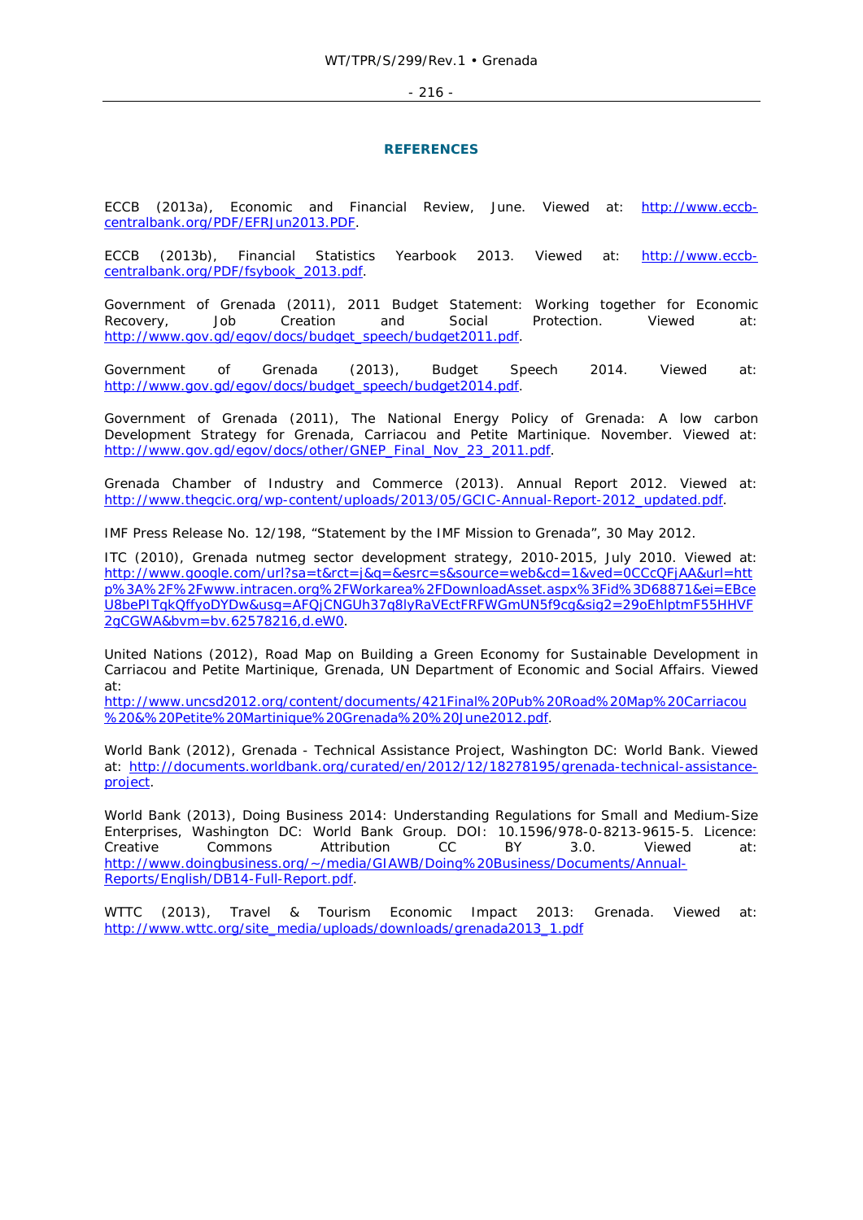## REFERENCES

ECCB (2013a), Economic and Financial Review, June. Viewed at: http://www.eccb-centralbank.org/PDF/EFRJun2013.PDF.

ECCB (2013b), Financial Statistics Yearbook 2013. Viewed at: http://www.eccb-centralbank.org/PDF/fsybook_2013.pdf.

Government of Grenada (2011), 2011 Budget Statement: Working together for Economic Recovery, Job Creation and Social Protection. Viewed at: http://www.gov.gd/egov/docs/budget_speech/budget2011.pdf.

Government of Grenada (2013), Budget Speech 2014. Viewed at: http://www.gov.gd/egov/docs/budget_speech/budget2014.pdf.

Government of Grenada (2011), The National Energy Policy of Grenada: A low carbon Development Strategy for Grenada, Carriacou and Petite Martinique. November. Viewed at: http://www.gov.gd/egov/docs/other/GNEP_Final_Nov_23_2011.pdf.

Grenada Chamber of Industry and Commerce (2013). Annual Report 2012. Viewed at: http://www.thegcic.org/wp-content/uploads/2013/05/GCIC-Annual-Report-2012_updated.pdf.

IMF Press Release No. 12/198, "Statement by the IMF Mission to Grenada", 30 May 2012.

ITC (2010), Grenada nutmeg sector development strategy, 2010-2015, July 2010. Viewed at: http://www.google.com/url?sa=t&rct=j&q=&esrc=s&source=web&cd=1&ved=0CCcQFjAA&url=http%3A%2F%2Fwww.intracen.org%2FWorkarea%2FDownloadAsset.aspx%3Fid%3D68871&ei=EBceU8bePITqkQffyoDYDw&usg=AFQjCNGUh37q8lyRaVEctFRFWGmUN5f9cg&sig2=29oEhlptmF55HHVF2gCGWA&bvm=bv.62578216,d.eW0.

United Nations (2012), Road Map on Building a Green Economy for Sustainable Development in Carriacou and Petite Martinique, Grenada, UN Department of Economic and Social Affairs. Viewed at: http://www.uncsd2012.org/content/documents/421Final%20Pub%20Road%20Map%20Carriacou%20&%20Petite%20Martinique%20Grenada%20%20June2012.pdf.

World Bank (2012), Grenada - Technical Assistance Project, Washington DC: World Bank. Viewed at: http://documents.worldbank.org/curated/en/2012/12/18278195/grenada-technical-assistance-project.

World Bank (2013), Doing Business 2014: Understanding Regulations for Small and Medium-Size Enterprises, Washington DC: World Bank Group. DOI: 10.1596/978-0-8213-9615-5. Licence: Creative Commons Attribution CC BY 3.0. Viewed at: http://www.doingbusiness.org/~/media/GIAWB/Doing%20Business/Documents/Annual-Reports/English/DB14-Full-Report.pdf.

WTTC (2013), Travel & Tourism Economic Impact 2013: Grenada. Viewed at: http://www.wttc.org/site_media/uploads/downloads/grenada2013_1.pdf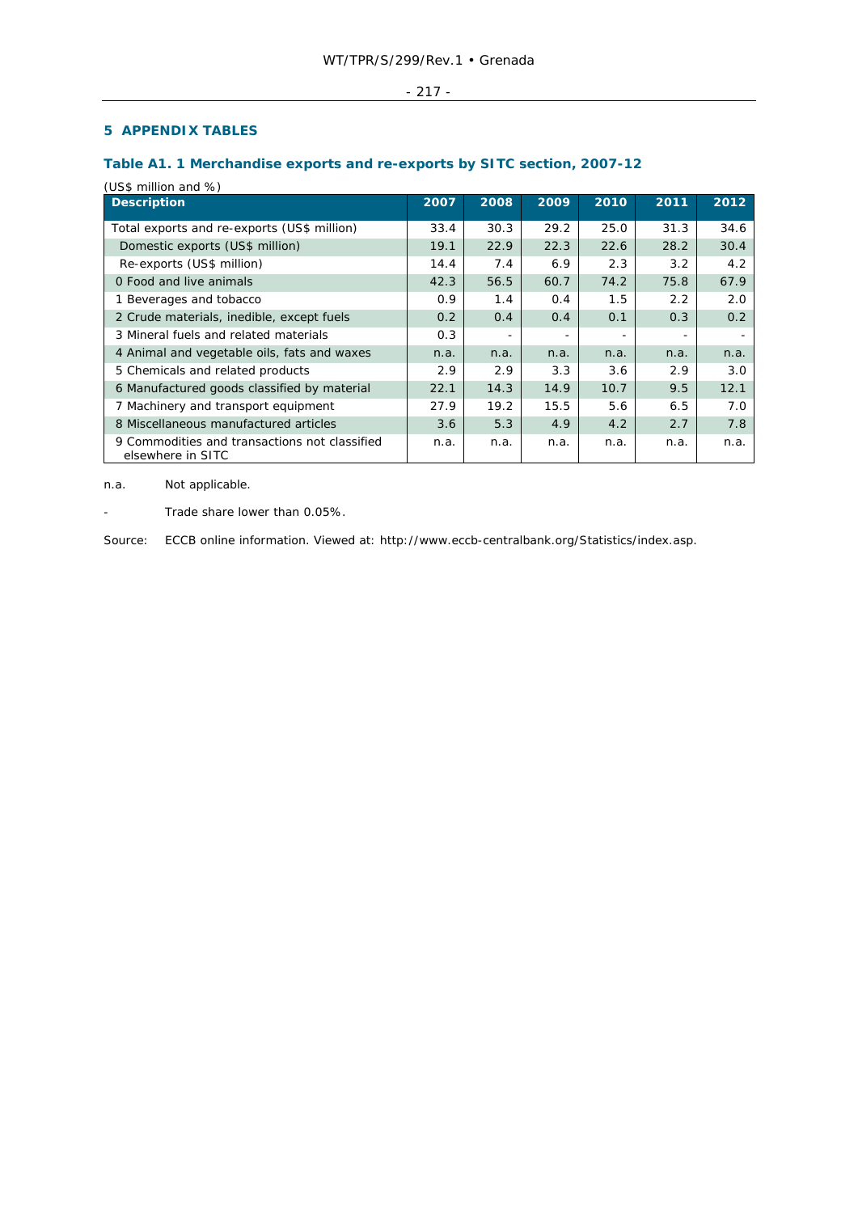## 5 APPENDIX TABLES

### Table A1. 1 Merchandise exports and re-exports by SITC section, 2007-12

(US$ million and %)

| Description | 2007 | 2008 | 2009 | 2010 | 2011 | 2012 |
|---|---|---|---|---|---|---|
| Total exports and re-exports (US$ million) | 33.4 | 30.3 | 29.2 | 25.0 | 31.3 | 34.6 |
| Domestic exports (US$ million) | 19.1 | 22.9 | 22.3 | 22.6 | 28.2 | 30.4 |
| Re-exports (US$ million) | 14.4 | 7.4 | 6.9 | 2.3 | 3.2 | 4.2 |
| 0 Food and live animals | 42.3 | 56.5 | 60.7 | 74.2 | 75.8 | 67.9 |
| 1 Beverages and tobacco | 0.9 | 1.4 | 0.4 | 1.5 | 2.2 | 2.0 |
| 2 Crude materials, inedible, except fuels | 0.2 | 0.4 | 0.4 | 0.1 | 0.3 | 0.2 |
| 3 Mineral fuels and related materials | 0.3 | - | - | - | - | - |
| 4 Animal and vegetable oils, fats and waxes | n.a. | n.a. | n.a. | n.a. | n.a. | n.a. |
| 5 Chemicals and related products | 2.9 | 2.9 | 3.3 | 3.6 | 2.9 | 3.0 |
| 6 Manufactured goods classified by material | 22.1 | 14.3 | 14.9 | 10.7 | 9.5 | 12.1 |
| 7 Machinery and transport equipment | 27.9 | 19.2 | 15.5 | 5.6 | 6.5 | 7.0 |
| 8 Miscellaneous manufactured articles | 3.6 | 5.3 | 4.9 | 4.2 | 2.7 | 7.8 |
| 9 Commodities and transactions not classified elsewhere in SITC | n.a. | n.a. | n.a. | n.a. | n.a. | n.a. |

n.a. Not applicable.

- Trade share lower than 0.05%.

Source: ECCB online information. Viewed at: http://www.eccb-centralbank.org/Statistics/index.asp.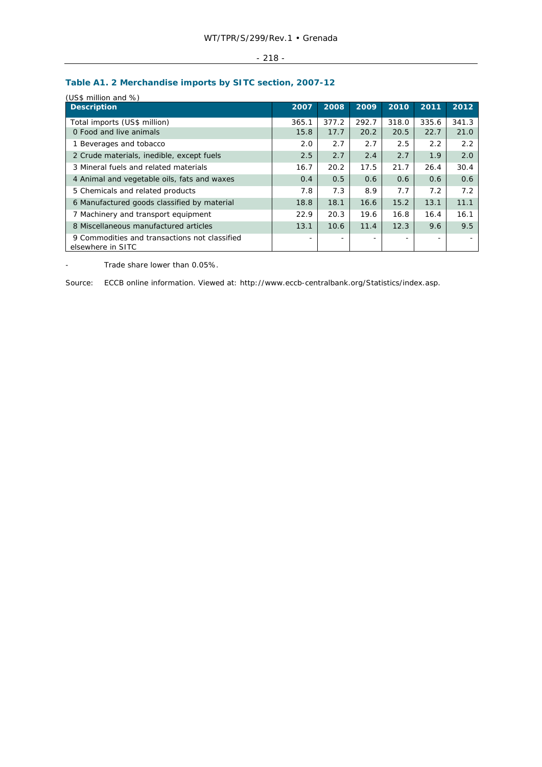### Table A1. 2 Merchandise imports by SITC section, 2007-12

(US$ million and %)

| Description | 2007 | 2008 | 2009 | 2010 | 2011 | 2012 |
|---|---|---|---|---|---|---|
| Total imports (US$ million) | 365.1 | 377.2 | 292.7 | 318.0 | 335.6 | 341.3 |
| 0 Food and live animals | 15.8 | 17.7 | 20.2 | 20.5 | 22.7 | 21.0 |
| 1 Beverages and tobacco | 2.0 | 2.7 | 2.7 | 2.5 | 2.2 | 2.2 |
| 2 Crude materials, inedible, except fuels | 2.5 | 2.7 | 2.4 | 2.7 | 1.9 | 2.0 |
| 3 Mineral fuels and related materials | 16.7 | 20.2 | 17.5 | 21.7 | 26.4 | 30.4 |
| 4 Animal and vegetable oils, fats and waxes | 0.4 | 0.5 | 0.6 | 0.6 | 0.6 | 0.6 |
| 5 Chemicals and related products | 7.8 | 7.3 | 8.9 | 7.7 | 7.2 | 7.2 |
| 6 Manufactured goods classified by material | 18.8 | 18.1 | 16.6 | 15.2 | 13.1 | 11.1 |
| 7 Machinery and transport equipment | 22.9 | 20.3 | 19.6 | 16.8 | 16.4 | 16.1 |
| 8 Miscellaneous manufactured articles | 13.1 | 10.6 | 11.4 | 12.3 | 9.6 | 9.5 |
| 9 Commodities and transactions not classified elsewhere in SITC | - | - | - | - | - | - |

- Trade share lower than 0.05%.

Source: ECCB online information. Viewed at: http://www.eccb-centralbank.org/Statistics/index.asp.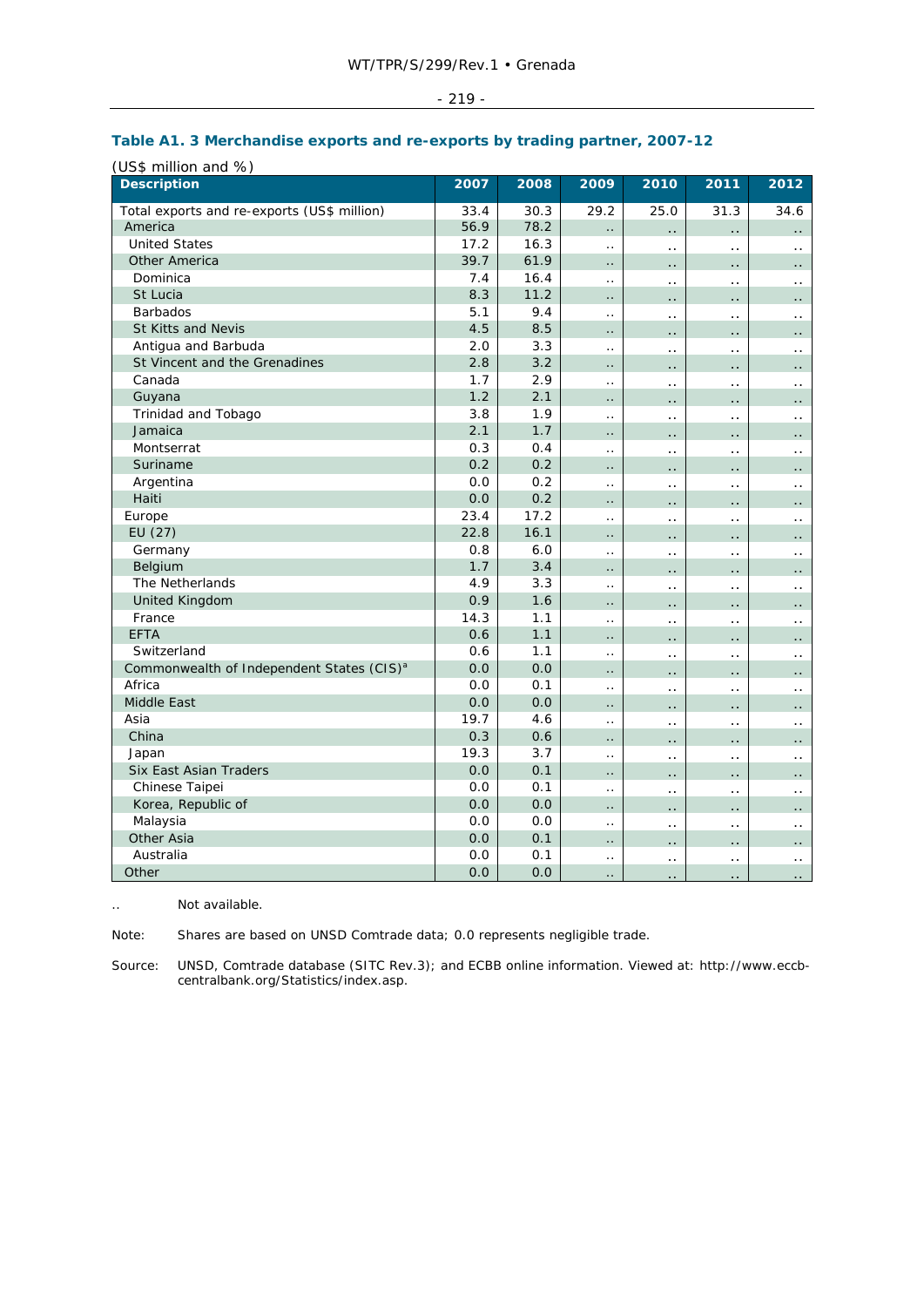### Table A1. 3 Merchandise exports and re-exports by trading partner, 2007-12

(US$ million and %)

| Description | 2007 | 2008 | 2009 | 2010 | 2011 | 2012 |
|---|---|---|---|---|---|---|
| Total exports and re-exports (US$ million) | 33.4 | 30.3 | 29.2 | 25.0 | 31.3 | 34.6 |
| America | 56.9 | 78.2 | .. | .. | .. | .. |
| United States | 17.2 | 16.3 | .. | .. | .. | .. |
| Other America | 39.7 | 61.9 | .. | .. | .. | .. |
| Dominica | 7.4 | 16.4 | .. | .. | .. | .. |
| St Lucia | 8.3 | 11.2 | .. | .. | .. | .. |
| Barbados | 5.1 | 9.4 | .. | .. | .. | .. |
| St Kitts and Nevis | 4.5 | 8.5 | .. | .. | .. | .. |
| Antigua and Barbuda | 2.0 | 3.3 | .. | .. | .. | .. |
| St Vincent and the Grenadines | 2.8 | 3.2 | .. | .. | .. | .. |
| Canada | 1.7 | 2.9 | .. | .. | .. | .. |
| Guyana | 1.2 | 2.1 | .. | .. | .. | .. |
| Trinidad and Tobago | 3.8 | 1.9 | .. | .. | .. | .. |
| Jamaica | 2.1 | 1.7 | .. | .. | .. | .. |
| Montserrat | 0.3 | 0.4 | .. | .. | .. | .. |
| Suriname | 0.2 | 0.2 | .. | .. | .. | .. |
| Argentina | 0.0 | 0.2 | .. | .. | .. | .. |
| Haiti | 0.0 | 0.2 | .. | .. | .. | .. |
| Europe | 23.4 | 17.2 | .. | .. | .. | .. |
| EU (27) | 22.8 | 16.1 | .. | .. | .. | .. |
| Germany | 0.8 | 6.0 | .. | .. | .. | .. |
| Belgium | 1.7 | 3.4 | .. | .. | .. | .. |
| The Netherlands | 4.9 | 3.3 | .. | .. | .. | .. |
| United Kingdom | 0.9 | 1.6 | .. | .. | .. | .. |
| France | 14.3 | 1.1 | .. | .. | .. | .. |
| EFTA | 0.6 | 1.1 | .. | .. | .. | .. |
| Switzerland | 0.6 | 1.1 | .. | .. | .. | .. |
| Commonwealth of Independent States (CIS)[a] | 0.0 | 0.0 | .. | .. | .. | .. |
| Africa | 0.0 | 0.1 | .. | .. | .. | .. |
| Middle East | 0.0 | 0.0 | .. | .. | .. | .. |
| Asia | 19.7 | 4.6 | .. | .. | .. | .. |
| China | 0.3 | 0.6 | .. | .. | .. | .. |
| Japan | 19.3 | 3.7 | .. | .. | .. | .. |
| Six East Asian Traders | 0.0 | 0.1 | .. | .. | .. | .. |
| Chinese Taipei | 0.0 | 0.1 | .. | .. | .. | .. |
| Korea, Republic of | 0.0 | 0.0 | .. | .. | .. | .. |
| Malaysia | 0.0 | 0.0 | .. | .. | .. | .. |
| Other Asia | 0.0 | 0.1 | .. | .. | .. | .. |
| Australia | 0.0 | 0.1 | .. | .. | .. | .. |
| Other | 0.0 | 0.0 | .. | .. | .. | .. |

.. Not available.

Note: Shares are based on UNSD Comtrade data; 0.0 represents negligible trade.

Source: UNSD, Comtrade database (SITC Rev.3); and ECBB online information. Viewed at: http://www.eccb-centralbank.org/Statistics/index.asp.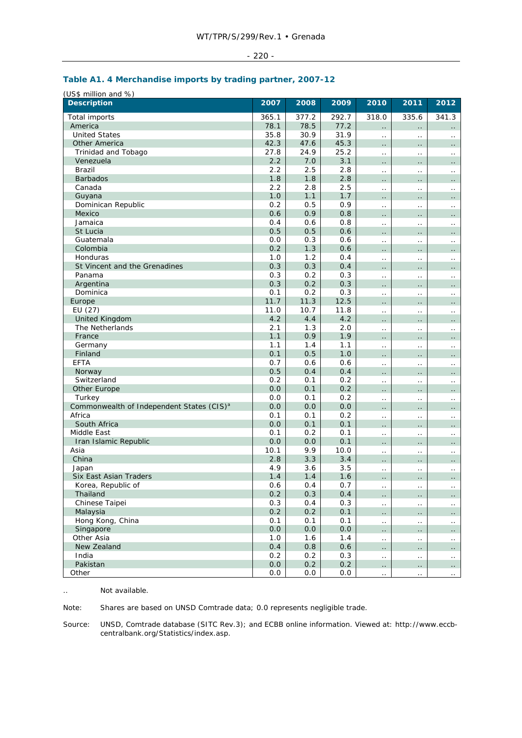### Table A1. 4 Merchandise imports by trading partner, 2007-12

(US$ million and %)

| Description | 2007 | 2008 | 2009 | 2010 | 2011 | 2012 |
|---|---|---|---|---|---|---|
| Total imports | 365.1 | 377.2 | 292.7 | 318.0 | 335.6 | 341.3 |
| America | 78.1 | 78.5 | 77.2 | .. | .. | .. |
| United States | 35.8 | 30.9 | 31.9 | .. | .. | .. |
| Other America | 42.3 | 47.6 | 45.3 | .. | .. | .. |
| Trinidad and Tobago | 27.8 | 24.9 | 25.2 | .. | .. | .. |
| Venezuela | 2.2 | 7.0 | 3.1 | .. | .. | .. |
| Brazil | 2.2 | 2.5 | 2.8 | .. | .. | .. |
| Barbados | 1.8 | 1.8 | 2.8 | .. | .. | .. |
| Canada | 2.2 | 2.8 | 2.5 | .. | .. | .. |
| Guyana | 1.0 | 1.1 | 1.7 | .. | .. | .. |
| Dominican Republic | 0.2 | 0.5 | 0.9 | .. | .. | .. |
| Mexico | 0.6 | 0.9 | 0.8 | .. | .. | .. |
| Jamaica | 0.4 | 0.6 | 0.8 | .. | .. | .. |
| St Lucia | 0.5 | 0.5 | 0.6 | .. | .. | .. |
| Guatemala | 0.0 | 0.3 | 0.6 | .. | .. | .. |
| Colombia | 0.2 | 1.3 | 0.6 | .. | .. | .. |
| Honduras | 1.0 | 1.2 | 0.4 | .. | .. | .. |
| St Vincent and the Grenadines | 0.3 | 0.3 | 0.4 | .. | .. | .. |
| Panama | 0.3 | 0.2 | 0.3 | .. | .. | .. |
| Argentina | 0.3 | 0.2 | 0.3 | .. | .. | .. |
| Dominica | 0.1 | 0.2 | 0.3 | .. | .. | .. |
| Europe | 11.7 | 11.3 | 12.5 | .. | .. | .. |
| EU (27) | 11.0 | 10.7 | 11.8 | .. | .. | .. |
| United Kingdom | 4.2 | 4.4 | 4.2 | .. | .. | .. |
| The Netherlands | 2.1 | 1.3 | 2.0 | .. | .. | .. |
| France | 1.1 | 0.9 | 1.9 | .. | .. | .. |
| Germany | 1.1 | 1.4 | 1.1 | .. | .. | .. |
| Finland | 0.1 | 0.5 | 1.0 | .. | .. | .. |
| EFTA | 0.7 | 0.6 | 0.6 | .. | .. | .. |
| Norway | 0.5 | 0.4 | 0.4 | .. | .. | .. |
| Switzerland | 0.2 | 0.1 | 0.2 | .. | .. | .. |
| Other Europe | 0.0 | 0.1 | 0.2 | .. | .. | .. |
| Turkey | 0.0 | 0.1 | 0.2 | .. | .. | .. |
| Commonwealth of Independent States (CIS)[a] | 0.0 | 0.0 | 0.0 | .. | .. | .. |
| Africa | 0.1 | 0.1 | 0.2 | .. | .. | .. |
| South Africa | 0.0 | 0.1 | 0.1 | .. | .. | .. |
| Middle East | 0.1 | 0.2 | 0.1 | .. | .. | .. |
| Iran Islamic Republic | 0.0 | 0.0 | 0.1 | .. | .. | .. |
| Asia | 10.1 | 9.9 | 10.0 | .. | .. | .. |
| China | 2.8 | 3.3 | 3.4 | .. | .. | .. |
| Japan | 4.9 | 3.6 | 3.5 | .. | .. | .. |
| Six East Asian Traders | 1.4 | 1.4 | 1.6 | .. | .. | .. |
| Korea, Republic of | 0.6 | 0.4 | 0.7 | .. | .. | .. |
| Thailand | 0.2 | 0.3 | 0.4 | .. | .. | .. |
| Chinese Taipei | 0.3 | 0.4 | 0.3 | .. | .. | .. |
| Malaysia | 0.2 | 0.2 | 0.1 | .. | .. | .. |
| Hong Kong, China | 0.1 | 0.1 | 0.1 | .. | .. | .. |
| Singapore | 0.0 | 0.0 | 0.0 | .. | .. | .. |
| Other Asia | 1.0 | 1.6 | 1.4 | .. | .. | .. |
| New Zealand | 0.4 | 0.8 | 0.6 | .. | .. | .. |
| India | 0.2 | 0.2 | 0.3 | .. | .. | .. |
| Pakistan | 0.0 | 0.2 | 0.2 | .. | .. | .. |
| Other | 0.0 | 0.0 | 0.0 | .. | .. | .. |

.. Not available.

Note: Shares are based on UNSD Comtrade data; 0.0 represents negligible trade.

Source: UNSD, Comtrade database (SITC Rev.3); and ECBB online information. Viewed at: http://www.eccb-centralbank.org/Statistics/index.asp.